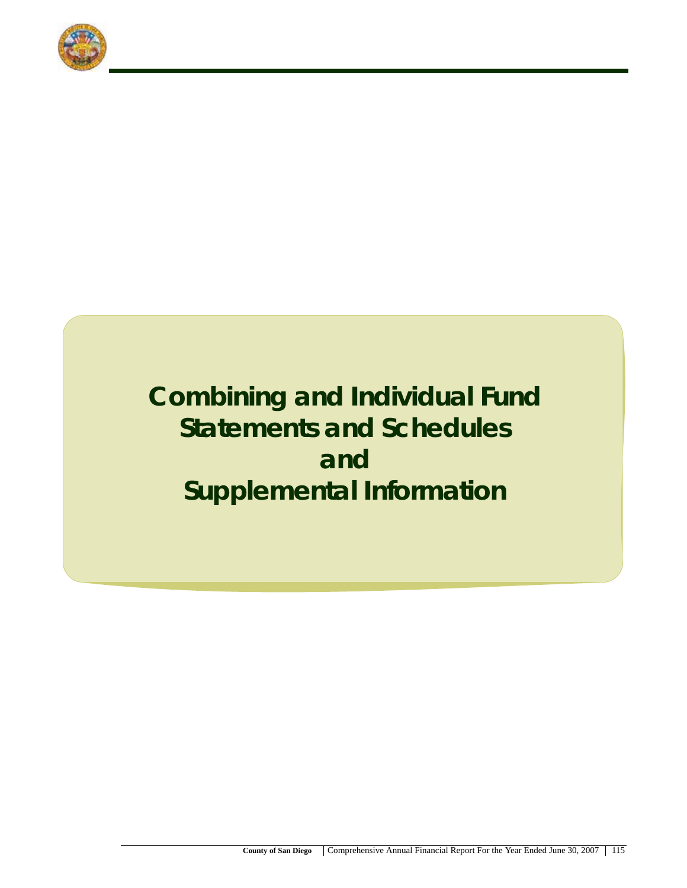# Combining and Individual Fund Statements and Schedules and Supplemental Information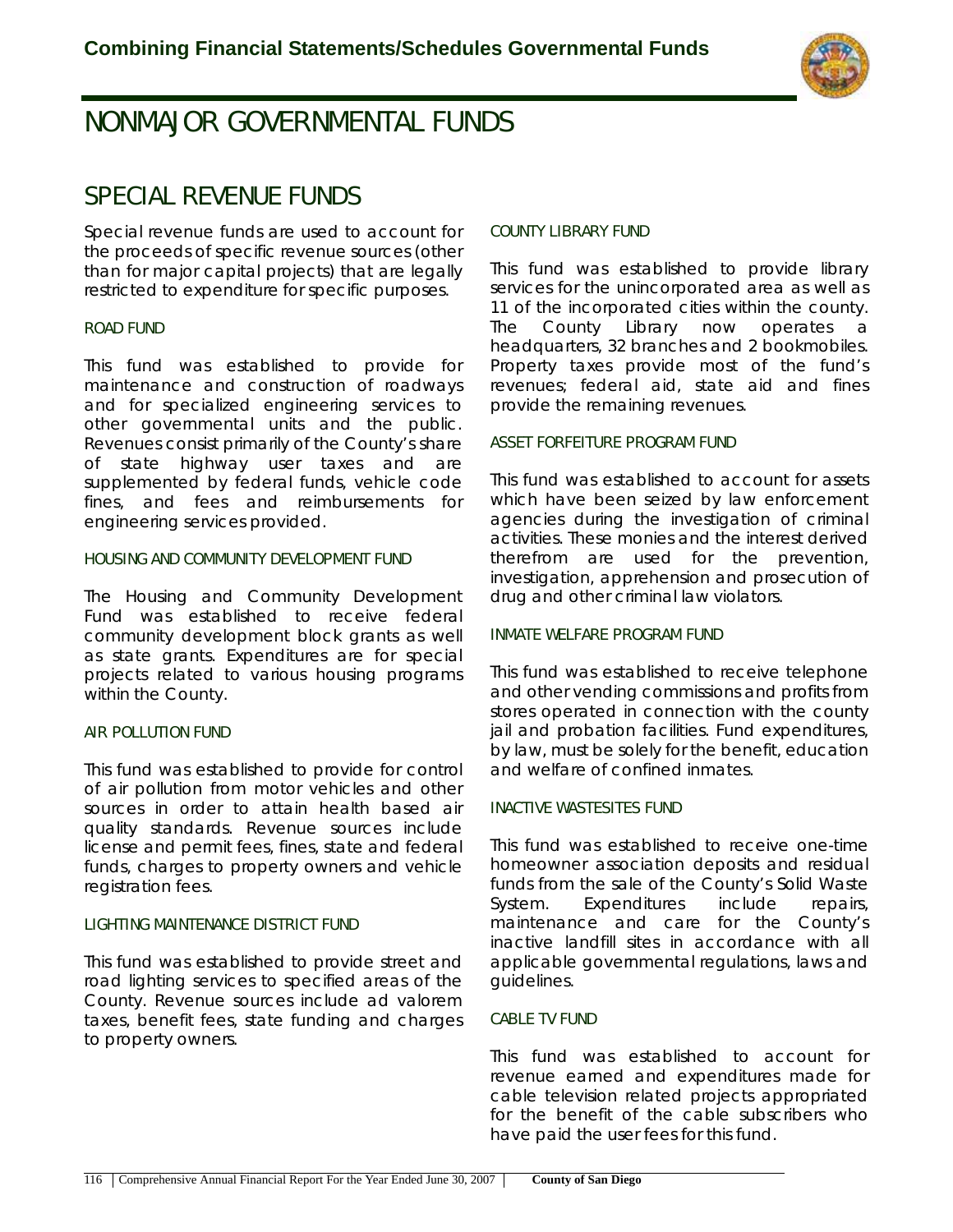# Combining Financial Statements/Schedules Governmental Funds

# NONMAJOR GOVERNMENTAL FUNDS

## SPECIAL REVENUE FUNDS

Special revenue funds are used to account for the proceeds of specific revenue sources (other than for major capital projects) that are legally restricted to expenditure for specific purposes.

### ROAD FUND

This fund was established to provide for maintenance and construction of roadways and for specialized engineering services to other governmental units and the public. Revenues consist primarily of the County's share of state highway user taxes and are supplemented by federal funds, vehicle code fines, and fees and reimbursements for engineering services provided.

### HOUSING AND COMMUNITY DEVELOPMENT FUND

The Housing and Community Development Fund was established to receive federal community development block grants as well as state grants. Expenditures are for special projects related to various housing programs within the County.

### AIR POLLUTION FUND

This fund was established to provide for control of air pollution from motor vehicles and other sources in order to attain health based air quality standards. Revenue sources include license and permit fees, fines, state and federal funds, charges to property owners and vehicle registration fees.

### LIGHTING MAINTENANCE DISTRICT FUND

This fund was established to provide street and road lighting services to specified areas of the County. Revenue sources include ad valorem taxes, benefit fees, state funding and charges to property owners.

### COUNTY LIBRARY FUND

This fund was established to provide library services for the unincorporated area as well as 11 of the incorporated cities within the county. The County Library now operates a headquarters, 32 branches and 2 bookmobiles. Property taxes provide most of the fund's revenues; federal aid, state aid and fines provide the remaining revenues.

### ASSET FORFEITURE PROGRAM FUND

This fund was established to account for assets which have been seized by law enforcement agencies during the investigation of criminal activities. These monies and the interest derived therefrom are used for the prevention, investigation, apprehension and prosecution of drug and other criminal law violators.

### INMATE WELFARE PROGRAM FUND

This fund was established to receive telephone and other vending commissions and profits from stores operated in connection with the county jail and probation facilities. Fund expenditures, by law, must be solely for the benefit, education and welfare of confined inmates.

### INACTIVE WASTESITES FUND

This fund was established to receive one-time homeowner association deposits and residual funds from the sale of the County's Solid Waste System. Expenditures include repairs, maintenance and care for the County's inactive landfill sites in accordance with all applicable governmental regulations, laws and guidelines.

### CABLE TV FUND

This fund was established to account for revenue earned and expenditures made for cable television related projects appropriated for the benefit of the cable subscribers who have paid the user fees for this fund.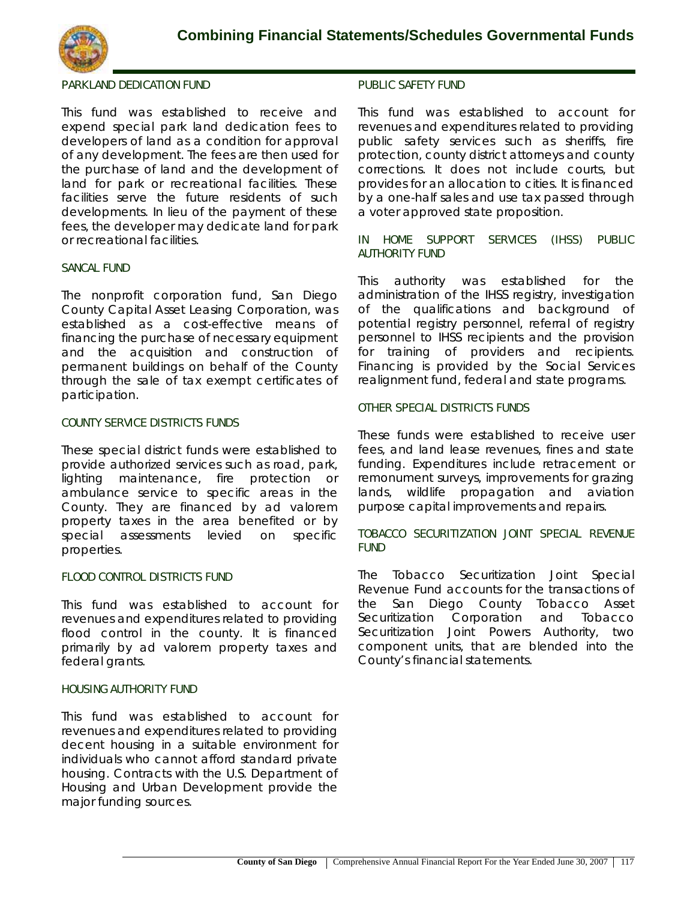### PARKLAND DEDICATION FUND

This fund was established to receive and expend special park land dedication fees to developers of land as a condition for approval of any development. The fees are then used for the purchase of land and the development of land for park or recreational facilities. These facilities serve the future residents of such developments. In lieu of the payment of these fees, the developer may dedicate land for park or recreational facilities.

### SANCAL FUND

The nonprofit corporation fund, San Diego County Capital Asset Leasing Corporation, was established as a cost-effective means of financing the purchase of necessary equipment and the acquisition and construction of permanent buildings on behalf of the County through the sale of tax exempt certificates of participation.

### COUNTY SERVICE DISTRICTS FUNDS

These special district funds were established to provide authorized services such as road, park, lighting maintenance, fire protection or ambulance service to specific areas in the County. They are financed by ad valorem property taxes in the area benefited or by special assessments levied on specific properties.

### FLOOD CONTROL DISTRICTS FUND

This fund was established to account for revenues and expenditures related to providing flood control in the county. It is financed primarily by ad valorem property taxes and federal grants.

### HOUSING AUTHORITY FUND

This fund was established to account for revenues and expenditures related to providing decent housing in a suitable environment for individuals who cannot afford standard private housing. Contracts with the U.S. Department of Housing and Urban Development provide the major funding sources.

### PUBLIC SAFETY FUND

This fund was established to account for revenues and expenditures related to providing public safety services such as sheriffs, fire protection, county district attorneys and county corrections. It does not include courts, but provides for an allocation to cities. It is financed by a one-half sales and use tax passed through a voter approved state proposition.

### IN HOME SUPPORT SERVICES (IHSS) PUBLIC AUTHORITY FUND

This authority was established for the administration of the IHSS registry, investigation of the qualifications and background of potential registry personnel, referral of registry personnel to IHSS recipients and the provision for training of providers and recipients. Financing is provided by the Social Services realignment fund, federal and state programs.

### OTHER SPECIAL DISTRICTS FUNDS

These funds were established to receive user fees, and land lease revenues, fines and state funding. Expenditures include retracement or remonument surveys, improvements for grazing lands, wildlife propagation and aviation purpose capital improvements and repairs.

### TOBACCO SECURITIZATION JOINT SPECIAL REVENUE FUND

The Tobacco Securitization Joint Special Revenue Fund accounts for the transactions of the San Diego County Tobacco Asset Securitization Corporation and Tobacco Securitization Joint Powers Authority, two component units, that are blended into the County's financial statements.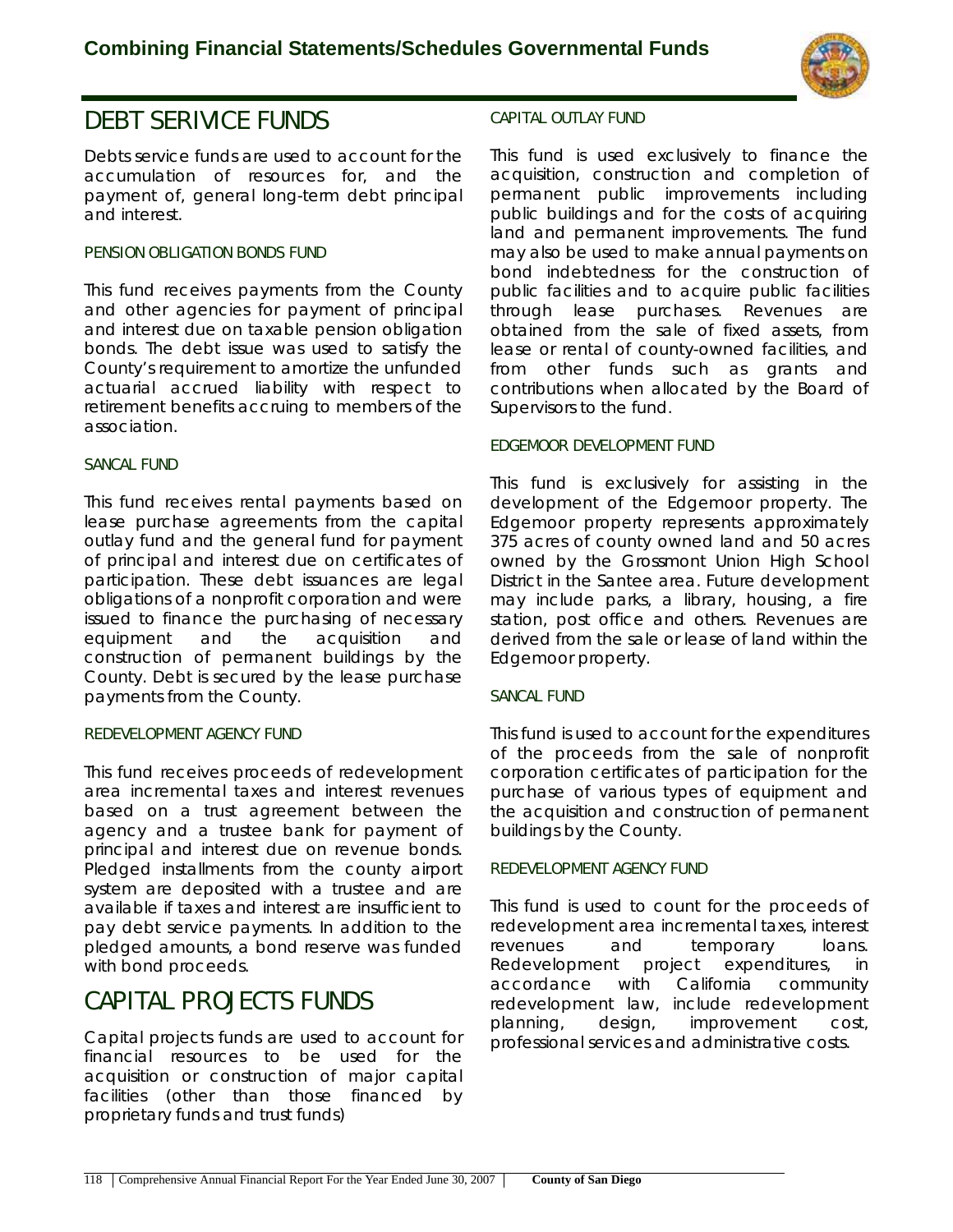## DEBT SERIVICE FUNDS

Debts service funds are used to account for the accumulation of resources for, and the payment of, general long-term debt principal and interest.

### PENSION OBLIGATION BONDS FUND

This fund receives payments from the County and other agencies for payment of principal and interest due on taxable pension obligation bonds. The debt issue was used to satisfy the County's requirement to amortize the unfunded actuarial accrued liability with respect to retirement benefits accruing to members of the association.

### SANCAL FUND

This fund receives rental payments based on lease purchase agreements from the capital outlay fund and the general fund for payment of principal and interest due on certificates of participation. These debt issuances are legal obligations of a nonprofit corporation and were issued to finance the purchasing of necessary equipment and the acquisition and construction of permanent buildings by the County. Debt is secured by the lease purchase payments from the County.

### REDEVELOPMENT AGENCY FUND

This fund receives proceeds of redevelopment area incremental taxes and interest revenues based on a trust agreement between the agency and a trustee bank for payment of principal and interest due on revenue bonds. Pledged installments from the county airport system are deposited with a trustee and are available if taxes and interest are insufficient to pay debt service payments. In addition to the pledged amounts, a bond reserve was funded with bond proceeds.

## CAPITAL PROJECTS FUNDS

Capital projects funds are used to account for financial resources to be used for the acquisition or construction of major capital facilities (other than those financed by proprietary funds and trust funds)

### CAPITAL OUTLAY FUND

This fund is used exclusively to finance the acquisition, construction and completion of permanent public improvements including public buildings and for the costs of acquiring land and permanent improvements. The fund may also be used to make annual payments on bond indebtedness for the construction of public facilities and to acquire public facilities through lease purchases. Revenues are obtained from the sale of fixed assets, from lease or rental of county-owned facilities, and from other funds such as grants and contributions when allocated by the Board of Supervisors to the fund.

### EDGEMOOR DEVELOPMENT FUND

This fund is exclusively for assisting in the development of the Edgemoor property. The Edgemoor property represents approximately 375 acres of county owned land and 50 acres owned by the Grossmont Union High School District in the Santee area. Future development may include parks, a library, housing, a fire station, post office and others. Revenues are derived from the sale or lease of land within the Edgemoor property.

### SANCAL FUND

This fund is used to account for the expenditures of the proceeds from the sale of nonprofit corporation certificates of participation for the purchase of various types of equipment and the acquisition and construction of permanent buildings by the County.

### REDEVELOPMENT AGENCY FUND

This fund is used to count for the proceeds of redevelopment area incremental taxes, interest revenues and temporary loans. Redevelopment project expenditures, in accordance with California community redevelopment law, include redevelopment planning, design, improvement cost, professional services and administrative costs.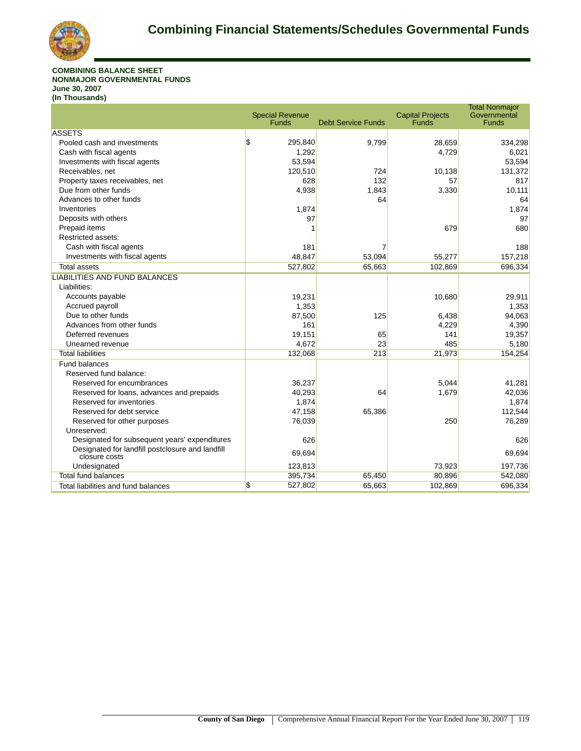# Combining Financial Statements/Schedules Governmental Funds

**COMBINING BALANCE SHEET**
**NONMAJOR GOVERNMENTAL FUNDS**
**June 30, 2007**
**(In Thousands)**

| | Special Revenue Funds | Debt Service Funds | Capital Projects Funds | Total Nonmajor Governmental Funds |
|---|---|---|---|---|
| ASSETS | | | | |
| Pooled cash and investments | $ 295,840 | 9,799 | 28,659 | 334,298 |
| Cash with fiscal agents | 1,292 | | 4,729 | 6,021 |
| Investments with fiscal agents | 53,594 | | | 53,594 |
| Receivables, net | 120,510 | 724 | 10,138 | 131,372 |
| Property taxes receivables, net | 628 | 132 | 57 | 817 |
| Due from other funds | 4,938 | 1,843 | 3,330 | 10,111 |
| Advances to other funds | | 64 | | 64 |
| Inventories | 1,874 | | | 1,874 |
| Deposits with others | 97 | | | 97 |
| Prepaid items | 1 | | 679 | 680 |
| Restricted assets: | | | | |
| Cash with fiscal agents | 181 | 7 | | 188 |
| Investments with fiscal agents | 48,847 | 53,094 | 55,277 | 157,218 |
| Total assets | 527,802 | 65,663 | 102,869 | 696,334 |
| LIABILITIES AND FUND BALANCES | | | | |
| Liabilities: | | | | |
| Accounts payable | 19,231 | | 10,680 | 29,911 |
| Accrued payroll | 1,353 | | | 1,353 |
| Due to other funds | 87,500 | 125 | 6,438 | 94,063 |
| Advances from other funds | 161 | | 4,229 | 4,390 |
| Deferred revenues | 19,151 | 65 | 141 | 19,357 |
| Unearned revenue | 4,672 | 23 | 485 | 5,180 |
| Total liabilities | 132,068 | 213 | 21,973 | 154,254 |
| Fund balances | | | | |
| Reserved fund balance: | | | | |
| Reserved for encumbrances | 36,237 | | 5,044 | 41,281 |
| Reserved for loans, advances and prepaids | 40,293 | 64 | 1,679 | 42,036 |
| Reserved for inventories | 1,874 | | | 1,874 |
| Reserved for debt service | 47,158 | 65,386 | | 112,544 |
| Reserved for other purposes | 76,039 | | 250 | 76,289 |
| Unreserved: | | | | |
| Designated for subsequent years' expenditures | 626 | | | 626 |
| Designated for landfill postclosure and landfill closure costs | 69,694 | | | 69,694 |
| Undesignated | 123,813 | | 73,923 | 197,736 |
| Total fund balances | 395,734 | 65,450 | 80,896 | 542,080 |
| Total liabilities and fund balances | $ 527,802 | 65,663 | 102,869 | 696,334 |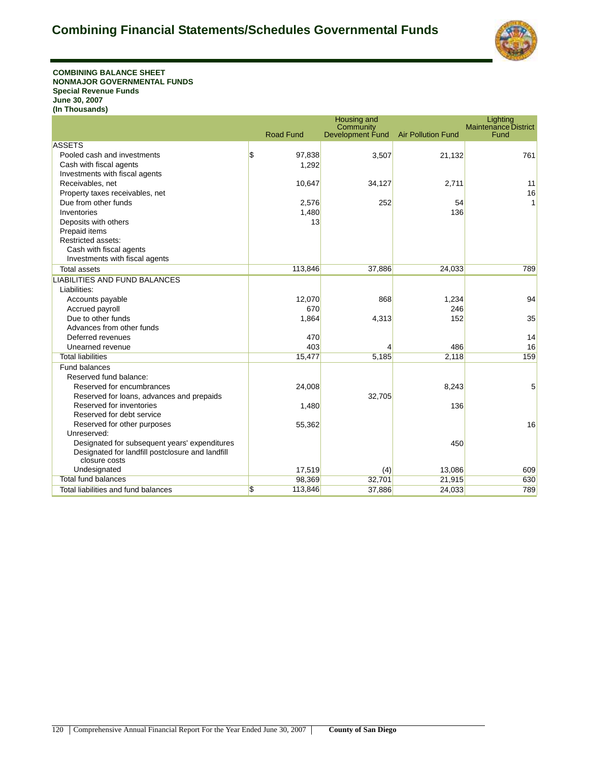# Combining Financial Statements/Schedules Governmental Funds

**COMBINING BALANCE SHEET**
**NONMAJOR GOVERNMENTAL FUNDS**
**Special Revenue Funds**
**June 30, 2007**
**(In Thousands)**

| | Road Fund | Housing and Community Development Fund | Air Pollution Fund | Lighting Maintenance District Fund |
|---|---|---|---|---|
| ASSETS | | | | |
| Pooled cash and investments | $ 97,838 | 3,507 | 21,132 | 761 |
| Cash with fiscal agents | 1,292 | | | |
| Investments with fiscal agents | | | | |
| Receivables, net | 10,647 | 34,127 | 2,711 | 11 |
| Property taxes receivables, net | | | | 16 |
| Due from other funds | 2,576 | 252 | 54 | 1 |
| Inventories | 1,480 | | 136 | |
| Deposits with others | 13 | | | |
| Prepaid items | | | | |
| Restricted assets: | | | | |
| Cash with fiscal agents | | | | |
| Investments with fiscal agents | | | | |
| Total assets | 113,846 | 37,886 | 24,033 | 789 |
| LIABILITIES AND FUND BALANCES | | | | |
| Liabilities: | | | | |
| Accounts payable | 12,070 | 868 | 1,234 | 94 |
| Accrued payroll | 670 | | 246 | |
| Due to other funds | 1,864 | 4,313 | 152 | 35 |
| Advances from other funds | | | | |
| Deferred revenues | 470 | | | 14 |
| Unearned revenue | 403 | 4 | 486 | 16 |
| Total liabilities | 15,477 | 5,185 | 2,118 | 159 |
| Fund balances | | | | |
| Reserved fund balance: | | | | |
| Reserved for encumbrances | 24,008 | | 8,243 | 5 |
| Reserved for loans, advances and prepaids | | 32,705 | | |
| Reserved for inventories | 1,480 | | 136 | |
| Reserved for debt service | | | | |
| Reserved for other purposes | 55,362 | | | 16 |
| Unreserved: | | | | |
| Designated for subsequent years' expenditures | | | 450 | |
| Designated for landfill postclosure and landfill closure costs | | | | |
| Undesignated | 17,519 | (4) | 13,086 | 609 |
| Total fund balances | 98,369 | 32,701 | 21,915 | 630 |
| Total liabilities and fund balances | $ 113,846 | 37,886 | 24,033 | 789 |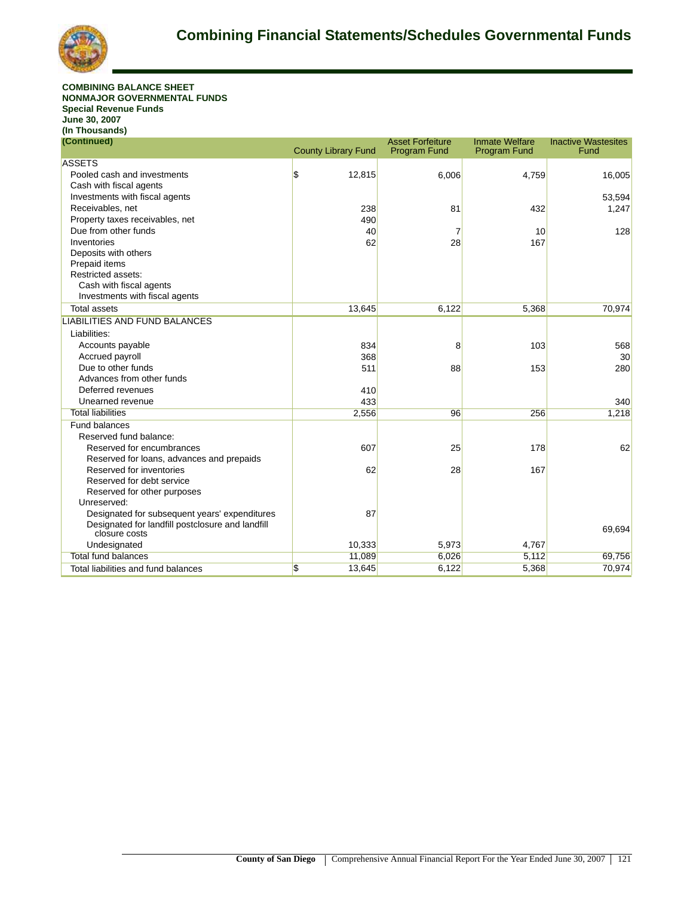# Combining Financial Statements/Schedules Governmental Funds

**COMBINING BALANCE SHEET**
**NONMAJOR GOVERNMENTAL FUNDS**
**Special Revenue Funds**
**June 30, 2007**
**(In Thousands)**
**(Continued)**

| | County Library Fund | Asset Forfeiture Program Fund | Inmate Welfare Program Fund | Inactive Wastesites Fund |
|---|---|---|---|---|
| ASSETS | | | | |
| Pooled cash and investments | $ 12,815 | 6,006 | 4,759 | 16,005 |
| Cash with fiscal agents | | | | |
| Investments with fiscal agents | | | | 53,594 |
| Receivables, net | 238 | 81 | 432 | 1,247 |
| Property taxes receivables, net | 490 | | | |
| Due from other funds | 40 | 7 | 10 | 128 |
| Inventories | 62 | 28 | 167 | |
| Deposits with others | | | | |
| Prepaid items | | | | |
| Restricted assets: | | | | |
| Cash with fiscal agents | | | | |
| Investments with fiscal agents | | | | |
| Total assets | 13,645 | 6,122 | 5,368 | 70,974 |
| LIABILITIES AND FUND BALANCES | | | | |
| Liabilities: | | | | |
| Accounts payable | 834 | 8 | 103 | 568 |
| Accrued payroll | 368 | | | 30 |
| Due to other funds | 511 | 88 | 153 | 280 |
| Advances from other funds | | | | |
| Deferred revenues | 410 | | | |
| Unearned revenue | 433 | | | 340 |
| Total liabilities | 2,556 | 96 | 256 | 1,218 |
| Fund balances | | | | |
| Reserved fund balance: | | | | |
| Reserved for encumbrances | 607 | 25 | 178 | 62 |
| Reserved for loans, advances and prepaids | | | | |
| Reserved for inventories | 62 | 28 | 167 | |
| Reserved for debt service | | | | |
| Reserved for other purposes | | | | |
| Unreserved: | | | | |
| Designated for subsequent years' expenditures | 87 | | | |
| Designated for landfill postclosure and landfill closure costs | | | | 69,694 |
| Undesignated | 10,333 | 5,973 | 4,767 | |
| Total fund balances | 11,089 | 6,026 | 5,112 | 69,756 |
| Total liabilities and fund balances | $ 13,645 | 6,122 | 5,368 | 70,974 |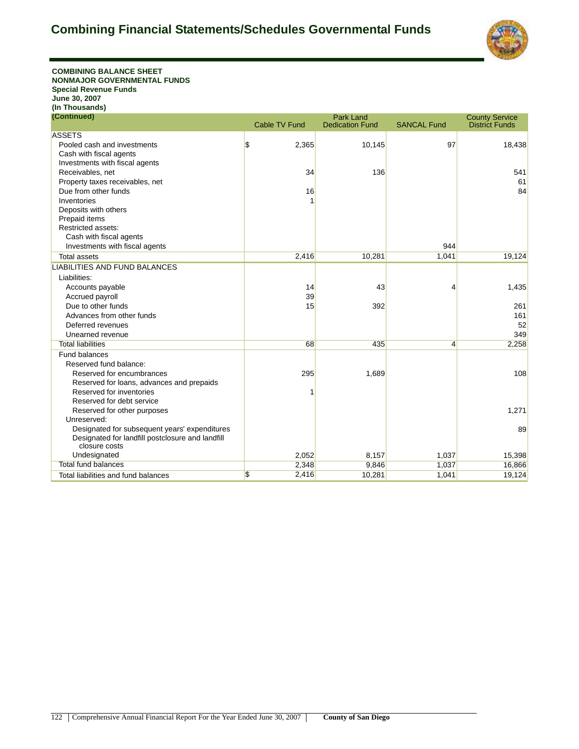# Combining Financial Statements/Schedules Governmental Funds

**COMBINING BALANCE SHEET**
**NONMAJOR GOVERNMENTAL FUNDS**
**Special Revenue Funds**
**June 30, 2007**
**(In Thousands)**
**(Continued)**

| | Cable TV Fund | Park Land Dedication Fund | SANCAL Fund | County Service District Funds |
|---|---|---|---|---|
| ASSETS | | | | |
| Pooled cash and investments | $ 2,365 | 10,145 | 97 | 18,438 |
| Cash with fiscal agents | | | | |
| Investments with fiscal agents | | | | |
| Receivables, net | 34 | 136 | | 541 |
| Property taxes receivables, net | | | | 61 |
| Due from other funds | 16 | | | 84 |
| Inventories | 1 | | | |
| Deposits with others | | | | |
| Prepaid items | | | | |
| Restricted assets: | | | | |
| Cash with fiscal agents | | | | |
| Investments with fiscal agents | | | 944 | |
| Total assets | 2,416 | 10,281 | 1,041 | 19,124 |
| LIABILITIES AND FUND BALANCES | | | | |
| Liabilities: | | | | |
| Accounts payable | 14 | 43 | 4 | 1,435 |
| Accrued payroll | 39 | | | |
| Due to other funds | 15 | 392 | | 261 |
| Advances from other funds | | | | 161 |
| Deferred revenues | | | | 52 |
| Unearned revenue | | | | 349 |
| Total liabilities | 68 | 435 | 4 | 2,258 |
| Fund balances | | | | |
| Reserved fund balance: | | | | |
| Reserved for encumbrances | 295 | 1,689 | | 108 |
| Reserved for loans, advances and prepaids | | | | |
| Reserved for inventories | 1 | | | |
| Reserved for debt service | | | | |
| Reserved for other purposes | | | | 1,271 |
| Unreserved: | | | | |
| Designated for subsequent years' expenditures | | | | 89 |
| Designated for landfill postclosure and landfill closure costs | | | | |
| Undesignated | 2,052 | 8,157 | 1,037 | 15,398 |
| Total fund balances | 2,348 | 9,846 | 1,037 | 16,866 |
| Total liabilities and fund balances | $ 2,416 | 10,281 | 1,041 | 19,124 |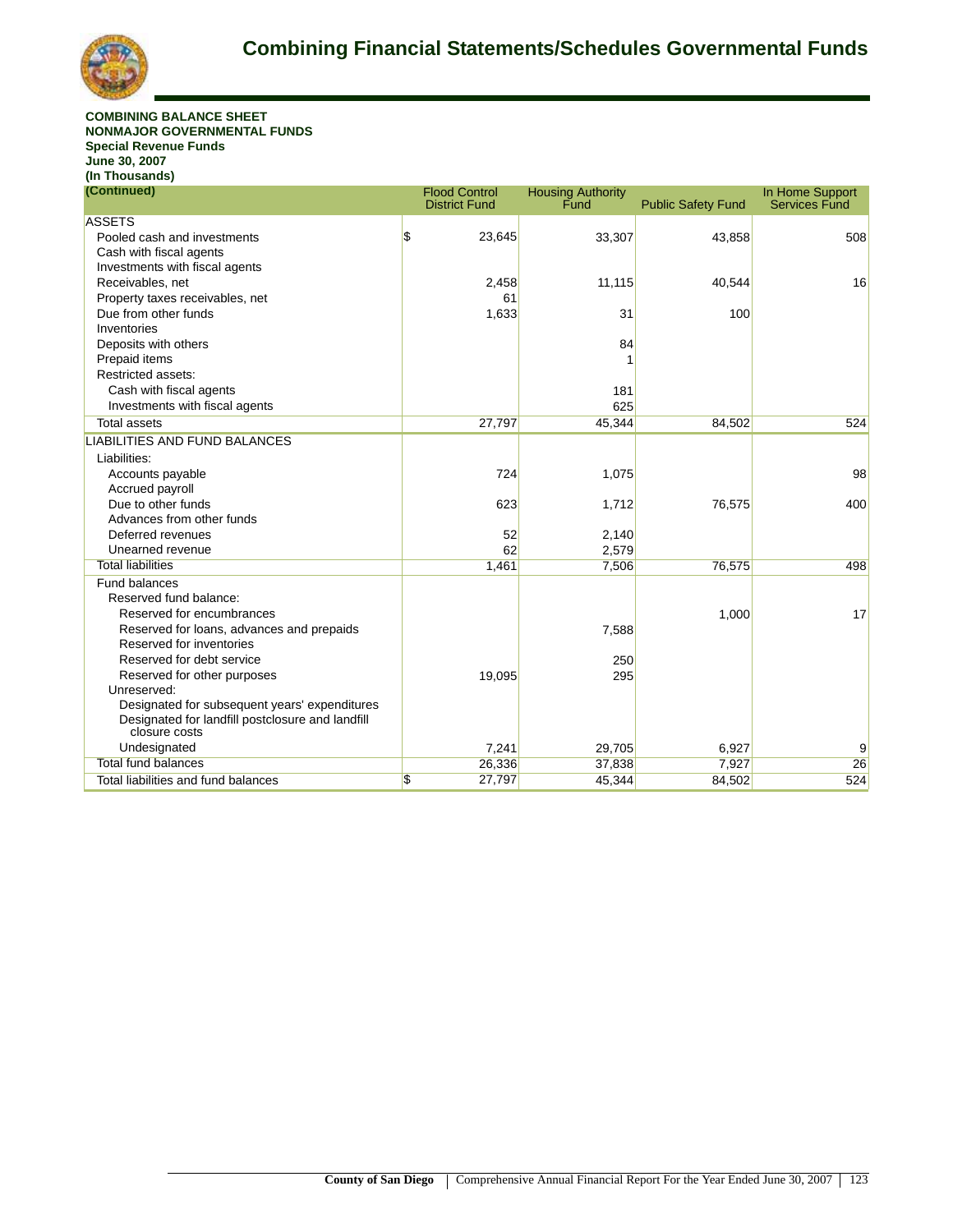# Combining Financial Statements/Schedules Governmental Funds

**COMBINING BALANCE SHEET**
**NONMAJOR GOVERNMENTAL FUNDS**
**Special Revenue Funds**
**June 30, 2007**
**(In Thousands)**

| (Continued) | Flood Control District Fund | Housing Authority Fund | Public Safety Fund | In Home Support Services Fund |
|---|---|---|---|---|
| ASSETS | | | | |
| Pooled cash and investments | $ 23,645 | 33,307 | 43,858 | 508 |
| Cash with fiscal agents | | | | |
| Investments with fiscal agents | | | | |
| Receivables, net | 2,458 | 11,115 | 40,544 | 16 |
| Property taxes receivables, net | 61 | | | |
| Due from other funds | 1,633 | 31 | 100 | |
| Inventories | | | | |
| Deposits with others | | 84 | | |
| Prepaid items | | 1 | | |
| Restricted assets: | | | | |
| Cash with fiscal agents | | 181 | | |
| Investments with fiscal agents | | 625 | | |
| Total assets | 27,797 | 45,344 | 84,502 | 524 |
| LIABILITIES AND FUND BALANCES | | | | |
| Liabilities: | | | | |
| Accounts payable | 724 | 1,075 | | 98 |
| Accrued payroll | | | | |
| Due to other funds | 623 | 1,712 | 76,575 | 400 |
| Advances from other funds | | | | |
| Deferred revenues | 52 | 2,140 | | |
| Unearned revenue | 62 | 2,579 | | |
| Total liabilities | 1,461 | 7,506 | 76,575 | 498 |
| Fund balances | | | | |
| Reserved fund balance: | | | | |
| Reserved for encumbrances | | | 1,000 | 17 |
| Reserved for loans, advances and prepaids | | 7,588 | | |
| Reserved for inventories | | | | |
| Reserved for debt service | | 250 | | |
| Reserved for other purposes | 19,095 | 295 | | |
| Unreserved: | | | | |
| Designated for subsequent years' expenditures | | | | |
| Designated for landfill postclosure and landfill closure costs | | | | |
| Undesignated | 7,241 | 29,705 | 6,927 | 9 |
| Total fund balances | 26,336 | 37,838 | 7,927 | 26 |
| Total liabilities and fund balances | $ 27,797 | 45,344 | 84,502 | 524 |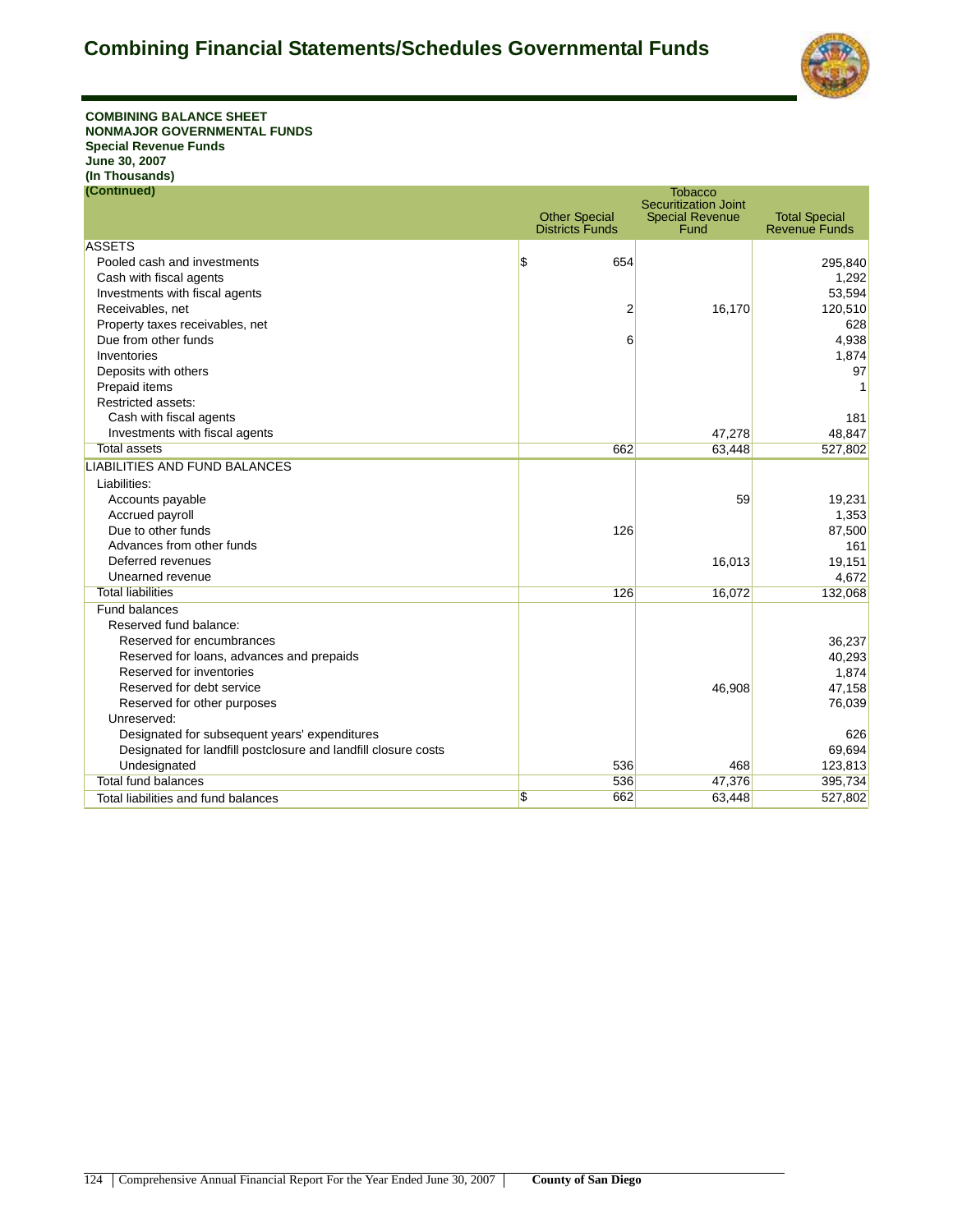# Combining Financial Statements/Schedules Governmental Funds

**COMBINING BALANCE SHEET**
**NONMAJOR GOVERNMENTAL FUNDS**
**Special Revenue Funds**
**June 30, 2007**
**(In Thousands)**
**(Continued)**

| | Other Special Districts Funds | Tobacco Securitization Joint Special Revenue Fund | Total Special Revenue Funds |
|---|---|---|---|
| ASSETS | | | |
| Pooled cash and investments | $ 654 | | 295,840 |
| Cash with fiscal agents | | | 1,292 |
| Investments with fiscal agents | | | 53,594 |
| Receivables, net | 2 | 16,170 | 120,510 |
| Property taxes receivables, net | | | 628 |
| Due from other funds | 6 | | 4,938 |
| Inventories | | | 1,874 |
| Deposits with others | | | 97 |
| Prepaid items | | | 1 |
| Restricted assets: | | | |
| Cash with fiscal agents | | | 181 |
| Investments with fiscal agents | | 47,278 | 48,847 |
| Total assets | 662 | 63,448 | 527,802 |
| LIABILITIES AND FUND BALANCES | | | |
| Liabilities: | | | |
| Accounts payable | | 59 | 19,231 |
| Accrued payroll | | | 1,353 |
| Due to other funds | 126 | | 87,500 |
| Advances from other funds | | | 161 |
| Deferred revenues | | 16,013 | 19,151 |
| Unearned revenue | | | 4,672 |
| Total liabilities | 126 | 16,072 | 132,068 |
| Fund balances | | | |
| Reserved fund balance: | | | |
| Reserved for encumbrances | | | 36,237 |
| Reserved for loans, advances and prepaids | | | 40,293 |
| Reserved for inventories | | | 1,874 |
| Reserved for debt service | | 46,908 | 47,158 |
| Reserved for other purposes | | | 76,039 |
| Unreserved: | | | |
| Designated for subsequent years' expenditures | | | 626 |
| Designated for landfill postclosure and landfill closure costs | | | 69,694 |
| Undesignated | 536 | 468 | 123,813 |
| Total fund balances | 536 | 47,376 | 395,734 |
| Total liabilities and fund balances | $ 662 | 63,448 | 527,802 |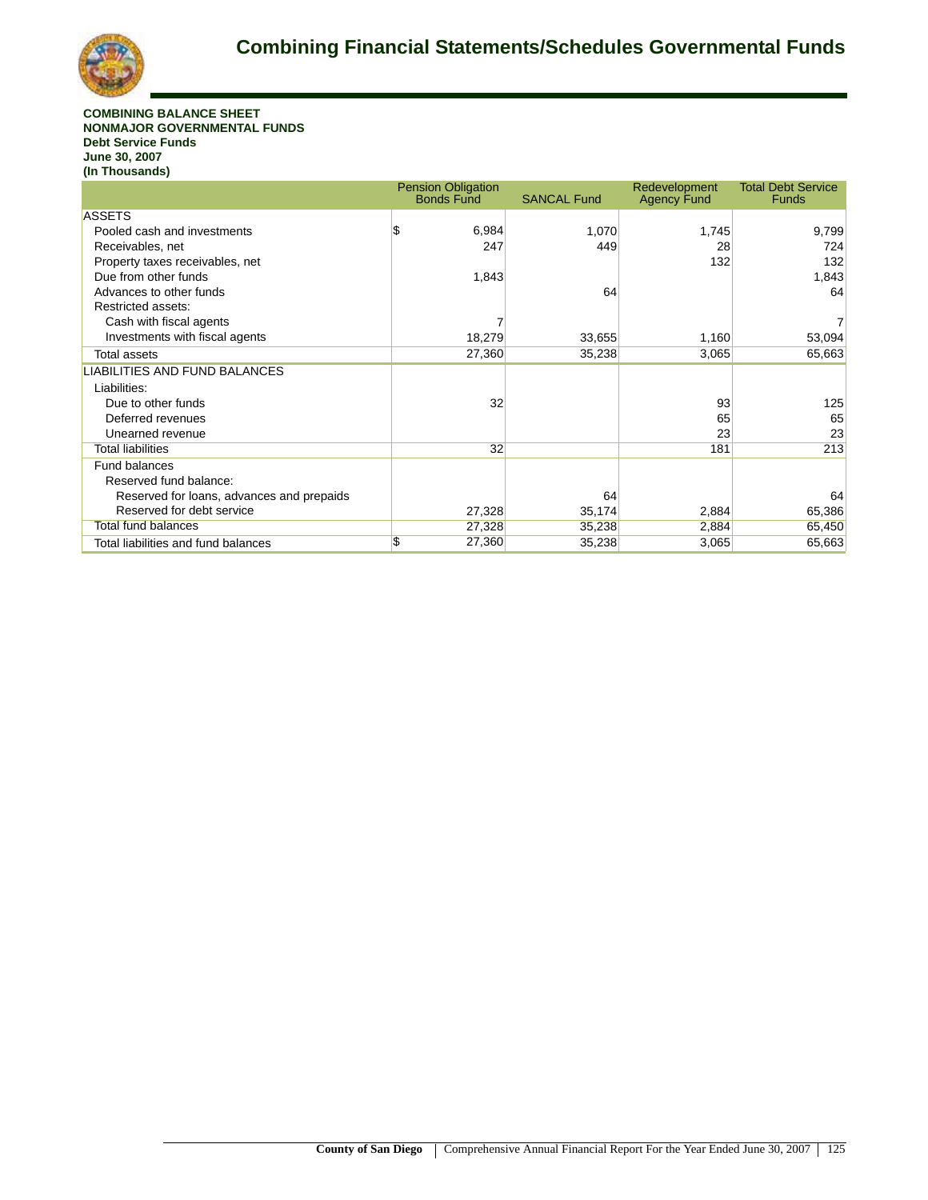# Combining Financial Statements/Schedules Governmental Funds

**COMBINING BALANCE SHEET**
**NONMAJOR GOVERNMENTAL FUNDS**
**Debt Service Funds**
**June 30, 2007**
**(In Thousands)**

| | Pension Obligation Bonds Fund | SANCAL Fund | Redevelopment Agency Fund | Total Debt Service Funds |
|---|---|---|---|---|
| ASSETS | | | | |
| Pooled cash and investments | $ 6,984 | 1,070 | 1,745 | 9,799 |
| Receivables, net | 247 | 449 | 28 | 724 |
| Property taxes receivables, net | | | 132 | 132 |
| Due from other funds | 1,843 | | | 1,843 |
| Advances to other funds | | 64 | | 64 |
| Restricted assets: | | | | |
| Cash with fiscal agents | 7 | | | 7 |
| Investments with fiscal agents | 18,279 | 33,655 | 1,160 | 53,094 |
| Total assets | 27,360 | 35,238 | 3,065 | 65,663 |
| LIABILITIES AND FUND BALANCES | | | | |
| Liabilities: | | | | |
| Due to other funds | 32 | | 93 | 125 |
| Deferred revenues | | | 65 | 65 |
| Unearned revenue | | | 23 | 23 |
| Total liabilities | 32 | | 181 | 213 |
| Fund balances | | | | |
| Reserved fund balance: | | | | |
| Reserved for loans, advances and prepaids | | 64 | | 64 |
| Reserved for debt service | 27,328 | 35,174 | 2,884 | 65,386 |
| Total fund balances | 27,328 | 35,238 | 2,884 | 65,450 |
| Total liabilities and fund balances | $ 27,360 | 35,238 | 3,065 | 65,663 |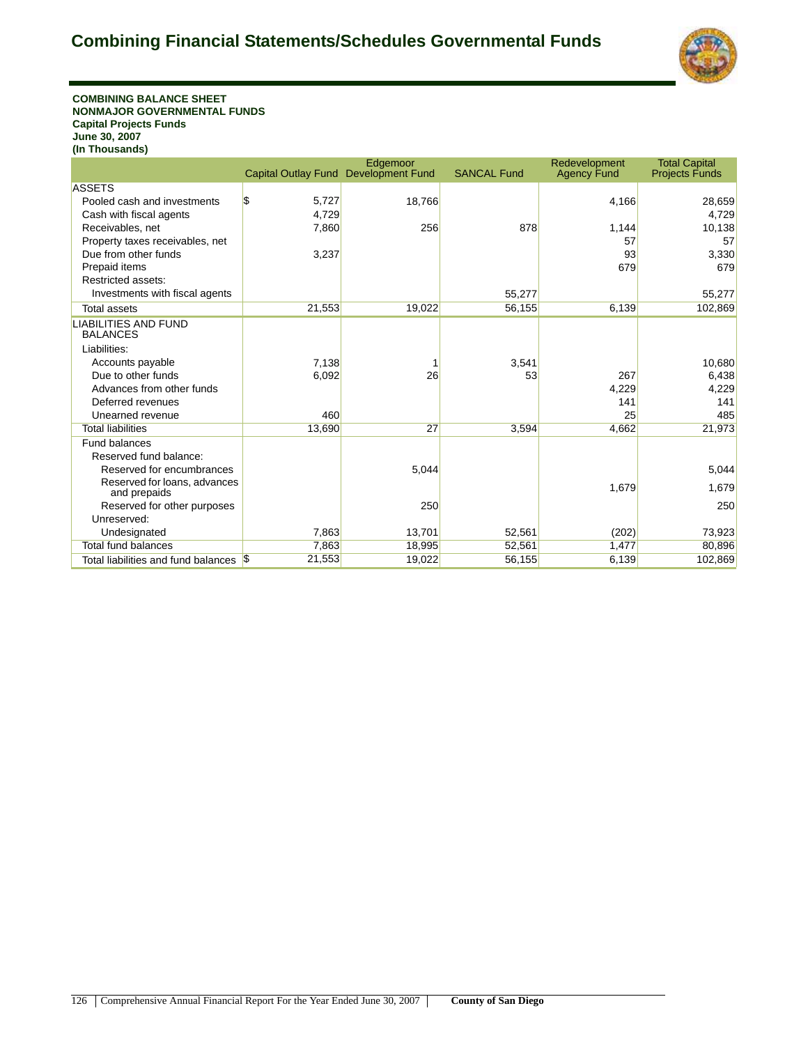# Combining Financial Statements/Schedules Governmental Funds

**COMBINING BALANCE SHEET**
**NONMAJOR GOVERNMENTAL FUNDS**
**Capital Projects Funds**
**June 30, 2007**
**(In Thousands)**

| | Capital Outlay Fund | Edgemoor Development Fund | SANCAL Fund | Redevelopment Agency Fund | Total Capital Projects Funds |
|---|---|---|---|---|---|
| ASSETS | | | | | |
| Pooled cash and investments | $ 5,727 | 18,766 | | 4,166 | 28,659 |
| Cash with fiscal agents | 4,729 | | | | 4,729 |
| Receivables, net | 7,860 | 256 | 878 | 1,144 | 10,138 |
| Property taxes receivables, net | | | | 57 | 57 |
| Due from other funds | 3,237 | | | 93 | 3,330 |
| Prepaid items | | | | 679 | 679 |
| Restricted assets: | | | | | |
| Investments with fiscal agents | | | 55,277 | | 55,277 |
| Total assets | 21,553 | 19,022 | 56,155 | 6,139 | 102,869 |
| LIABILITIES AND FUND BALANCES | | | | | |
| Liabilities: | | | | | |
| Accounts payable | 7,138 | 1 | 3,541 | | 10,680 |
| Due to other funds | 6,092 | 26 | 53 | 267 | 6,438 |
| Advances from other funds | | | | 4,229 | 4,229 |
| Deferred revenues | | | | 141 | 141 |
| Unearned revenue | 460 | | | 25 | 485 |
| Total liabilities | 13,690 | 27 | 3,594 | 4,662 | 21,973 |
| Fund balances | | | | | |
| Reserved fund balance: | | | | | |
| Reserved for encumbrances | | 5,044 | | | 5,044 |
| Reserved for loans, advances and prepaids | | | | 1,679 | 1,679 |
| Reserved for other purposes | | 250 | | | 250 |
| Unreserved: | | | | | |
| Undesignated | 7,863 | 13,701 | 52,561 | (202) | 73,923 |
| Total fund balances | 7,863 | 18,995 | 52,561 | 1,477 | 80,896 |
| Total liabilities and fund balances | $ 21,553 | 19,022 | 56,155 | 6,139 | 102,869 |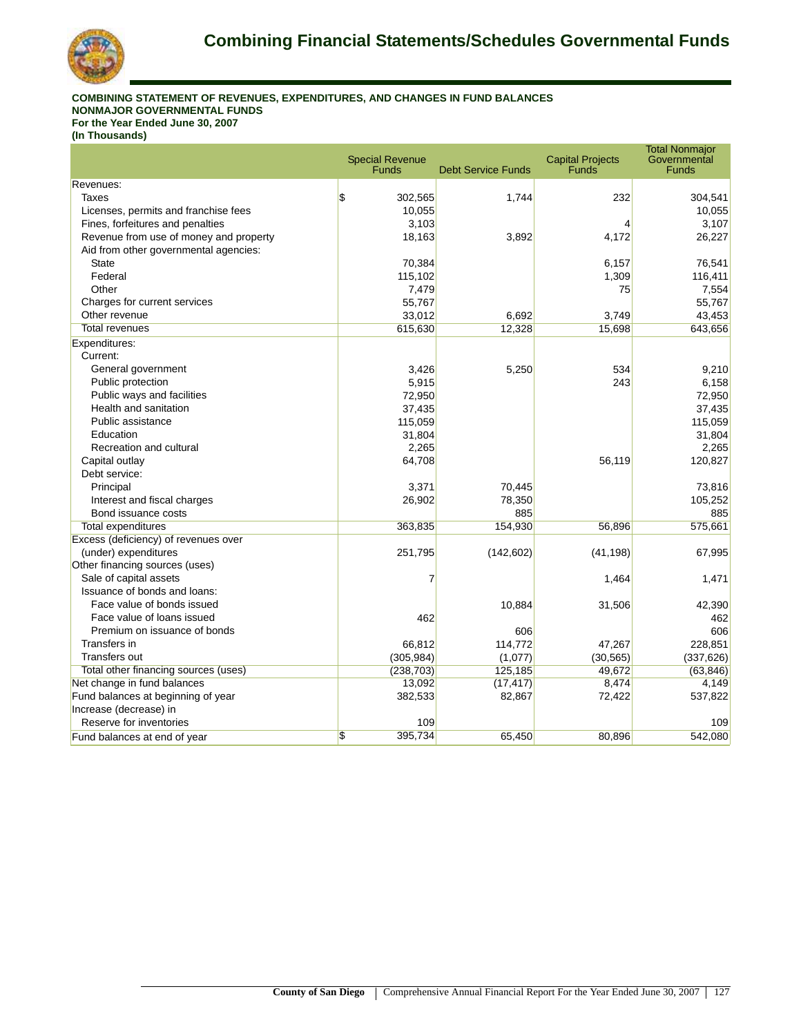# Combining Financial Statements/Schedules Governmental Funds

**COMBINING STATEMENT OF REVENUES, EXPENDITURES, AND CHANGES IN FUND BALANCES**
**NONMAJOR GOVERNMENTAL FUNDS**
**For the Year Ended June 30, 2007**
**(In Thousands)**

| | Special Revenue Funds | Debt Service Funds | Capital Projects Funds | Total Nonmajor Governmental Funds |
|---|---|---|---|---|
| Revenues: | | | | |
| Taxes | $ 302,565 | 1,744 | 232 | 304,541 |
| Licenses, permits and franchise fees | 10,055 | | | 10,055 |
| Fines, forfeitures and penalties | 3,103 | | 4 | 3,107 |
| Revenue from use of money and property | 18,163 | 3,892 | 4,172 | 26,227 |
| Aid from other governmental agencies: | | | | |
| State | 70,384 | | 6,157 | 76,541 |
| Federal | 115,102 | | 1,309 | 116,411 |
| Other | 7,479 | | 75 | 7,554 |
| Charges for current services | 55,767 | | | 55,767 |
| Other revenue | 33,012 | 6,692 | 3,749 | 43,453 |
| Total revenues | 615,630 | 12,328 | 15,698 | 643,656 |
| Expenditures: | | | | |
| Current: | | | | |
| General government | 3,426 | 5,250 | 534 | 9,210 |
| Public protection | 5,915 | | 243 | 6,158 |
| Public ways and facilities | 72,950 | | | 72,950 |
| Health and sanitation | 37,435 | | | 37,435 |
| Public assistance | 115,059 | | | 115,059 |
| Education | 31,804 | | | 31,804 |
| Recreation and cultural | 2,265 | | | 2,265 |
| Capital outlay | 64,708 | | 56,119 | 120,827 |
| Debt service: | | | | |
| Principal | 3,371 | 70,445 | | 73,816 |
| Interest and fiscal charges | 26,902 | 78,350 | | 105,252 |
| Bond issuance costs | | 885 | | 885 |
| Total expenditures | 363,835 | 154,930 | 56,896 | 575,661 |
| Excess (deficiency) of revenues over (under) expenditures | 251,795 | (142,602) | (41,198) | 67,995 |
| Other financing sources (uses) | | | | |
| Sale of capital assets | 7 | | 1,464 | 1,471 |
| Issuance of bonds and loans: | | | | |
| Face value of bonds issued | | 10,884 | 31,506 | 42,390 |
| Face value of loans issued | 462 | | | 462 |
| Premium on issuance of bonds | | 606 | | 606 |
| Transfers in | 66,812 | 114,772 | 47,267 | 228,851 |
| Transfers out | (305,984) | (1,077) | (30,565) | (337,626) |
| Total other financing sources (uses) | (238,703) | 125,185 | 49,672 | (63,846) |
| Net change in fund balances | 13,092 | (17,417) | 8,474 | 4,149 |
| Fund balances at beginning of year | 382,533 | 82,867 | 72,422 | 537,822 |
| Increase (decrease) in Reserve for inventories | 109 | | | 109 |
| Fund balances at end of year | $ 395,734 | 65,450 | 80,896 | 542,080 |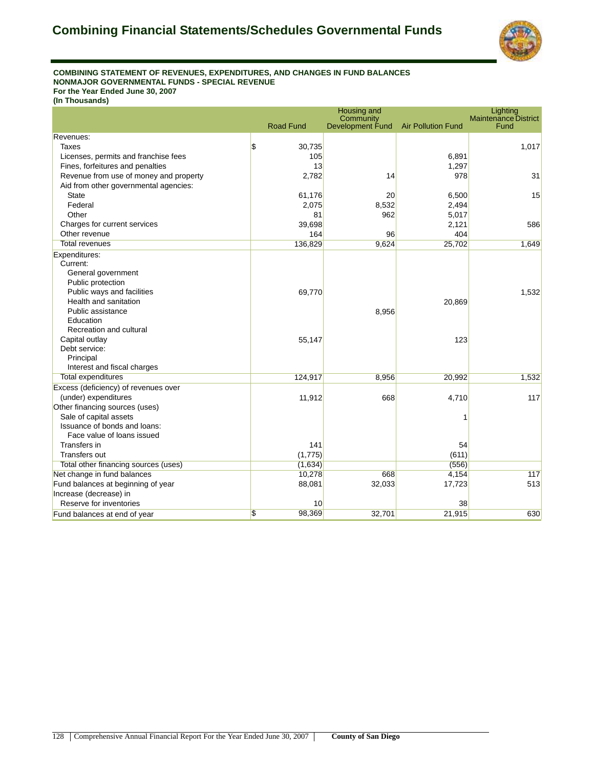# Combining Financial Statements/Schedules Governmental Funds

**COMBINING STATEMENT OF REVENUES, EXPENDITURES, AND CHANGES IN FUND BALANCES**
**NONMAJOR GOVERNMENTAL FUNDS - SPECIAL REVENUE**
**For the Year Ended June 30, 2007**
**(In Thousands)**

| | Road Fund | Housing and Community Development Fund | Air Pollution Fund | Lighting Maintenance District Fund |
|---|---|---|---|---|
| Revenues: | | | | |
| Taxes | $ 30,735 | | | 1,017 |
| Licenses, permits and franchise fees | 105 | | 6,891 | |
| Fines, forfeitures and penalties | 13 | | 1,297 | |
| Revenue from use of money and property | 2,782 | 14 | 978 | 31 |
| Aid from other governmental agencies: | | | | |
| State | 61,176 | 20 | 6,500 | 15 |
| Federal | 2,075 | 8,532 | 2,494 | |
| Other | 81 | 962 | 5,017 | |
| Charges for current services | 39,698 | | 2,121 | 586 |
| Other revenue | 164 | 96 | 404 | |
| Total revenues | 136,829 | 9,624 | 25,702 | 1,649 |
| Expenditures: | | | | |
| Current: | | | | |
| General government | | | | |
| Public protection | | | | |
| Public ways and facilities | 69,770 | | | 1,532 |
| Health and sanitation | | | 20,869 | |
| Public assistance | | 8,956 | | |
| Education | | | | |
| Recreation and cultural | | | | |
| Capital outlay | 55,147 | | 123 | |
| Debt service: | | | | |
| Principal | | | | |
| Interest and fiscal charges | | | | |
| Total expenditures | 124,917 | 8,956 | 20,992 | 1,532 |
| Excess (deficiency) of revenues over (under) expenditures | 11,912 | 668 | 4,710 | 117 |
| Other financing sources (uses) | | | | |
| Sale of capital assets | | | 1 | |
| Issuance of bonds and loans: | | | | |
| Face value of loans issued | | | | |
| Transfers in | 141 | | 54 | |
| Transfers out | (1,775) | | (611) | |
| Total other financing sources (uses) | (1,634) | | (556) | |
| Net change in fund balances | 10,278 | 668 | 4,154 | 117 |
| Fund balances at beginning of year | 88,081 | 32,033 | 17,723 | 513 |
| Increase (decrease) in | | | | |
| Reserve for inventories | 10 | | 38 | |
| Fund balances at end of year | $ 98,369 | 32,701 | 21,915 | 630 |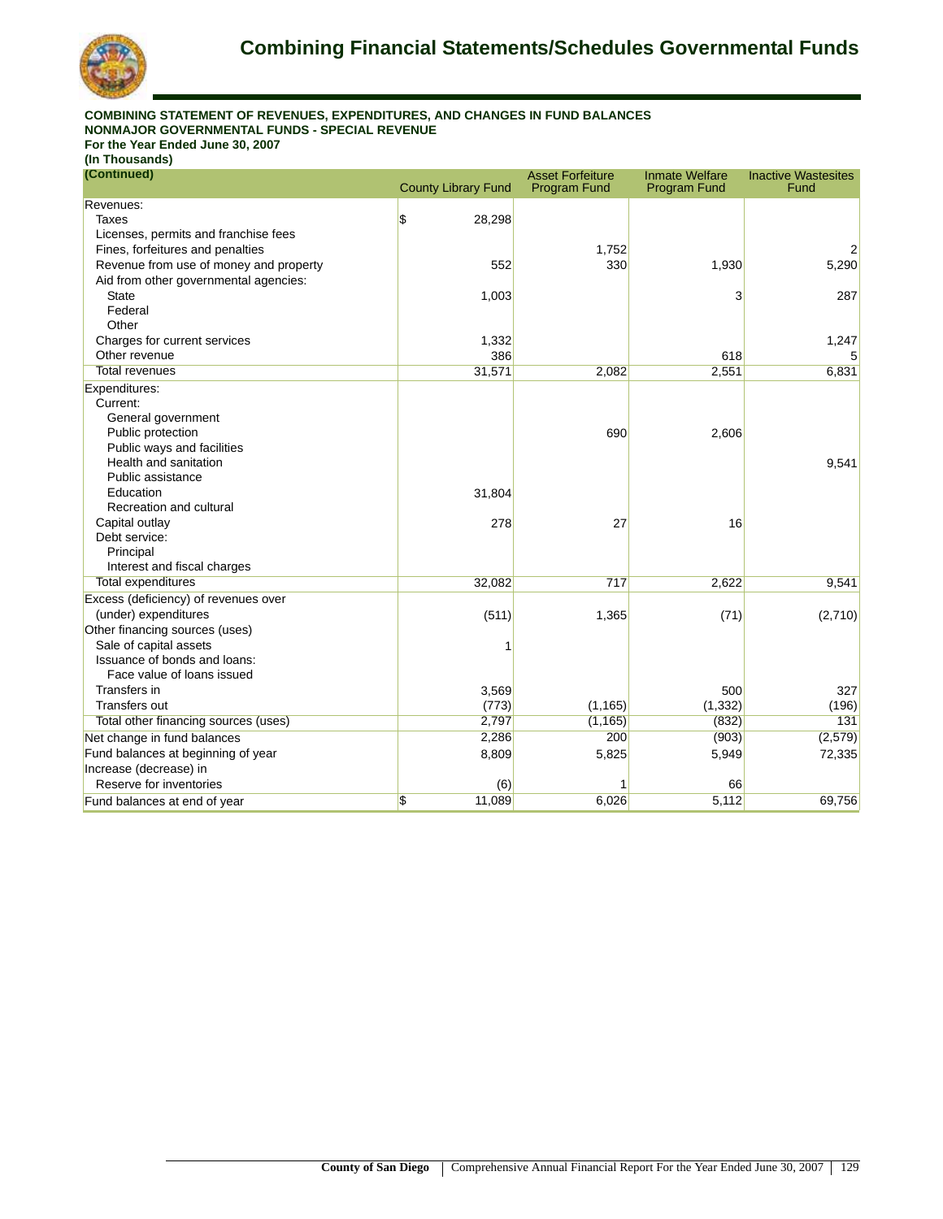# Combining Financial Statements/Schedules Governmental Funds

**COMBINING STATEMENT OF REVENUES, EXPENDITURES, AND CHANGES IN FUND BALANCES**
**NONMAJOR GOVERNMENTAL FUNDS - SPECIAL REVENUE**
**For the Year Ended June 30, 2007**
**(In Thousands)**
**(Continued)**

| | County Library Fund | Asset Forfeiture Program Fund | Inmate Welfare Program Fund | Inactive Wastesites Fund |
|---|---|---|---|---|
| Revenues: | | | | |
| Taxes | $ 28,298 | | | |
| Licenses, permits and franchise fees | | | | |
| Fines, forfeitures and penalties | | 1,752 | | 2 |
| Revenue from use of money and property | 552 | 330 | 1,930 | 5,290 |
| Aid from other governmental agencies: | | | | |
| State | 1,003 | | 3 | 287 |
| Federal | | | | |
| Other | | | | |
| Charges for current services | 1,332 | | | 1,247 |
| Other revenue | 386 | | 618 | 5 |
| Total revenues | 31,571 | 2,082 | 2,551 | 6,831 |
| Expenditures: | | | | |
| Current: | | | | |
| General government | | | | |
| Public protection | | 690 | 2,606 | |
| Public ways and facilities | | | | |
| Health and sanitation | | | | 9,541 |
| Public assistance | | | | |
| Education | 31,804 | | | |
| Recreation and cultural | | | | |
| Capital outlay | 278 | 27 | 16 | |
| Debt service: | | | | |
| Principal | | | | |
| Interest and fiscal charges | | | | |
| Total expenditures | 32,082 | 717 | 2,622 | 9,541 |
| Excess (deficiency) of revenues over (under) expenditures | (511) | 1,365 | (71) | (2,710) |
| Other financing sources (uses) | | | | |
| Sale of capital assets | 1 | | | |
| Issuance of bonds and loans: | | | | |
| Face value of loans issued | | | | |
| Transfers in | 3,569 | | 500 | 327 |
| Transfers out | (773) | (1,165) | (1,332) | (196) |
| Total other financing sources (uses) | 2,797 | (1,165) | (832) | 131 |
| Net change in fund balances | 2,286 | 200 | (903) | (2,579) |
| Fund balances at beginning of year | 8,809 | 5,825 | 5,949 | 72,335 |
| Increase (decrease) in Reserve for inventories | (6) | 1 | 66 | |
| Fund balances at end of year | $ 11,089 | 6,026 | 5,112 | 69,756 |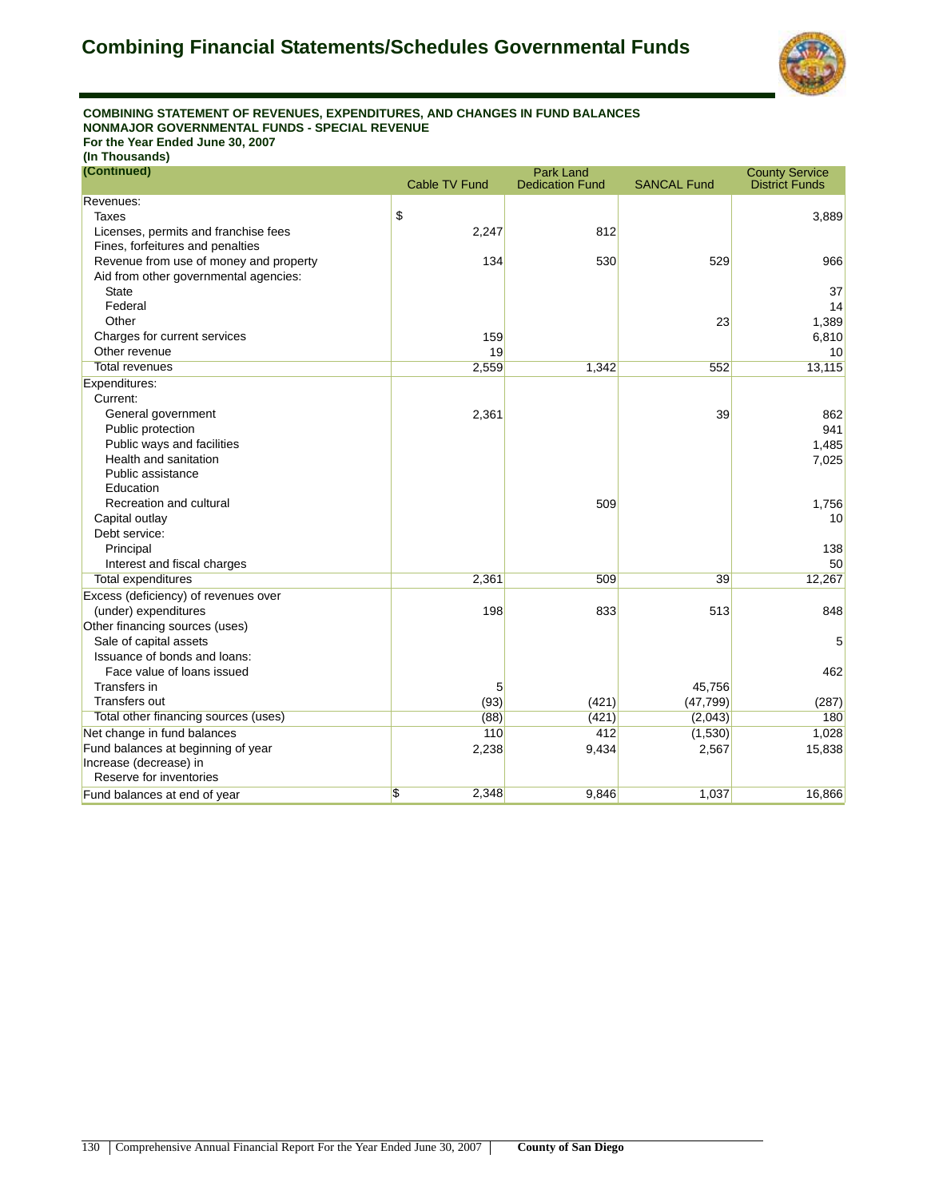# Combining Financial Statements/Schedules Governmental Funds

**COMBINING STATEMENT OF REVENUES, EXPENDITURES, AND CHANGES IN FUND BALANCES**
**NONMAJOR GOVERNMENTAL FUNDS - SPECIAL REVENUE**
**For the Year Ended June 30, 2007**
**(In Thousands)**

| (Continued) | Cable TV Fund | Park Land Dedication Fund | SANCAL Fund | County Service District Funds |
|---|---|---|---|---|
| Revenues: | | | | |
| Taxes | $ | | | 3,889 |
| Licenses, permits and franchise fees | 2,247 | 812 | | |
| Fines, forfeitures and penalties | | | | |
| Revenue from use of money and property | 134 | 530 | 529 | 966 |
| Aid from other governmental agencies: | | | | |
| State | | | | 37 |
| Federal | | | | 14 |
| Other | | | 23 | 1,389 |
| Charges for current services | 159 | | | 6,810 |
| Other revenue | 19 | | | 10 |
| Total revenues | 2,559 | 1,342 | 552 | 13,115 |
| Expenditures: | | | | |
| Current: | | | | |
| General government | 2,361 | | 39 | 862 |
| Public protection | | | | 941 |
| Public ways and facilities | | | | 1,485 |
| Health and sanitation | | | | 7,025 |
| Public assistance | | | | |
| Education | | | | |
| Recreation and cultural | | 509 | | 1,756 |
| Capital outlay | | | | 10 |
| Debt service: | | | | |
| Principal | | | | 138 |
| Interest and fiscal charges | | | | 50 |
| Total expenditures | 2,361 | 509 | 39 | 12,267 |
| Excess (deficiency) of revenues over (under) expenditures | 198 | 833 | 513 | 848 |
| Other financing sources (uses) | | | | |
| Sale of capital assets | | | | 5 |
| Issuance of bonds and loans: | | | | |
| Face value of loans issued | | | | 462 |
| Transfers in | 5 | | 45,756 | |
| Transfers out | (93) | (421) | (47,799) | (287) |
| Total other financing sources (uses) | (88) | (421) | (2,043) | 180 |
| Net change in fund balances | 110 | 412 | (1,530) | 1,028 |
| Fund balances at beginning of year | 2,238 | 9,434 | 2,567 | 15,838 |
| Increase (decrease) in Reserve for inventories | | | | |
| Fund balances at end of year | $ 2,348 | 9,846 | 1,037 | 16,866 |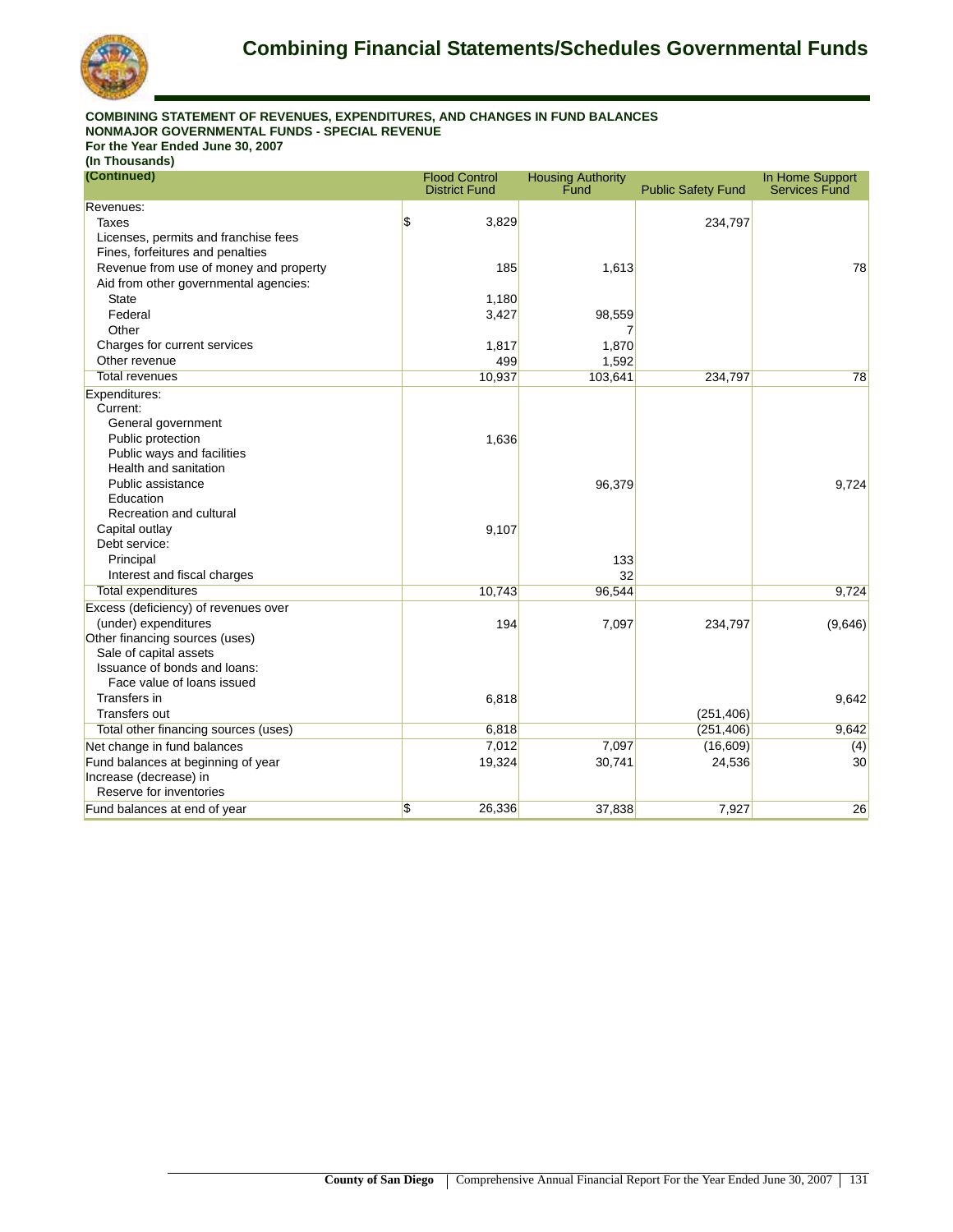# Combining Financial Statements/Schedules Governmental Funds

**COMBINING STATEMENT OF REVENUES, EXPENDITURES, AND CHANGES IN FUND BALANCES**
**NONMAJOR GOVERNMENTAL FUNDS - SPECIAL REVENUE**
**For the Year Ended June 30, 2007**
**(In Thousands)**

| (Continued) | Flood Control District Fund | Housing Authority Fund | Public Safety Fund | In Home Support Services Fund |
|---|---|---|---|---|
| Revenues: | | | | |
| Taxes | $ 3,829 | | 234,797 | |
| Licenses, permits and franchise fees | | | | |
| Fines, forfeitures and penalties | | | | |
| Revenue from use of money and property | 185 | 1,613 | | 78 |
| Aid from other governmental agencies: | | | | |
| State | 1,180 | | | |
| Federal | 3,427 | 98,559 | | |
| Other | | 7 | | |
| Charges for current services | 1,817 | 1,870 | | |
| Other revenue | 499 | 1,592 | | |
| Total revenues | 10,937 | 103,641 | 234,797 | 78 |
| Expenditures: | | | | |
| Current: | | | | |
| General government | | | | |
| Public protection | 1,636 | | | |
| Public ways and facilities | | | | |
| Health and sanitation | | | | |
| Public assistance | | 96,379 | | 9,724 |
| Education | | | | |
| Recreation and cultural | | | | |
| Capital outlay | 9,107 | | | |
| Debt service: | | | | |
| Principal | | 133 | | |
| Interest and fiscal charges | | 32 | | |
| Total expenditures | 10,743 | 96,544 | | 9,724 |
| Excess (deficiency) of revenues over (under) expenditures | 194 | 7,097 | 234,797 | (9,646) |
| Other financing sources (uses) | | | | |
| Sale of capital assets | | | | |
| Issuance of bonds and loans: | | | | |
| Face value of loans issued | | | | |
| Transfers in | 6,818 | | | 9,642 |
| Transfers out | | | (251,406) | |
| Total other financing sources (uses) | 6,818 | | (251,406) | 9,642 |
| Net change in fund balances | 7,012 | 7,097 | (16,609) | (4) |
| Fund balances at beginning of year | 19,324 | 30,741 | 24,536 | 30 |
| Increase (decrease) in Reserve for inventories | | | | |
| Fund balances at end of year | $ 26,336 | 37,838 | 7,927 | 26 |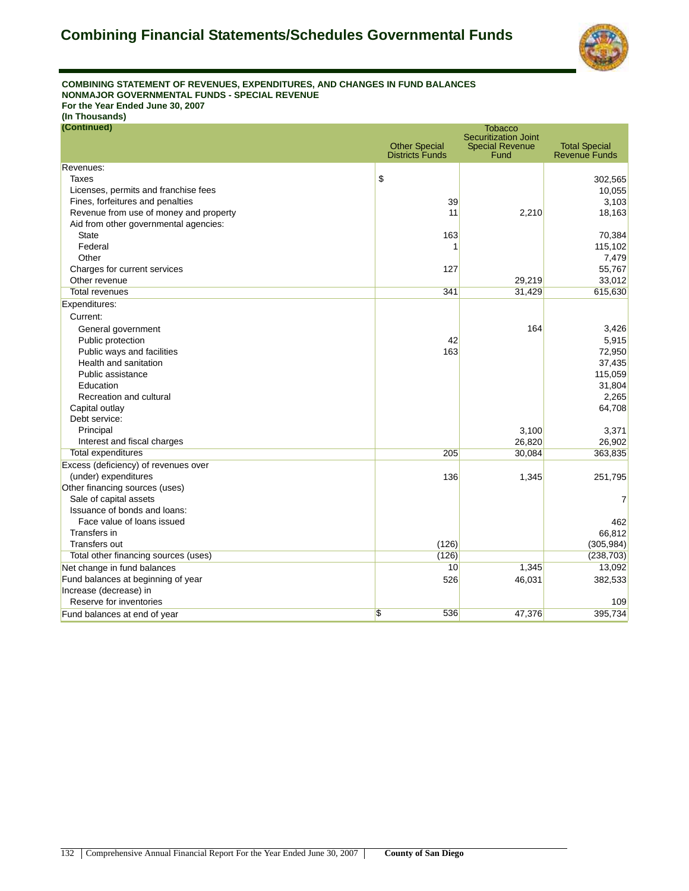# Combining Financial Statements/Schedules Governmental Funds

**COMBINING STATEMENT OF REVENUES, EXPENDITURES, AND CHANGES IN FUND BALANCES**
**NONMAJOR GOVERNMENTAL FUNDS - SPECIAL REVENUE**
**For the Year Ended June 30, 2007**
**(In Thousands)**
**(Continued)**

| | Other Special Districts Funds | Tobacco Securitization Joint Special Revenue Fund | Total Special Revenue Funds |
|---|---|---|---|
| Revenues: | | | |
| Taxes | $ | | 302,565 |
| Licenses, permits and franchise fees | | | 10,055 |
| Fines, forfeitures and penalties | 39 | | 3,103 |
| Revenue from use of money and property | 11 | 2,210 | 18,163 |
| Aid from other governmental agencies: | | | |
| State | 163 | | 70,384 |
| Federal | 1 | | 115,102 |
| Other | | | 7,479 |
| Charges for current services | 127 | | 55,767 |
| Other revenue | | 29,219 | 33,012 |
| Total revenues | 341 | 31,429 | 615,630 |
| Expenditures: | | | |
| Current: | | | |
| General government | | 164 | 3,426 |
| Public protection | 42 | | 5,915 |
| Public ways and facilities | 163 | | 72,950 |
| Health and sanitation | | | 37,435 |
| Public assistance | | | 115,059 |
| Education | | | 31,804 |
| Recreation and cultural | | | 2,265 |
| Capital outlay | | | 64,708 |
| Debt service: | | | |
| Principal | | 3,100 | 3,371 |
| Interest and fiscal charges | | 26,820 | 26,902 |
| Total expenditures | 205 | 30,084 | 363,835 |
| Excess (deficiency) of revenues over (under) expenditures | 136 | 1,345 | 251,795 |
| Other financing sources (uses) | | | |
| Sale of capital assets | | | 7 |
| Issuance of bonds and loans: | | | |
| Face value of loans issued | | | 462 |
| Transfers in | | | 66,812 |
| Transfers out | (126) | | (305,984) |
| Total other financing sources (uses) | (126) | | (238,703) |
| Net change in fund balances | 10 | 1,345 | 13,092 |
| Fund balances at beginning of year | 526 | 46,031 | 382,533 |
| Increase (decrease) in Reserve for inventories | | | 109 |
| Fund balances at end of year | $ 536 | 47,376 | 395,734 |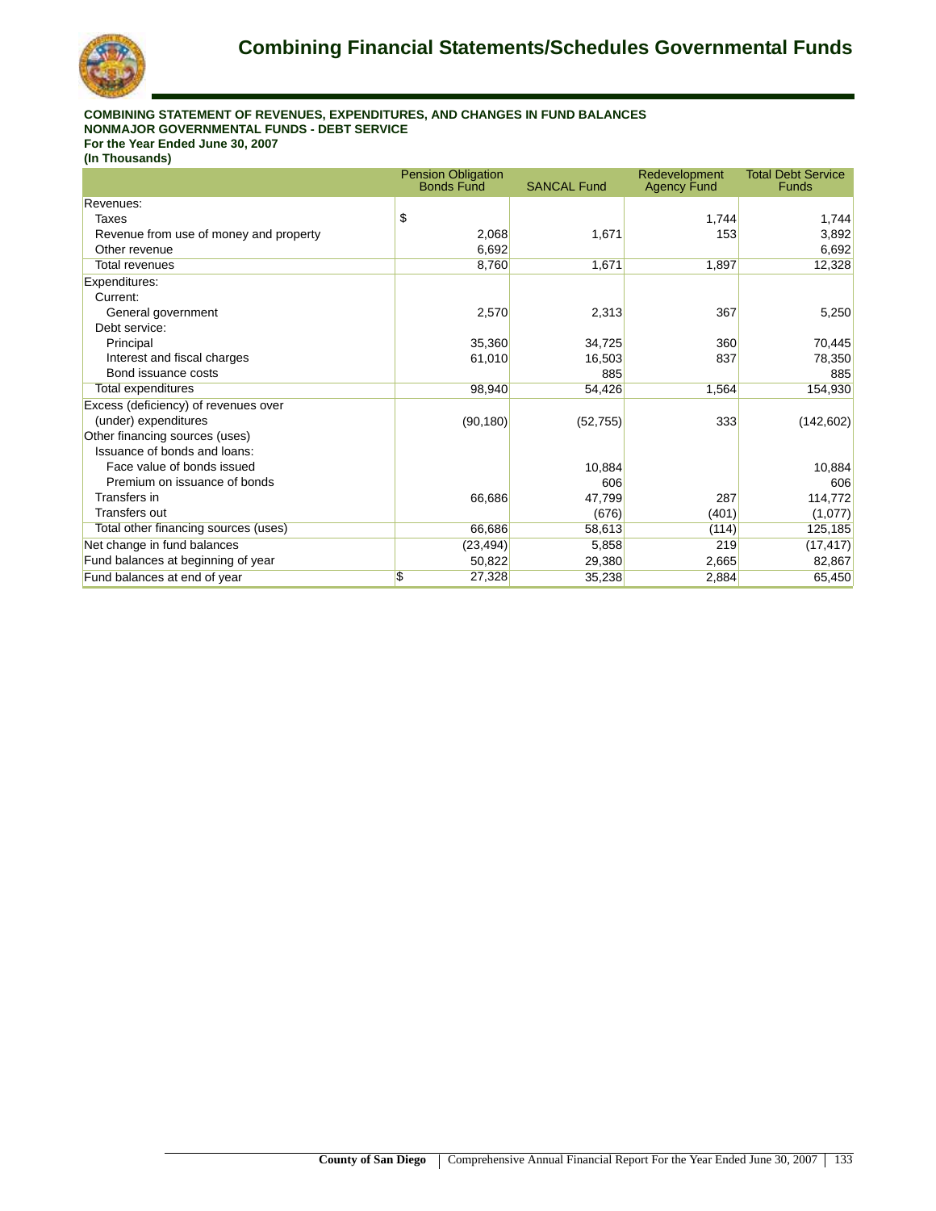# Combining Financial Statements/Schedules Governmental Funds

**COMBINING STATEMENT OF REVENUES, EXPENDITURES, AND CHANGES IN FUND BALANCES**
**NONMAJOR GOVERNMENTAL FUNDS - DEBT SERVICE**
**For the Year Ended June 30, 2007**
**(In Thousands)**

| | Pension Obligation Bonds Fund | SANCAL Fund | Redevelopment Agency Fund | Total Debt Service Funds |
|---|---|---|---|---|
| Revenues: | | | | |
| Taxes | $ | | 1,744 | 1,744 |
| Revenue from use of money and property | 2,068 | 1,671 | 153 | 3,892 |
| Other revenue | 6,692 | | | 6,692 |
| Total revenues | 8,760 | 1,671 | 1,897 | 12,328 |
| Expenditures: | | | | |
| Current: | | | | |
| General government | 2,570 | 2,313 | 367 | 5,250 |
| Debt service: | | | | |
| Principal | 35,360 | 34,725 | 360 | 70,445 |
| Interest and fiscal charges | 61,010 | 16,503 | 837 | 78,350 |
| Bond issuance costs | | 885 | | 885 |
| Total expenditures | 98,940 | 54,426 | 1,564 | 154,930 |
| Excess (deficiency) of revenues over (under) expenditures | (90,180) | (52,755) | 333 | (142,602) |
| Other financing sources (uses) | | | | |
| Issuance of bonds and loans: | | | | |
| Face value of bonds issued | | 10,884 | | 10,884 |
| Premium on issuance of bonds | | 606 | | 606 |
| Transfers in | 66,686 | 47,799 | 287 | 114,772 |
| Transfers out | | (676) | (401) | (1,077) |
| Total other financing sources (uses) | 66,686 | 58,613 | (114) | 125,185 |
| Net change in fund balances | (23,494) | 5,858 | 219 | (17,417) |
| Fund balances at beginning of year | 50,822 | 29,380 | 2,665 | 82,867 |
| Fund balances at end of year | $ 27,328 | 35,238 | 2,884 | 65,450 |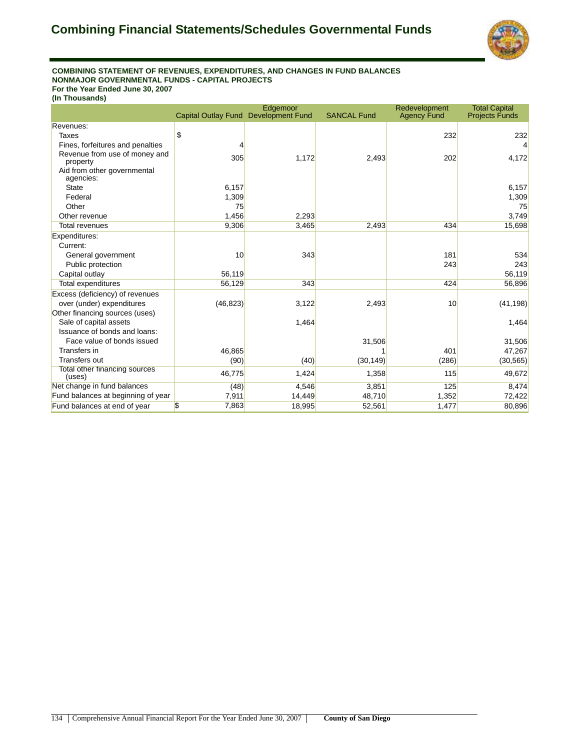# Combining Financial Statements/Schedules Governmental Funds

**COMBINING STATEMENT OF REVENUES, EXPENDITURES, AND CHANGES IN FUND BALANCES**
**NONMAJOR GOVERNMENTAL FUNDS - CAPITAL PROJECTS**
**For the Year Ended June 30, 2007**
**(In Thousands)**

| | Capital Outlay Fund | Edgemoor Development Fund | SANCAL Fund | Redevelopment Agency Fund | Total Capital Projects Funds |
|---|---|---|---|---|---|
| Revenues: | | | | | |
| Taxes | $ | | | 232 | 232 |
| Fines, forfeitures and penalties | 4 | | | | 4 |
| Revenue from use of money and property | 305 | 1,172 | 2,493 | 202 | 4,172 |
| Aid from other governmental agencies: | | | | | |
| State | 6,157 | | | | 6,157 |
| Federal | 1,309 | | | | 1,309 |
| Other | 75 | | | | 75 |
| Other revenue | 1,456 | 2,293 | | | 3,749 |
| Total revenues | 9,306 | 3,465 | 2,493 | 434 | 15,698 |
| Expenditures: | | | | | |
| Current: | | | | | |
| General government | 10 | 343 | | 181 | 534 |
| Public protection | | | | 243 | 243 |
| Capital outlay | 56,119 | | | | 56,119 |
| Total expenditures | 56,129 | 343 | | 424 | 56,896 |
| Excess (deficiency) of revenues over (under) expenditures | (46,823) | 3,122 | 2,493 | 10 | (41,198) |
| Other financing sources (uses) | | | | | |
| Sale of capital assets | | 1,464 | | | 1,464 |
| Issuance of bonds and loans: | | | | | |
| Face value of bonds issued | | | 31,506 | | 31,506 |
| Transfers in | 46,865 | | 1 | 401 | 47,267 |
| Transfers out | (90) | (40) | (30,149) | (286) | (30,565) |
| Total other financing sources (uses) | 46,775 | 1,424 | 1,358 | 115 | 49,672 |
| Net change in fund balances | (48) | 4,546 | 3,851 | 125 | 8,474 |
| Fund balances at beginning of year | 7,911 | 14,449 | 48,710 | 1,352 | 72,422 |
| Fund balances at end of year | $ 7,863 | 18,995 | 52,561 | 1,477 | 80,896 |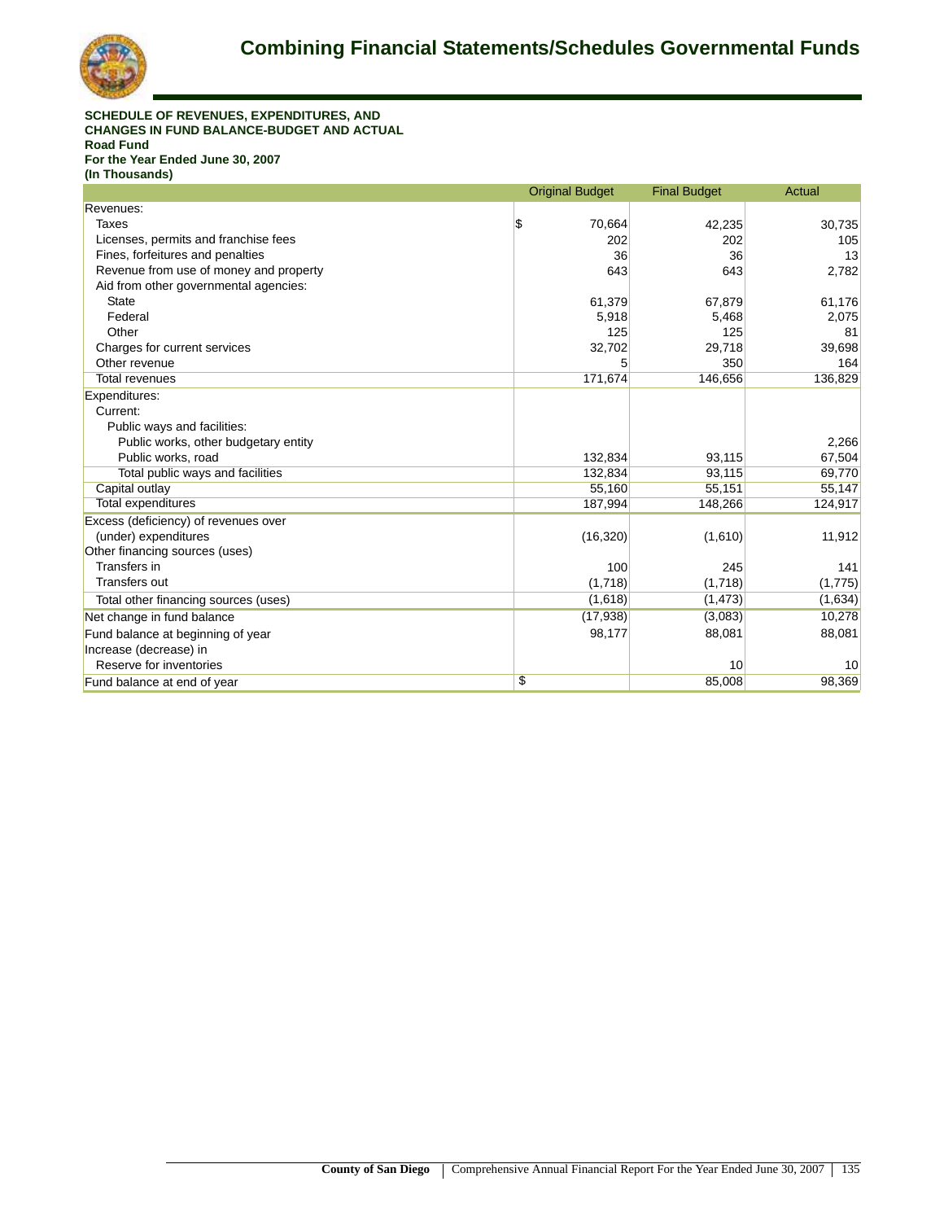# Combining Financial Statements/Schedules Governmental Funds

**SCHEDULE OF REVENUES, EXPENDITURES, AND CHANGES IN FUND BALANCE-BUDGET AND ACTUAL**
**Road Fund**
**For the Year Ended June 30, 2007**
**(In Thousands)**

| | Original Budget | Final Budget | Actual |
|---|---|---|---|
| Revenues: | | | |
| Taxes | $ 70,664 | 42,235 | 30,735 |
| Licenses, permits and franchise fees | 202 | 202 | 105 |
| Fines, forfeitures and penalties | 36 | 36 | 13 |
| Revenue from use of money and property | 643 | 643 | 2,782 |
| Aid from other governmental agencies: | | | |
| State | 61,379 | 67,879 | 61,176 |
| Federal | 5,918 | 5,468 | 2,075 |
| Other | 125 | 125 | 81 |
| Charges for current services | 32,702 | 29,718 | 39,698 |
| Other revenue | 5 | 350 | 164 |
| Total revenues | 171,674 | 146,656 | 136,829 |
| Expenditures: | | | |
| Current: | | | |
| Public ways and facilities: | | | |
| Public works, other budgetary entity | | | 2,266 |
| Public works, road | 132,834 | 93,115 | 67,504 |
| Total public ways and facilities | 132,834 | 93,115 | 69,770 |
| Capital outlay | 55,160 | 55,151 | 55,147 |
| Total expenditures | 187,994 | 148,266 | 124,917 |
| Excess (deficiency) of revenues over (under) expenditures | (16,320) | (1,610) | 11,912 |
| Other financing sources (uses) | | | |
| Transfers in | 100 | 245 | 141 |
| Transfers out | (1,718) | (1,718) | (1,775) |
| Total other financing sources (uses) | (1,618) | (1,473) | (1,634) |
| Net change in fund balance | (17,938) | (3,083) | 10,278 |
| Fund balance at beginning of year | 98,177 | 88,081 | 88,081 |
| Increase (decrease) in | | | |
| Reserve for inventories | | 10 | 10 |
| Fund balance at end of year | $ | 85,008 | 98,369 |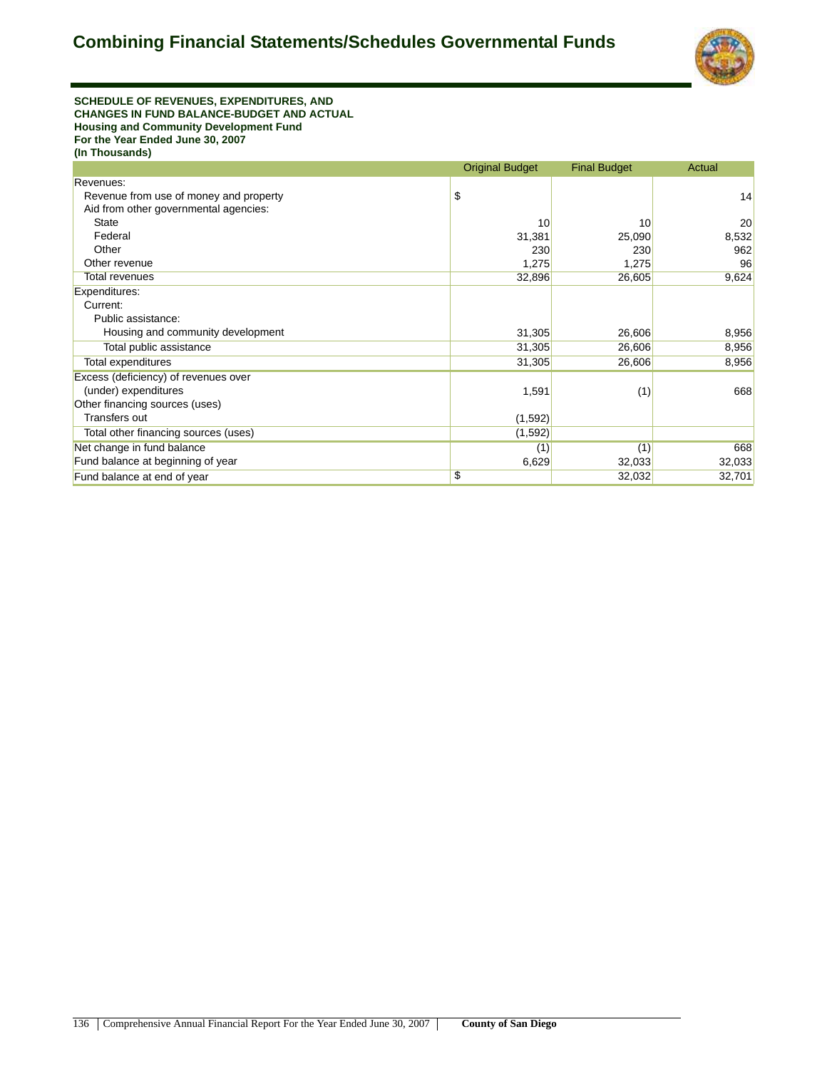# Combining Financial Statements/Schedules Governmental Funds

**SCHEDULE OF REVENUES, EXPENDITURES, AND CHANGES IN FUND BALANCE-BUDGET AND ACTUAL**
**Housing and Community Development Fund**
**For the Year Ended June 30, 2007**
**(In Thousands)**

| | Original Budget | Final Budget | Actual |
|---|---|---|---|
| Revenues: | | | |
| Revenue from use of money and property | $ | | 14 |
| Aid from other governmental agencies: | | | |
| State | 10 | 10 | 20 |
| Federal | 31,381 | 25,090 | 8,532 |
| Other | 230 | 230 | 962 |
| Other revenue | 1,275 | 1,275 | 96 |
| Total revenues | 32,896 | 26,605 | 9,624 |
| Expenditures: | | | |
| Current: | | | |
| Public assistance: | | | |
| Housing and community development | 31,305 | 26,606 | 8,956 |
| Total public assistance | 31,305 | 26,606 | 8,956 |
| Total expenditures | 31,305 | 26,606 | 8,956 |
| Excess (deficiency) of revenues over (under) expenditures | 1,591 | (1) | 668 |
| Other financing sources (uses) | | | |
| Transfers out | (1,592) | | |
| Total other financing sources (uses) | (1,592) | | |
| Net change in fund balance | (1) | (1) | 668 |
| Fund balance at beginning of year | 6,629 | 32,033 | 32,033 |
| Fund balance at end of year | $ | 32,032 | 32,701 |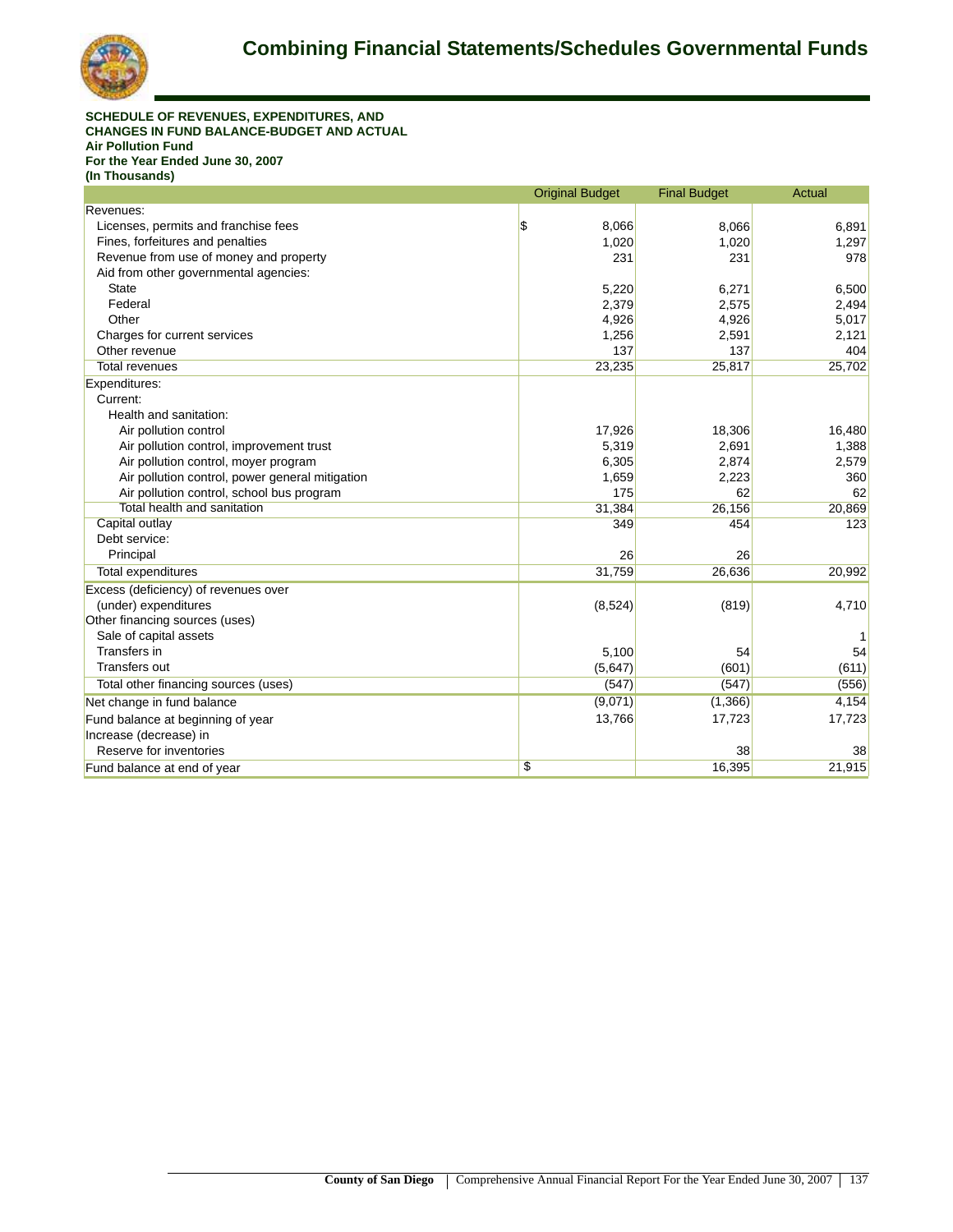# Combining Financial Statements/Schedules Governmental Funds

**SCHEDULE OF REVENUES, EXPENDITURES, AND CHANGES IN FUND BALANCE-BUDGET AND ACTUAL**
**Air Pollution Fund**
**For the Year Ended June 30, 2007**
**(In Thousands)**

| | Original Budget | Final Budget | Actual |
|---|---|---|---|
| Revenues: | | | |
| Licenses, permits and franchise fees | $ 8,066 | 8,066 | 6,891 |
| Fines, forfeitures and penalties | 1,020 | 1,020 | 1,297 |
| Revenue from use of money and property | 231 | 231 | 978 |
| Aid from other governmental agencies: | | | |
| State | 5,220 | 6,271 | 6,500 |
| Federal | 2,379 | 2,575 | 2,494 |
| Other | 4,926 | 4,926 | 5,017 |
| Charges for current services | 1,256 | 2,591 | 2,121 |
| Other revenue | 137 | 137 | 404 |
| Total revenues | 23,235 | 25,817 | 25,702 |
| Expenditures: | | | |
| Current: | | | |
| Health and sanitation: | | | |
| Air pollution control | 17,926 | 18,306 | 16,480 |
| Air pollution control, improvement trust | 5,319 | 2,691 | 1,388 |
| Air pollution control, moyer program | 6,305 | 2,874 | 2,579 |
| Air pollution control, power general mitigation | 1,659 | 2,223 | 360 |
| Air pollution control, school bus program | 175 | 62 | 62 |
| Total health and sanitation | 31,384 | 26,156 | 20,869 |
| Capital outlay | 349 | 454 | 123 |
| Debt service: | | | |
| Principal | 26 | 26 | |
| Total expenditures | 31,759 | 26,636 | 20,992 |
| Excess (deficiency) of revenues over (under) expenditures | (8,524) | (819) | 4,710 |
| Other financing sources (uses) | | | |
| Sale of capital assets | | | 1 |
| Transfers in | 5,100 | 54 | 54 |
| Transfers out | (5,647) | (601) | (611) |
| Total other financing sources (uses) | (547) | (547) | (556) |
| Net change in fund balance | (9,071) | (1,366) | 4,154 |
| Fund balance at beginning of year | 13,766 | 17,723 | 17,723 |
| Increase (decrease) in | | | |
| Reserve for inventories | | 38 | 38 |
| Fund balance at end of year | $ | 16,395 | 21,915 |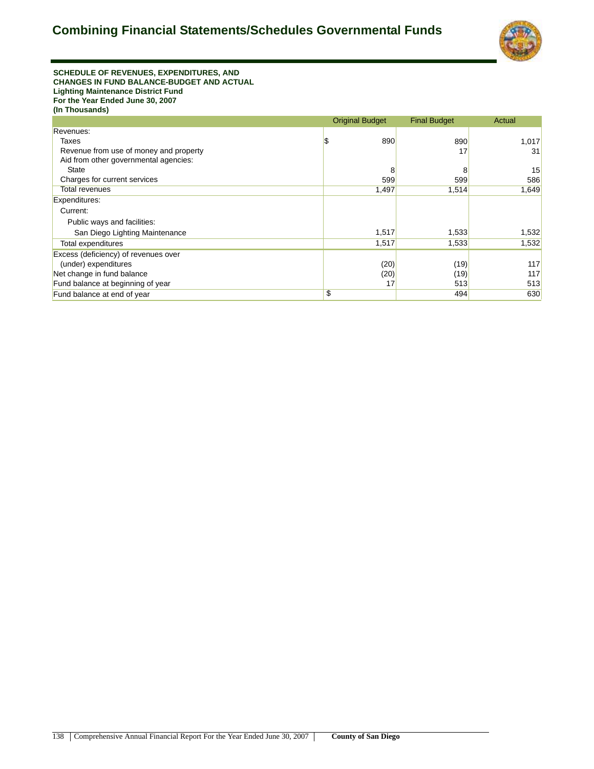# Combining Financial Statements/Schedules Governmental Funds

**SCHEDULE OF REVENUES, EXPENDITURES, AND CHANGES IN FUND BALANCE-BUDGET AND ACTUAL**
**Lighting Maintenance District Fund**
**For the Year Ended June 30, 2007**
**(In Thousands)**

| | Original Budget | Final Budget | Actual |
|---|---|---|---|
| Revenues: | | | |
| Taxes | $ 890 | 890 | 1,017 |
| Revenue from use of money and property | | 17 | 31 |
| Aid from other governmental agencies: | | | |
| State | 8 | 8 | 15 |
| Charges for current services | 599 | 599 | 586 |
| Total revenues | 1,497 | 1,514 | 1,649 |
| Expenditures: | | | |
| Current: | | | |
| Public ways and facilities: | | | |
| San Diego Lighting Maintenance | 1,517 | 1,533 | 1,532 |
| Total expenditures | 1,517 | 1,533 | 1,532 |
| Excess (deficiency) of revenues over (under) expenditures | (20) | (19) | 117 |
| Net change in fund balance | (20) | (19) | 117 |
| Fund balance at beginning of year | 17 | 513 | 513 |
| Fund balance at end of year | $ | 494 | 630 |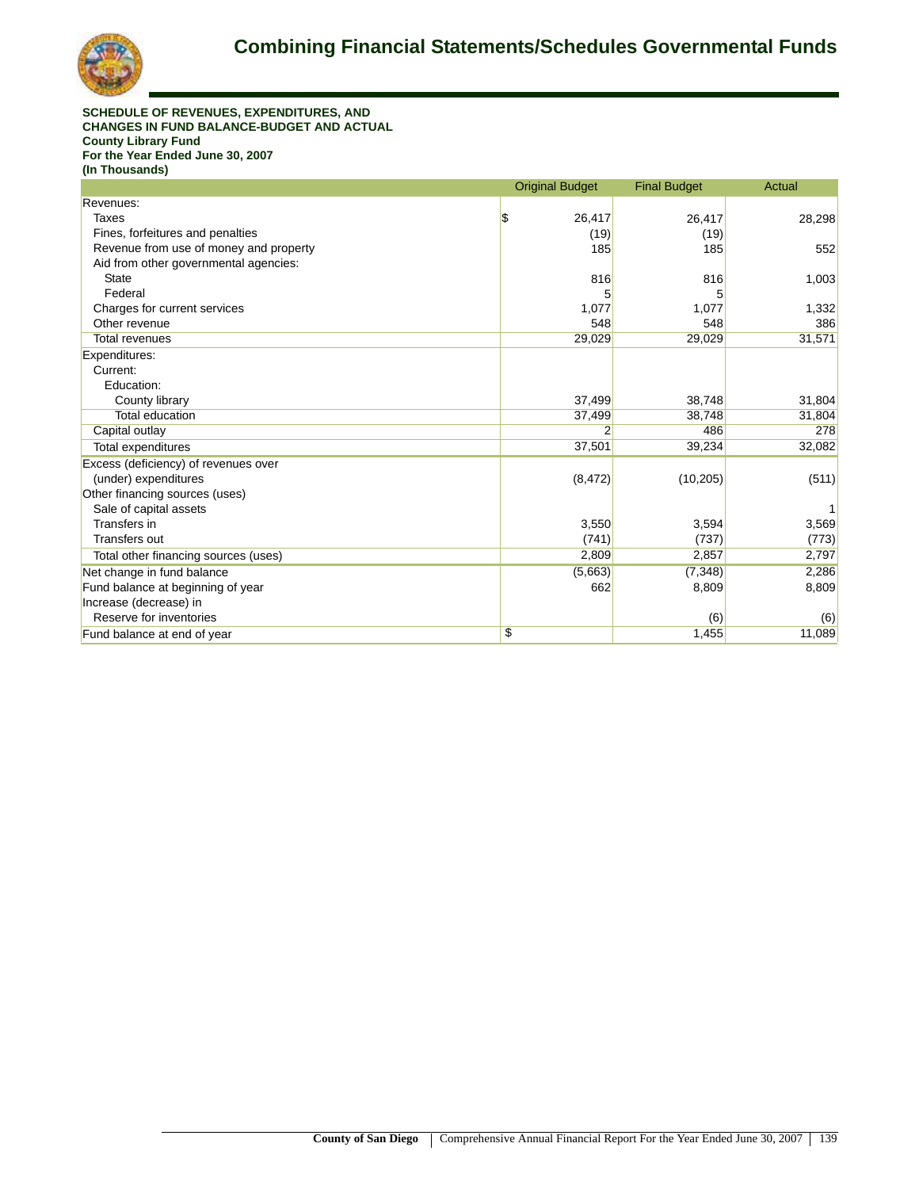# Combining Financial Statements/Schedules Governmental Funds

**SCHEDULE OF REVENUES, EXPENDITURES, AND CHANGES IN FUND BALANCE-BUDGET AND ACTUAL**
**County Library Fund**
**For the Year Ended June 30, 2007**
**(In Thousands)**

| | Original Budget | Final Budget | Actual |
|---|---|---|---|
| Revenues: | | | |
| Taxes | $ 26,417 | 26,417 | 28,298 |
| Fines, forfeitures and penalties | (19) | (19) | |
| Revenue from use of money and property | 185 | 185 | 552 |
| Aid from other governmental agencies: | | | |
| State | 816 | 816 | 1,003 |
| Federal | 5 | 5 | |
| Charges for current services | 1,077 | 1,077 | 1,332 |
| Other revenue | 548 | 548 | 386 |
| Total revenues | 29,029 | 29,029 | 31,571 |
| Expenditures: | | | |
| Current: | | | |
| Education: | | | |
| County library | 37,499 | 38,748 | 31,804 |
| Total education | 37,499 | 38,748 | 31,804 |
| Capital outlay | 2 | 486 | 278 |
| Total expenditures | 37,501 | 39,234 | 32,082 |
| Excess (deficiency) of revenues over (under) expenditures | (8,472) | (10,205) | (511) |
| Other financing sources (uses) | | | |
| Sale of capital assets | | | 1 |
| Transfers in | 3,550 | 3,594 | 3,569 |
| Transfers out | (741) | (737) | (773) |
| Total other financing sources (uses) | 2,809 | 2,857 | 2,797 |
| Net change in fund balance | (5,663) | (7,348) | 2,286 |
| Fund balance at beginning of year | 662 | 8,809 | 8,809 |
| Increase (decrease) in | | | |
| Reserve for inventories | | (6) | (6) |
| Fund balance at end of year | $ | 1,455 | 11,089 |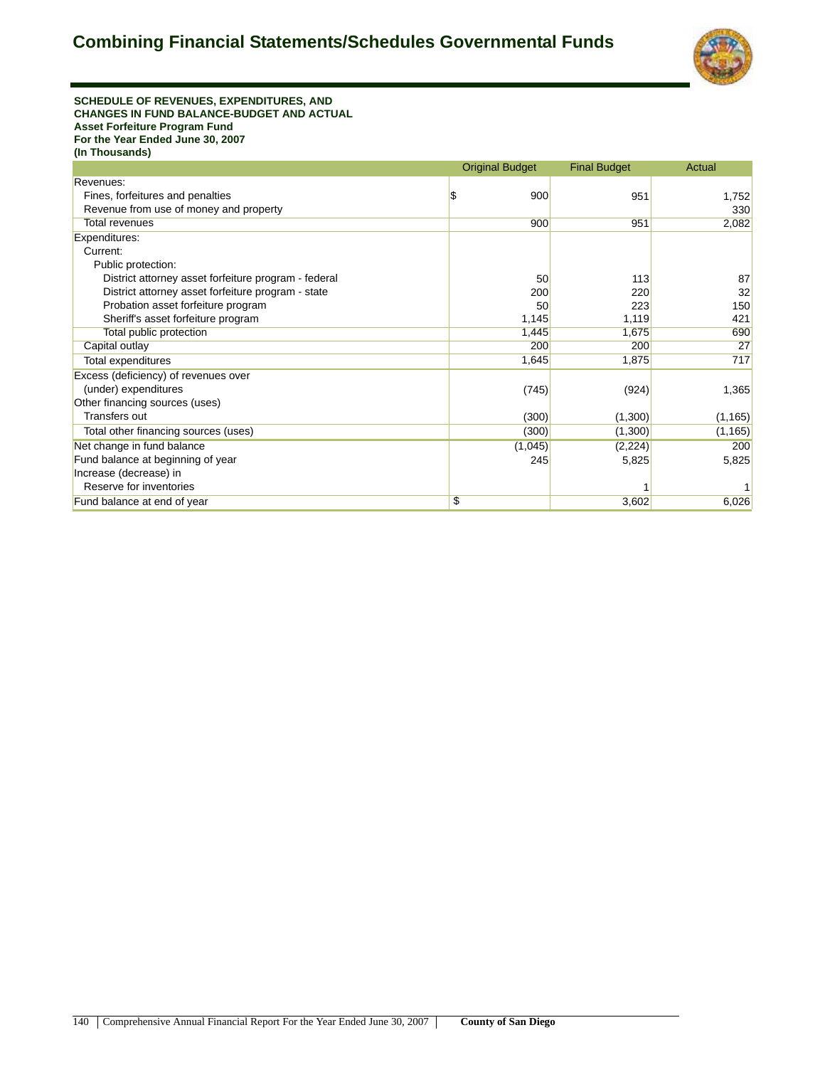# Combining Financial Statements/Schedules Governmental Funds

**SCHEDULE OF REVENUES, EXPENDITURES, AND CHANGES IN FUND BALANCE-BUDGET AND ACTUAL**
**Asset Forfeiture Program Fund**
**For the Year Ended June 30, 2007**
**(In Thousands)**

| | Original Budget | Final Budget | Actual |
|---|---|---|---|
| Revenues: | | | |
| Fines, forfeitures and penalties | $ 900 | 951 | 1,752 |
| Revenue from use of money and property | | | 330 |
| Total revenues | 900 | 951 | 2,082 |
| Expenditures: | | | |
| Current: | | | |
| Public protection: | | | |
| District attorney asset forfeiture program - federal | 50 | 113 | 87 |
| District attorney asset forfeiture program - state | 200 | 220 | 32 |
| Probation asset forfeiture program | 50 | 223 | 150 |
| Sheriff's asset forfeiture program | 1,145 | 1,119 | 421 |
| Total public protection | 1,445 | 1,675 | 690 |
| Capital outlay | 200 | 200 | 27 |
| Total expenditures | 1,645 | 1,875 | 717 |
| Excess (deficiency) of revenues over (under) expenditures | (745) | (924) | 1,365 |
| Other financing sources (uses) | | | |
| Transfers out | (300) | (1,300) | (1,165) |
| Total other financing sources (uses) | (300) | (1,300) | (1,165) |
| Net change in fund balance | (1,045) | (2,224) | 200 |
| Fund balance at beginning of year | 245 | 5,825 | 5,825 |
| Increase (decrease) in | | | |
| Reserve for inventories | | 1 | 1 |
| Fund balance at end of year | $ | 3,602 | 6,026 |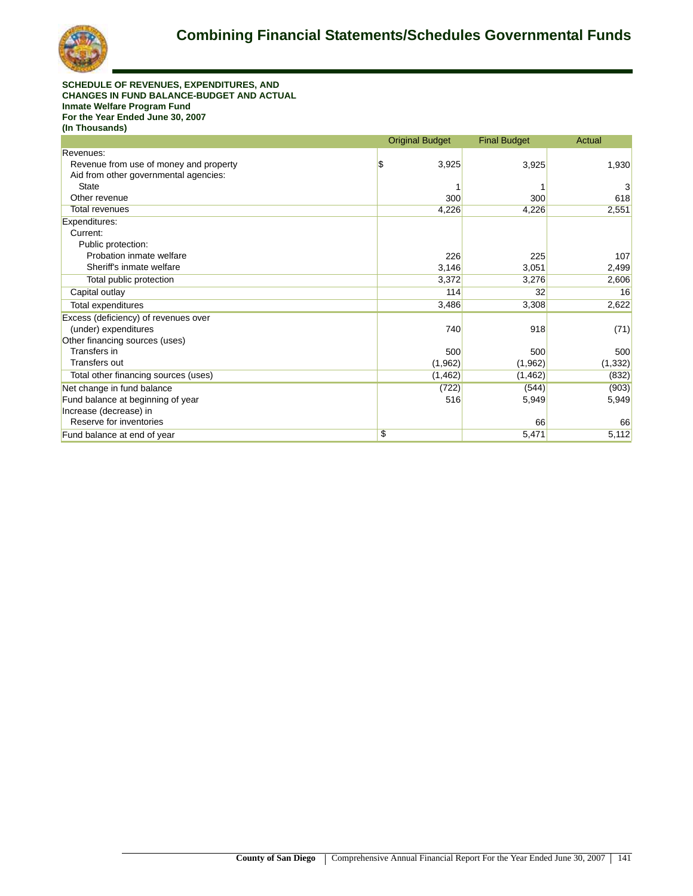# Combining Financial Statements/Schedules Governmental Funds

**SCHEDULE OF REVENUES, EXPENDITURES, AND CHANGES IN FUND BALANCE-BUDGET AND ACTUAL**
**Inmate Welfare Program Fund**
**For the Year Ended June 30, 2007**
**(In Thousands)**

| | Original Budget | Final Budget | Actual |
|---|---|---|---|
| Revenues: | | | |
| Revenue from use of money and property | $ 3,925 | 3,925 | 1,930 |
| Aid from other governmental agencies: | | | |
| State | 1 | 1 | 3 |
| Other revenue | 300 | 300 | 618 |
| Total revenues | 4,226 | 4,226 | 2,551 |
| Expenditures: | | | |
| Current: | | | |
| Public protection: | | | |
| Probation inmate welfare | 226 | 225 | 107 |
| Sheriff's inmate welfare | 3,146 | 3,051 | 2,499 |
| Total public protection | 3,372 | 3,276 | 2,606 |
| Capital outlay | 114 | 32 | 16 |
| Total expenditures | 3,486 | 3,308 | 2,622 |
| Excess (deficiency) of revenues over (under) expenditures | 740 | 918 | (71) |
| Other financing sources (uses) | | | |
| Transfers in | 500 | 500 | 500 |
| Transfers out | (1,962) | (1,962) | (1,332) |
| Total other financing sources (uses) | (1,462) | (1,462) | (832) |
| Net change in fund balance | (722) | (544) | (903) |
| Fund balance at beginning of year | 516 | 5,949 | 5,949 |
| Increase (decrease) in | | | |
| Reserve for inventories | | 66 | 66 |
| Fund balance at end of year | $ | 5,471 | 5,112 |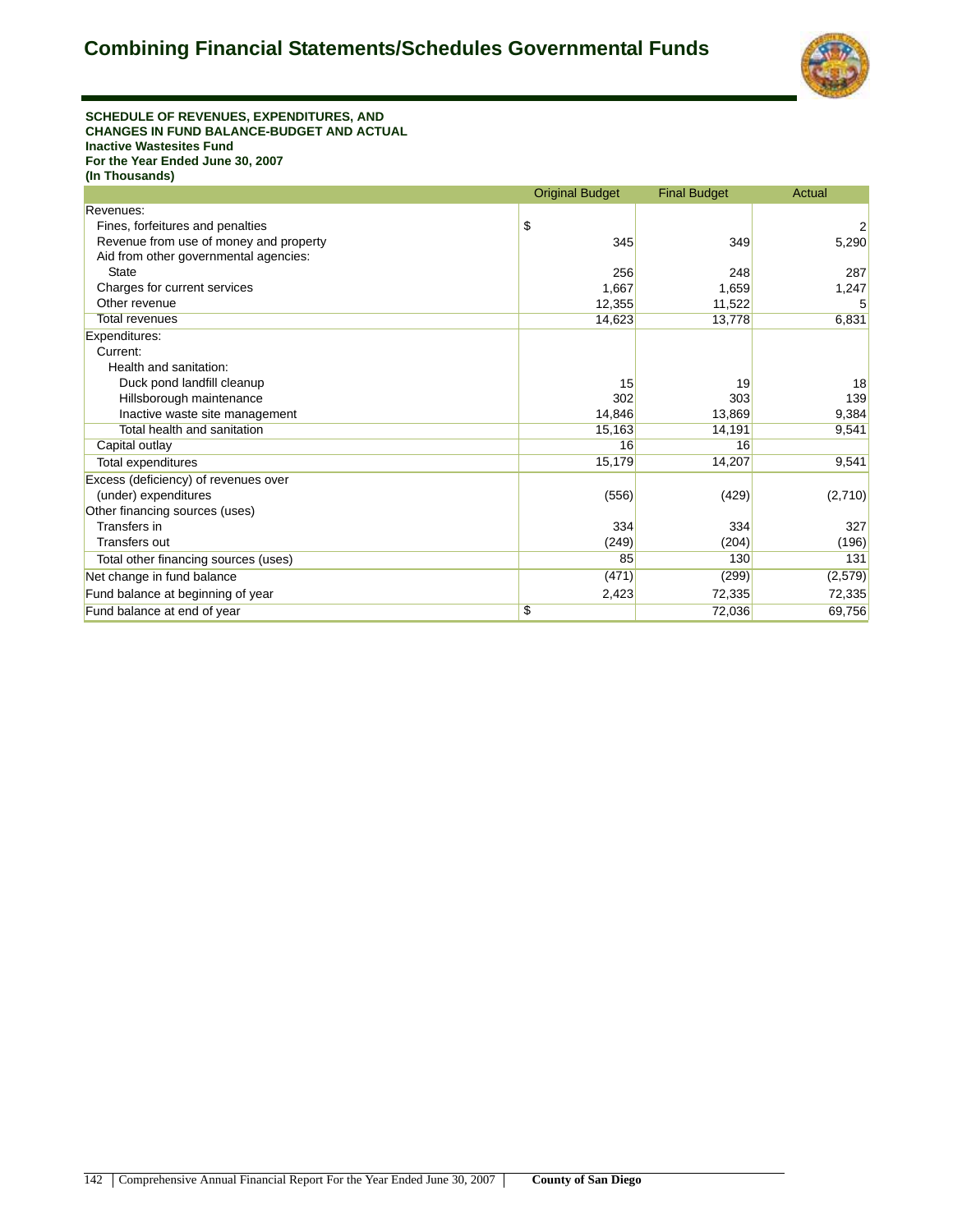# Combining Financial Statements/Schedules Governmental Funds

**SCHEDULE OF REVENUES, EXPENDITURES, AND CHANGES IN FUND BALANCE-BUDGET AND ACTUAL**
**Inactive Wastesites Fund**
**For the Year Ended June 30, 2007**
**(In Thousands)**

| | Original Budget | Final Budget | Actual |
|---|---|---|---|
| Revenues: | | | |
| Fines, forfeitures and penalties | $ | | 2 |
| Revenue from use of money and property | 345 | 349 | 5,290 |
| Aid from other governmental agencies: | | | |
| State | 256 | 248 | 287 |
| Charges for current services | 1,667 | 1,659 | 1,247 |
| Other revenue | 12,355 | 11,522 | 5 |
| Total revenues | 14,623 | 13,778 | 6,831 |
| Expenditures: | | | |
| Current: | | | |
| Health and sanitation: | | | |
| Duck pond landfill cleanup | 15 | 19 | 18 |
| Hillsborough maintenance | 302 | 303 | 139 |
| Inactive waste site management | 14,846 | 13,869 | 9,384 |
| Total health and sanitation | 15,163 | 14,191 | 9,541 |
| Capital outlay | 16 | 16 | |
| Total expenditures | 15,179 | 14,207 | 9,541 |
| Excess (deficiency) of revenues over (under) expenditures | (556) | (429) | (2,710) |
| Other financing sources (uses) | | | |
| Transfers in | 334 | 334 | 327 |
| Transfers out | (249) | (204) | (196) |
| Total other financing sources (uses) | 85 | 130 | 131 |
| Net change in fund balance | (471) | (299) | (2,579) |
| Fund balance at beginning of year | 2,423 | 72,335 | 72,335 |
| Fund balance at end of year | $ | 72,036 | 69,756 |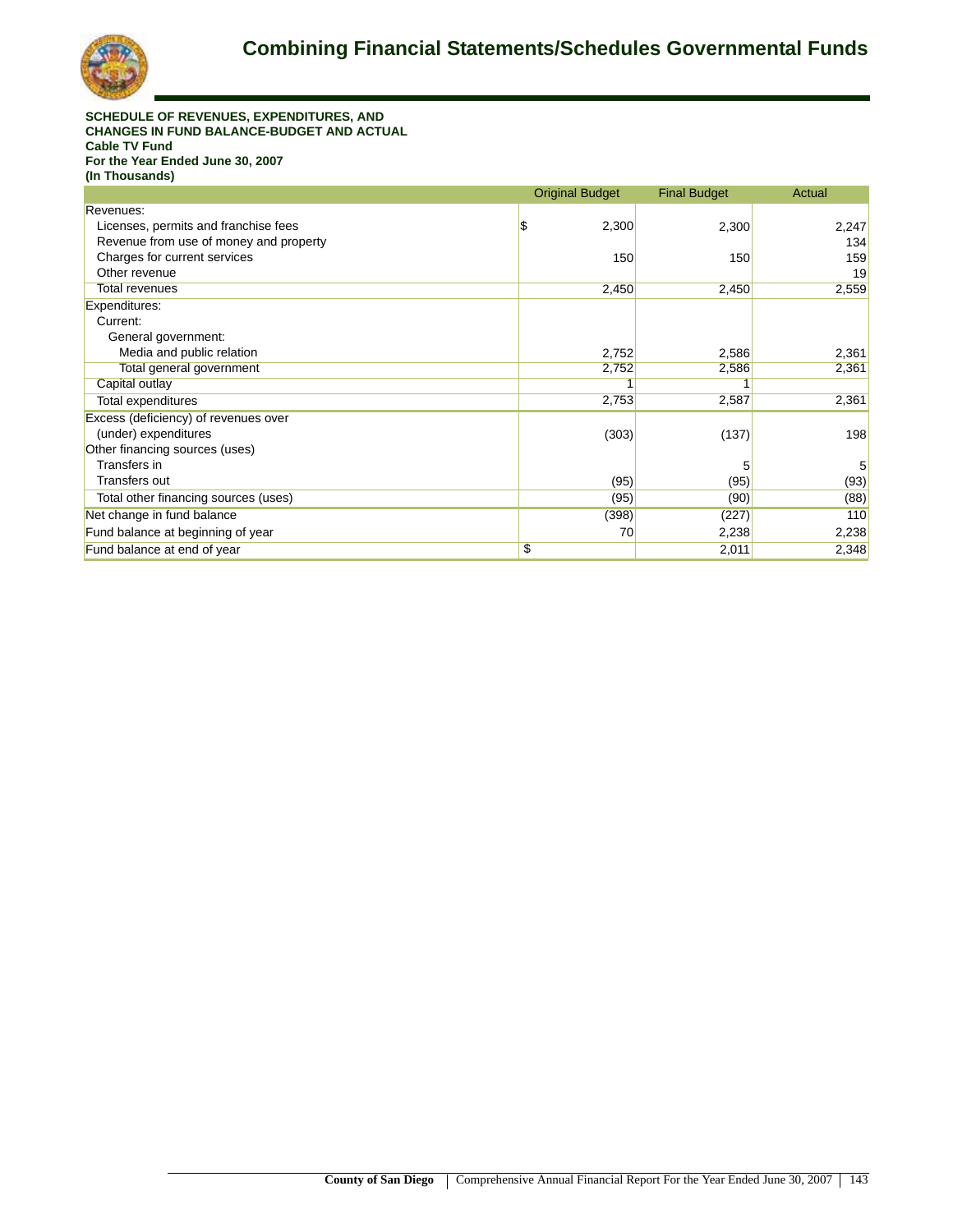# Combining Financial Statements/Schedules Governmental Funds

**SCHEDULE OF REVENUES, EXPENDITURES, AND CHANGES IN FUND BALANCE-BUDGET AND ACTUAL**
**Cable TV Fund**
**For the Year Ended June 30, 2007**
**(In Thousands)**

| | Original Budget | Final Budget | Actual |
|---|---|---|---|
| Revenues: | | | |
| Licenses, permits and franchise fees | $ 2,300 | 2,300 | 2,247 |
| Revenue from use of money and property | | | 134 |
| Charges for current services | 150 | 150 | 159 |
| Other revenue | | | 19 |
| Total revenues | 2,450 | 2,450 | 2,559 |
| Expenditures: | | | |
| Current: | | | |
| General government: | | | |
| Media and public relation | 2,752 | 2,586 | 2,361 |
| Total general government | 2,752 | 2,586 | 2,361 |
| Capital outlay | 1 | 1 | |
| Total expenditures | 2,753 | 2,587 | 2,361 |
| Excess (deficiency) of revenues over (under) expenditures | (303) | (137) | 198 |
| Other financing sources (uses) | | | |
| Transfers in | | 5 | 5 |
| Transfers out | (95) | (95) | (93) |
| Total other financing sources (uses) | (95) | (90) | (88) |
| Net change in fund balance | (398) | (227) | 110 |
| Fund balance at beginning of year | 70 | 2,238 | 2,238 |
| Fund balance at end of year | $ | 2,011 | 2,348 |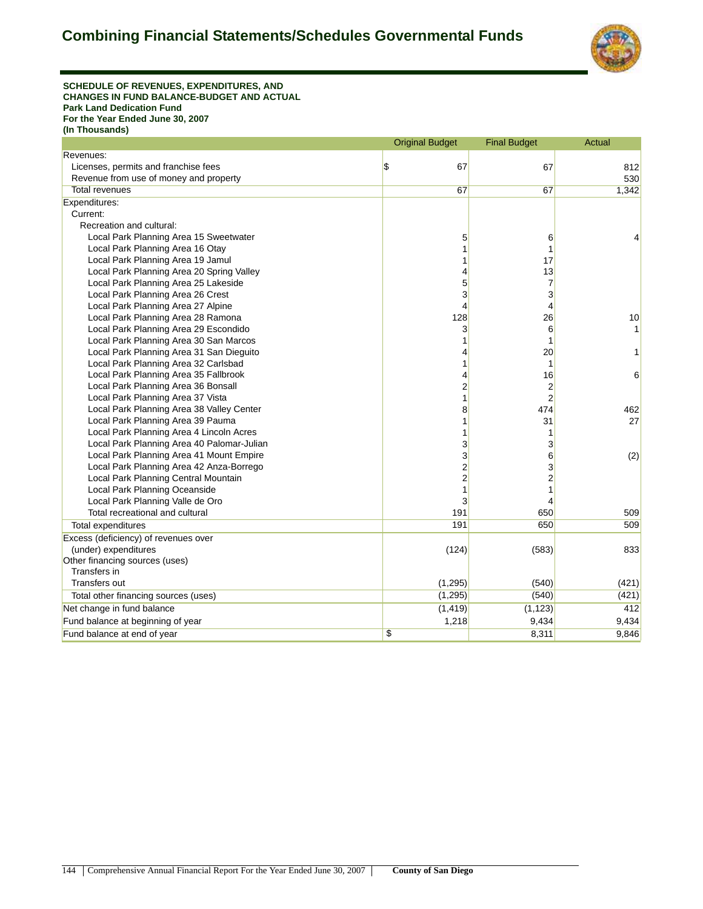# Combining Financial Statements/Schedules Governmental Funds

**SCHEDULE OF REVENUES, EXPENDITURES, AND CHANGES IN FUND BALANCE-BUDGET AND ACTUAL**
**Park Land Dedication Fund**
**For the Year Ended June 30, 2007**
**(In Thousands)**

| | Original Budget | Final Budget | Actual |
|---|---|---|---|
| Revenues: | | | |
| Licenses, permits and franchise fees | $ 67 | 67 | 812 |
| Revenue from use of money and property | | | 530 |
| Total revenues | 67 | 67 | 1,342 |
| Expenditures: | | | |
| Current: | | | |
| Recreation and cultural: | | | |
| Local Park Planning Area 15 Sweetwater | 5 | 6 | 4 |
| Local Park Planning Area 16 Otay | 1 | 1 | |
| Local Park Planning Area 19 Jamul | 1 | 17 | |
| Local Park Planning Area 20 Spring Valley | 4 | 13 | |
| Local Park Planning Area 25 Lakeside | 5 | 7 | |
| Local Park Planning Area 26 Crest | 3 | 3 | |
| Local Park Planning Area 27 Alpine | 4 | 4 | |
| Local Park Planning Area 28 Ramona | 128 | 26 | 10 |
| Local Park Planning Area 29 Escondido | 3 | 6 | 1 |
| Local Park Planning Area 30 San Marcos | 1 | 1 | |
| Local Park Planning Area 31 San Dieguito | 4 | 20 | 1 |
| Local Park Planning Area 32 Carlsbad | 1 | 1 | |
| Local Park Planning Area 35 Fallbrook | 4 | 16 | 6 |
| Local Park Planning Area 36 Bonsall | 2 | 2 | |
| Local Park Planning Area 37 Vista | 1 | 2 | |
| Local Park Planning Area 38 Valley Center | 8 | 474 | 462 |
| Local Park Planning Area 39 Pauma | 1 | 31 | 27 |
| Local Park Planning Area 4 Lincoln Acres | 1 | 1 | |
| Local Park Planning Area 40 Palomar-Julian | 3 | 3 | |
| Local Park Planning Area 41 Mount Empire | 3 | 6 | (2) |
| Local Park Planning Area 42 Anza-Borrego | 2 | 3 | |
| Local Park Planning Central Mountain | 2 | 2 | |
| Local Park Planning Oceanside | 1 | 1 | |
| Local Park Planning Valle de Oro | 3 | 4 | |
| Total recreational and cultural | 191 | 650 | 509 |
| Total expenditures | 191 | 650 | 509 |
| Excess (deficiency) of revenues over (under) expenditures | (124) | (583) | 833 |
| Other financing sources (uses) | | | |
| Transfers in | | | |
| Transfers out | (1,295) | (540) | (421) |
| Total other financing sources (uses) | (1,295) | (540) | (421) |
| Net change in fund balance | (1,419) | (1,123) | 412 |
| Fund balance at beginning of year | 1,218 | 9,434 | 9,434 |
| Fund balance at end of year | $ | 8,311 | 9,846 |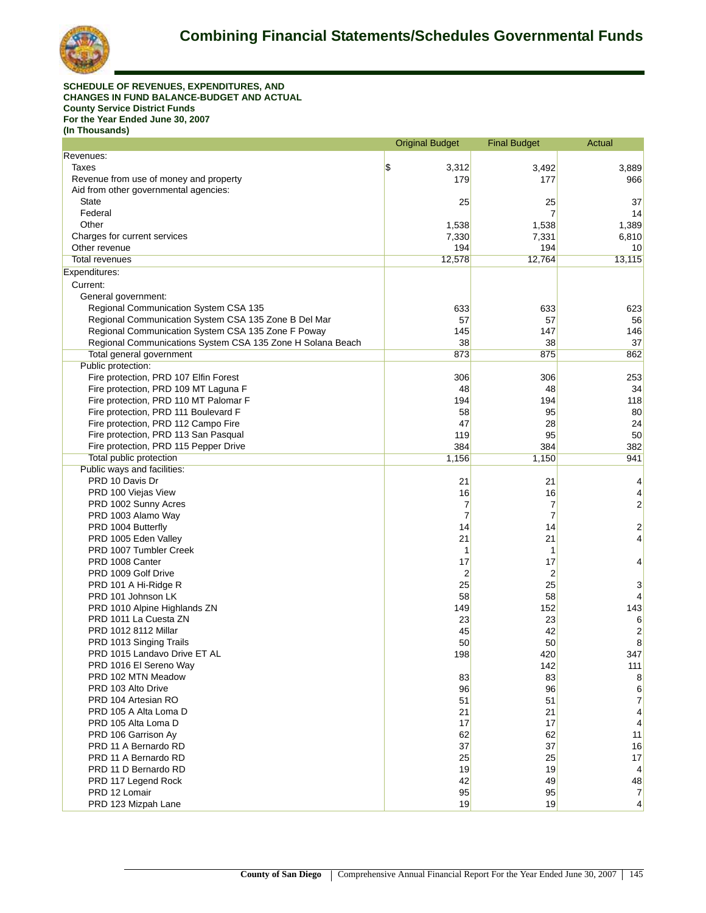# Combining Financial Statements/Schedules Governmental Funds

**SCHEDULE OF REVENUES, EXPENDITURES, AND CHANGES IN FUND BALANCE-BUDGET AND ACTUAL**
**County Service District Funds**
**For the Year Ended June 30, 2007**
**(In Thousands)**

| | Original Budget | Final Budget | Actual |
|---|---|---|---|
| Revenues: | | | |
| Taxes | $ 3,312 | 3,492 | 3,889 |
| Revenue from use of money and property | 179 | 177 | 966 |
| Aid from other governmental agencies: | | | |
| State | 25 | 25 | 37 |
| Federal | | 7 | 14 |
| Other | 1,538 | 1,538 | 1,389 |
| Charges for current services | 7,330 | 7,331 | 6,810 |
| Other revenue | 194 | 194 | 10 |
| Total revenues | 12,578 | 12,764 | 13,115 |
| Expenditures: | | | |
| Current: | | | |
| General government: | | | |
| Regional Communication System CSA 135 | 633 | 633 | 623 |
| Regional Communication System CSA 135 Zone B Del Mar | 57 | 57 | 56 |
| Regional Communication System CSA 135 Zone F Poway | 145 | 147 | 146 |
| Regional Communications System CSA 135 Zone H Solana Beach | 38 | 38 | 37 |
| Total general government | 873 | 875 | 862 |
| Public protection: | | | |
| Fire protection, PRD 107 Elfin Forest | 306 | 306 | 253 |
| Fire protection, PRD 109 MT Laguna F | 48 | 48 | 34 |
| Fire protection, PRD 110 MT Palomar F | 194 | 194 | 118 |
| Fire protection, PRD 111 Boulevard F | 58 | 95 | 80 |
| Fire protection, PRD 112 Campo Fire | 47 | 28 | 24 |
| Fire protection, PRD 113 San Pasqual | 119 | 95 | 50 |
| Fire protection, PRD 115 Pepper Drive | 384 | 384 | 382 |
| Total public protection | 1,156 | 1,150 | 941 |
| Public ways and facilities: | | | |
| PRD 10 Davis Dr | 21 | 21 | 4 |
| PRD 100 Viejas View | 16 | 16 | 4 |
| PRD 1002 Sunny Acres | 7 | 7 | 2 |
| PRD 1003 Alamo Way | 7 | 7 | |
| PRD 1004 Butterfly | 14 | 14 | 2 |
| PRD 1005 Eden Valley | 21 | 21 | 4 |
| PRD 1007 Tumbler Creek | 1 | 1 | |
| PRD 1008 Canter | 17 | 17 | 4 |
| PRD 1009 Golf Drive | 2 | 2 | |
| PRD 101 A Hi-Ridge R | 25 | 25 | 3 |
| PRD 101 Johnson LK | 58 | 58 | 4 |
| PRD 1010 Alpine Highlands ZN | 149 | 152 | 143 |
| PRD 1011 La Cuesta ZN | 23 | 23 | 6 |
| PRD 1012 8112 Millar | 45 | 42 | 2 |
| PRD 1013 Singing Trails | 50 | 50 | 8 |
| PRD 1015 Landavo Drive ET AL | 198 | 420 | 347 |
| PRD 1016 El Sereno Way | | 142 | 111 |
| PRD 102 MTN Meadow | 83 | 83 | 8 |
| PRD 103 Alto Drive | 96 | 96 | 6 |
| PRD 104 Artesian RO | 51 | 51 | 7 |
| PRD 105 A Alta Loma D | 21 | 21 | 4 |
| PRD 105 Alta Loma D | 17 | 17 | 4 |
| PRD 106 Garrison Ay | 62 | 62 | 11 |
| PRD 11 A Bernardo RD | 37 | 37 | 16 |
| PRD 11 A Bernardo RD | 25 | 25 | 17 |
| PRD 11 D Bernardo RD | 19 | 19 | 4 |
| PRD 117 Legend Rock | 42 | 49 | 48 |
| PRD 12 Lomair | 95 | 95 | 7 |
| PRD 123 Mizpah Lane | 19 | 19 | 4 |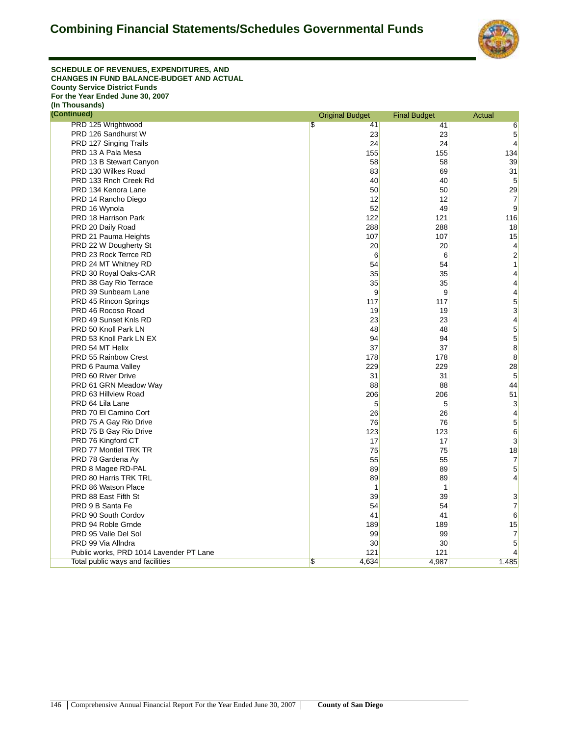# Combining Financial Statements/Schedules Governmental Funds

**SCHEDULE OF REVENUES, EXPENDITURES, AND CHANGES IN FUND BALANCE-BUDGET AND ACTUAL**
**County Service District Funds**
**For the Year Ended June 30, 2007**
**(In Thousands)**

| (Continued) | Original Budget | Final Budget | Actual |
|---|---|---|---|
| PRD 125 Wrightwood | $ 41 | 41 | 6 |
| PRD 126 Sandhurst W | 23 | 23 | 5 |
| PRD 127 Singing Trails | 24 | 24 | 4 |
| PRD 13 A Pala Mesa | 155 | 155 | 134 |
| PRD 13 B Stewart Canyon | 58 | 58 | 39 |
| PRD 130 Wilkes Road | 83 | 69 | 31 |
| PRD 133 Rnch Creek Rd | 40 | 40 | 5 |
| PRD 134 Kenora Lane | 50 | 50 | 29 |
| PRD 14 Rancho Diego | 12 | 12 | 7 |
| PRD 16 Wynola | 52 | 49 | 9 |
| PRD 18 Harrison Park | 122 | 121 | 116 |
| PRD 20 Daily Road | 288 | 288 | 18 |
| PRD 21 Pauma Heights | 107 | 107 | 15 |
| PRD 22 W Dougherty St | 20 | 20 | 4 |
| PRD 23 Rock Terrce RD | 6 | 6 | 2 |
| PRD 24 MT Whitney RD | 54 | 54 | 1 |
| PRD 30 Royal Oaks-CAR | 35 | 35 | 4 |
| PRD 38 Gay Rio Terrace | 35 | 35 | 4 |
| PRD 39 Sunbeam Lane | 9 | 9 | 4 |
| PRD 45 Rincon Springs | 117 | 117 | 5 |
| PRD 46 Rocoso Road | 19 | 19 | 3 |
| PRD 49 Sunset Knls RD | 23 | 23 | 4 |
| PRD 50 Knoll Park LN | 48 | 48 | 5 |
| PRD 53 Knoll Park LN EX | 94 | 94 | 5 |
| PRD 54 MT Helix | 37 | 37 | 8 |
| PRD 55 Rainbow Crest | 178 | 178 | 8 |
| PRD 6 Pauma Valley | 229 | 229 | 28 |
| PRD 60 River Drive | 31 | 31 | 5 |
| PRD 61 GRN Meadow Way | 88 | 88 | 44 |
| PRD 63 Hillview Road | 206 | 206 | 51 |
| PRD 64 Lila Lane | 5 | 5 | 3 |
| PRD 70 El Camino Cort | 26 | 26 | 4 |
| PRD 75 A Gay Rio Drive | 76 | 76 | 5 |
| PRD 75 B Gay Rio Drive | 123 | 123 | 6 |
| PRD 76 Kingford CT | 17 | 17 | 3 |
| PRD 77 Montiel TRK TR | 75 | 75 | 18 |
| PRD 78 Gardena Ay | 55 | 55 | 7 |
| PRD 8 Magee RD-PAL | 89 | 89 | 5 |
| PRD 80 Harris TRK TRL | 89 | 89 | 4 |
| PRD 86 Watson Place | 1 | 1 | |
| PRD 88 East Fifth St | 39 | 39 | 3 |
| PRD 9 B Santa Fe | 54 | 54 | 7 |
| PRD 90 South Cordov | 41 | 41 | 6 |
| PRD 94 Roble Grnde | 189 | 189 | 15 |
| PRD 95 Valle Del Sol | 99 | 99 | 7 |
| PRD 99 Via Allndra | 30 | 30 | 5 |
| Public works, PRD 1014 Lavender PT Lane | 121 | 121 | 4 |
| Total public ways and facilities | $ 4,634 | 4,987 | 1,485 |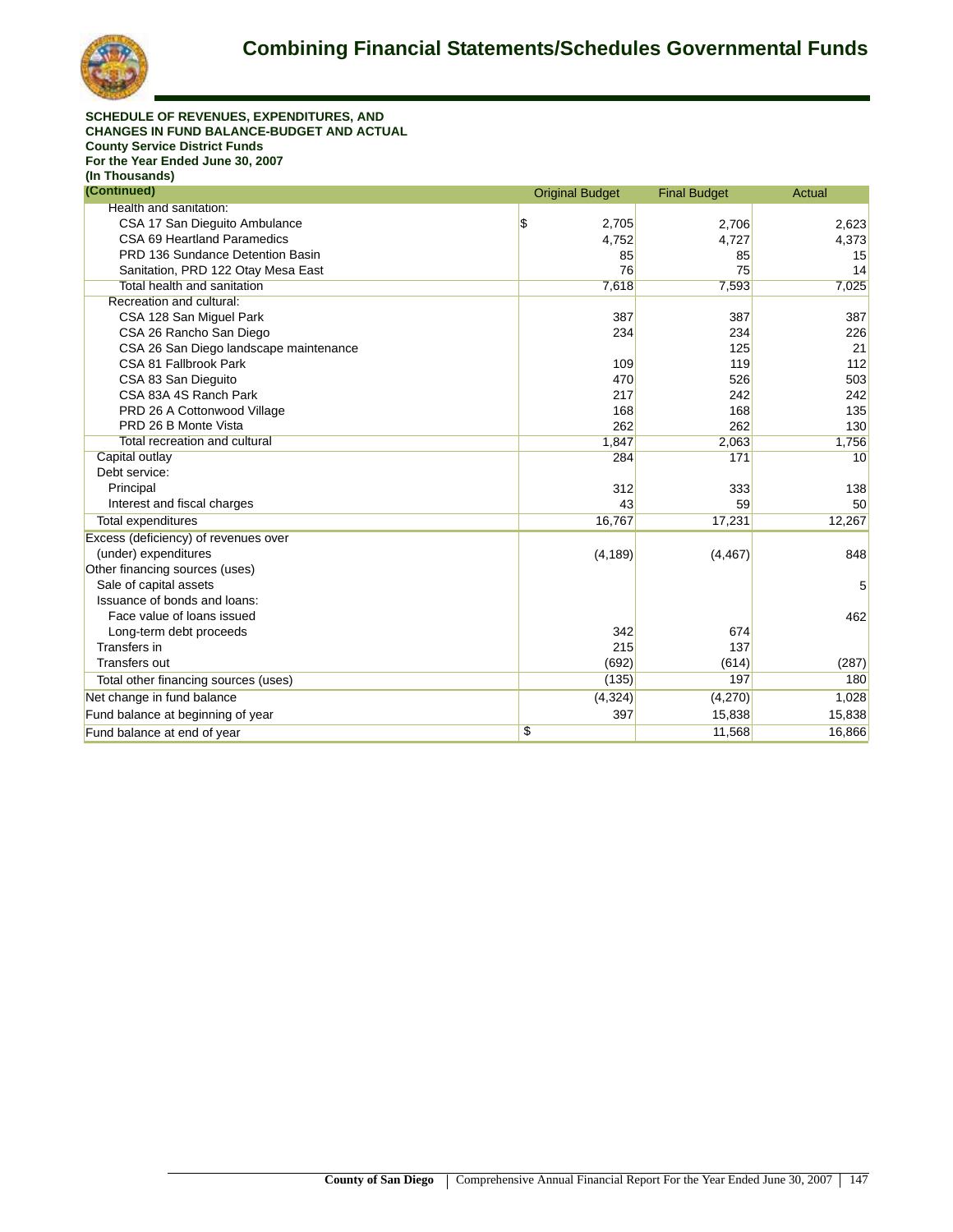# Combining Financial Statements/Schedules Governmental Funds

**SCHEDULE OF REVENUES, EXPENDITURES, AND CHANGES IN FUND BALANCE-BUDGET AND ACTUAL**
**County Service District Funds**
**For the Year Ended June 30, 2007**
**(In Thousands)**

| (Continued) | Original Budget | Final Budget | Actual |
|---|---|---|---|
| Health and sanitation: | | | |
| CSA 17 San Dieguito Ambulance | $ 2,705 | 2,706 | 2,623 |
| CSA 69 Heartland Paramedics | 4,752 | 4,727 | 4,373 |
| PRD 136 Sundance Detention Basin | 85 | 85 | 15 |
| Sanitation, PRD 122 Otay Mesa East | 76 | 75 | 14 |
| Total health and sanitation | 7,618 | 7,593 | 7,025 |
| Recreation and cultural: | | | |
| CSA 128 San Miguel Park | 387 | 387 | 387 |
| CSA 26 Rancho San Diego | 234 | 234 | 226 |
| CSA 26 San Diego landscape maintenance | | 125 | 21 |
| CSA 81 Fallbrook Park | 109 | 119 | 112 |
| CSA 83 San Dieguito | 470 | 526 | 503 |
| CSA 83A 4S Ranch Park | 217 | 242 | 242 |
| PRD 26 A Cottonwood Village | 168 | 168 | 135 |
| PRD 26 B Monte Vista | 262 | 262 | 130 |
| Total recreation and cultural | 1,847 | 2,063 | 1,756 |
| Capital outlay | 284 | 171 | 10 |
| Debt service: | | | |
| Principal | 312 | 333 | 138 |
| Interest and fiscal charges | 43 | 59 | 50 |
| Total expenditures | 16,767 | 17,231 | 12,267 |
| Excess (deficiency) of revenues over (under) expenditures | (4,189) | (4,467) | 848 |
| Other financing sources (uses) | | | |
| Sale of capital assets | | | 5 |
| Issuance of bonds and loans: | | | |
| Face value of loans issued | | | 462 |
| Long-term debt proceeds | 342 | 674 | |
| Transfers in | 215 | 137 | |
| Transfers out | (692) | (614) | (287) |
| Total other financing sources (uses) | (135) | 197 | 180 |
| Net change in fund balance | (4,324) | (4,270) | 1,028 |
| Fund balance at beginning of year | 397 | 15,838 | 15,838 |
| Fund balance at end of year | $ | 11,568 | 16,866 |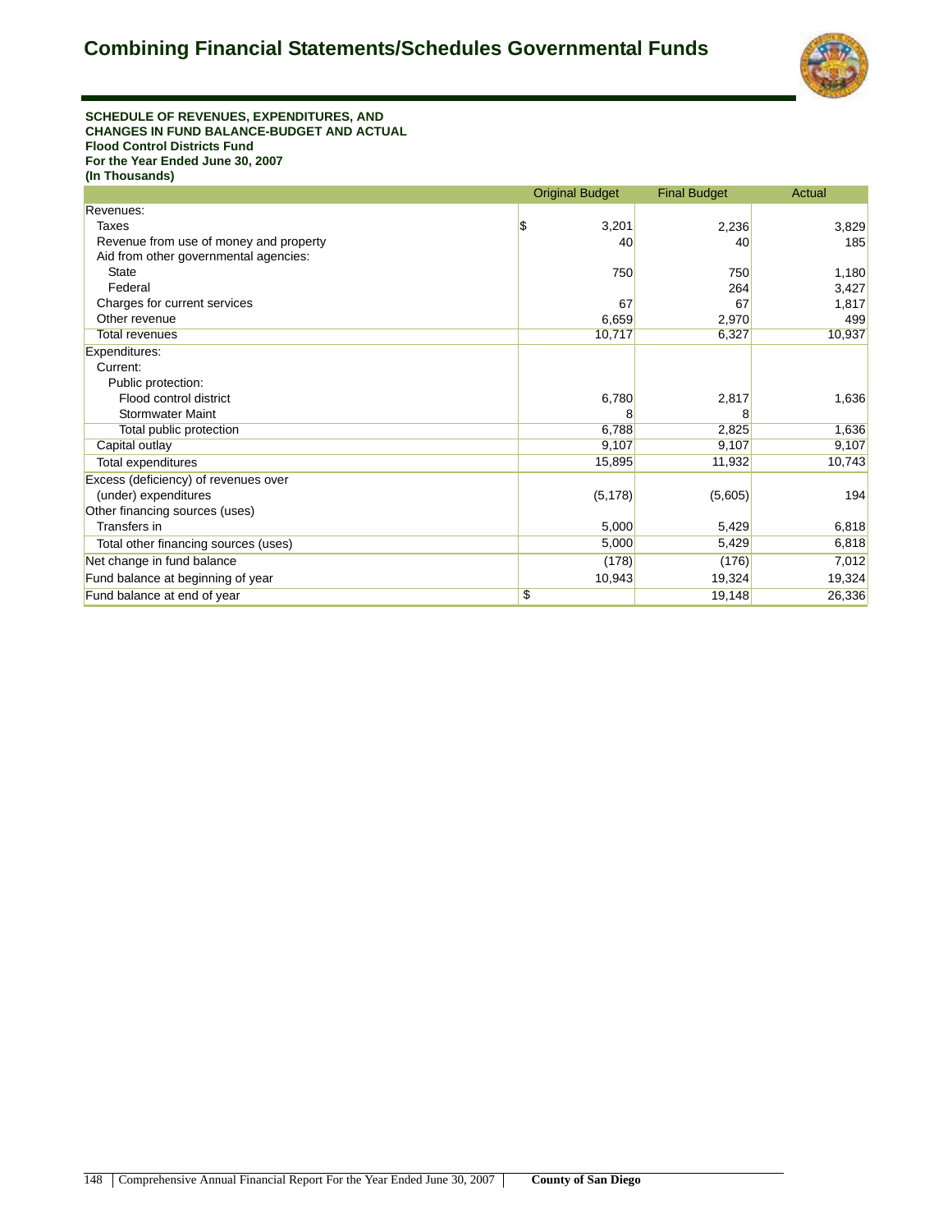# Combining Financial Statements/Schedules Governmental Funds

**SCHEDULE OF REVENUES, EXPENDITURES, AND CHANGES IN FUND BALANCE-BUDGET AND ACTUAL**
**Flood Control Districts Fund**
**For the Year Ended June 30, 2007**
**(In Thousands)**

| | Original Budget | Final Budget | Actual |
|---|---|---|---|
| Revenues: | | | |
| Taxes | $ 3,201 | 2,236 | 3,829 |
| Revenue from use of money and property | 40 | 40 | 185 |
| Aid from other governmental agencies: | | | |
| State | 750 | 750 | 1,180 |
| Federal | | 264 | 3,427 |
| Charges for current services | 67 | 67 | 1,817 |
| Other revenue | 6,659 | 2,970 | 499 |
| Total revenues | 10,717 | 6,327 | 10,937 |
| Expenditures: | | | |
| Current: | | | |
| Public protection: | | | |
| Flood control district | 6,780 | 2,817 | 1,636 |
| Stormwater Maint | 8 | 8 | |
| Total public protection | 6,788 | 2,825 | 1,636 |
| Capital outlay | 9,107 | 9,107 | 9,107 |
| Total expenditures | 15,895 | 11,932 | 10,743 |
| Excess (deficiency) of revenues over (under) expenditures | (5,178) | (5,605) | 194 |
| Other financing sources (uses) | | | |
| Transfers in | 5,000 | 5,429 | 6,818 |
| Total other financing sources (uses) | 5,000 | 5,429 | 6,818 |
| Net change in fund balance | (178) | (176) | 7,012 |
| Fund balance at beginning of year | 10,943 | 19,324 | 19,324 |
| Fund balance at end of year | $ | 19,148 | 26,336 |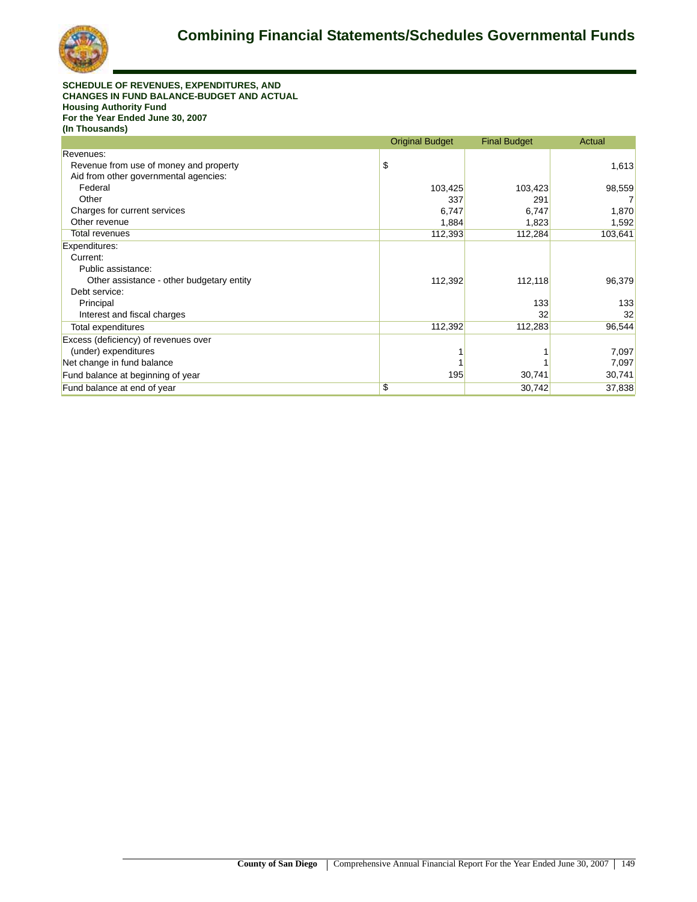# Combining Financial Statements/Schedules Governmental Funds

**SCHEDULE OF REVENUES, EXPENDITURES, AND CHANGES IN FUND BALANCE-BUDGET AND ACTUAL**
**Housing Authority Fund**
**For the Year Ended June 30, 2007**
**(In Thousands)**

| | Original Budget | Final Budget | Actual |
|---|---|---|---|
| Revenues: | | | |
| Revenue from use of money and property | $ | | 1,613 |
| Aid from other governmental agencies: | | | |
| Federal | 103,425 | 103,423 | 98,559 |
| Other | 337 | 291 | 7 |
| Charges for current services | 6,747 | 6,747 | 1,870 |
| Other revenue | 1,884 | 1,823 | 1,592 |
| Total revenues | 112,393 | 112,284 | 103,641 |
| Expenditures: | | | |
| Current: | | | |
| Public assistance: | | | |
| Other assistance - other budgetary entity | 112,392 | 112,118 | 96,379 |
| Debt service: | | | |
| Principal | | 133 | 133 |
| Interest and fiscal charges | | 32 | 32 |
| Total expenditures | 112,392 | 112,283 | 96,544 |
| Excess (deficiency) of revenues over (under) expenditures | 1 | 1 | 7,097 |
| Net change in fund balance | 1 | 1 | 7,097 |
| Fund balance at beginning of year | 195 | 30,741 | 30,741 |
| Fund balance at end of year | $ | 30,742 | 37,838 |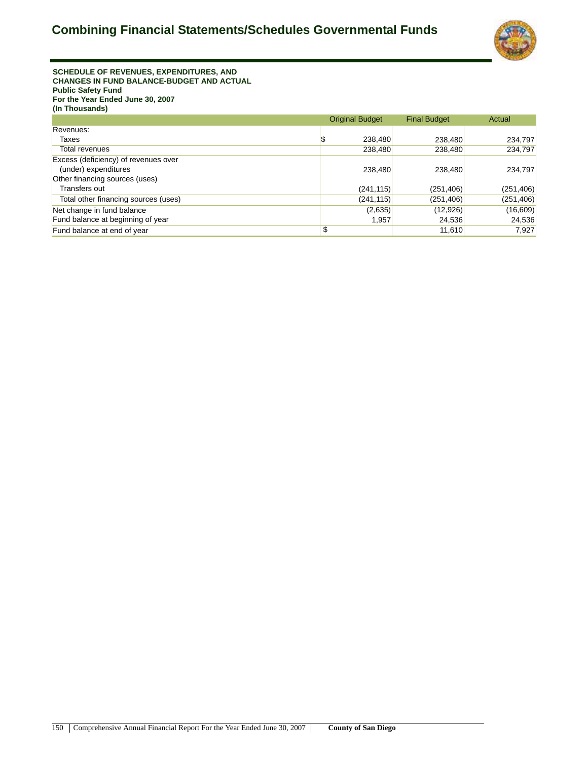# Combining Financial Statements/Schedules Governmental Funds

**SCHEDULE OF REVENUES, EXPENDITURES, AND CHANGES IN FUND BALANCE-BUDGET AND ACTUAL**
**Public Safety Fund**
**For the Year Ended June 30, 2007**
**(In Thousands)**

| | Original Budget | Final Budget | Actual |
|---|---|---|---|
| Revenues: | | | |
| Taxes | $ 238,480 | 238,480 | 234,797 |
| Total revenues | 238,480 | 238,480 | 234,797 |
| Excess (deficiency) of revenues over (under) expenditures | 238,480 | 238,480 | 234,797 |
| Other financing sources (uses) | | | |
| Transfers out | (241,115) | (251,406) | (251,406) |
| Total other financing sources (uses) | (241,115) | (251,406) | (251,406) |
| Net change in fund balance | (2,635) | (12,926) | (16,609) |
| Fund balance at beginning of year | 1,957 | 24,536 | 24,536 |
| Fund balance at end of year | $ | 11,610 | 7,927 |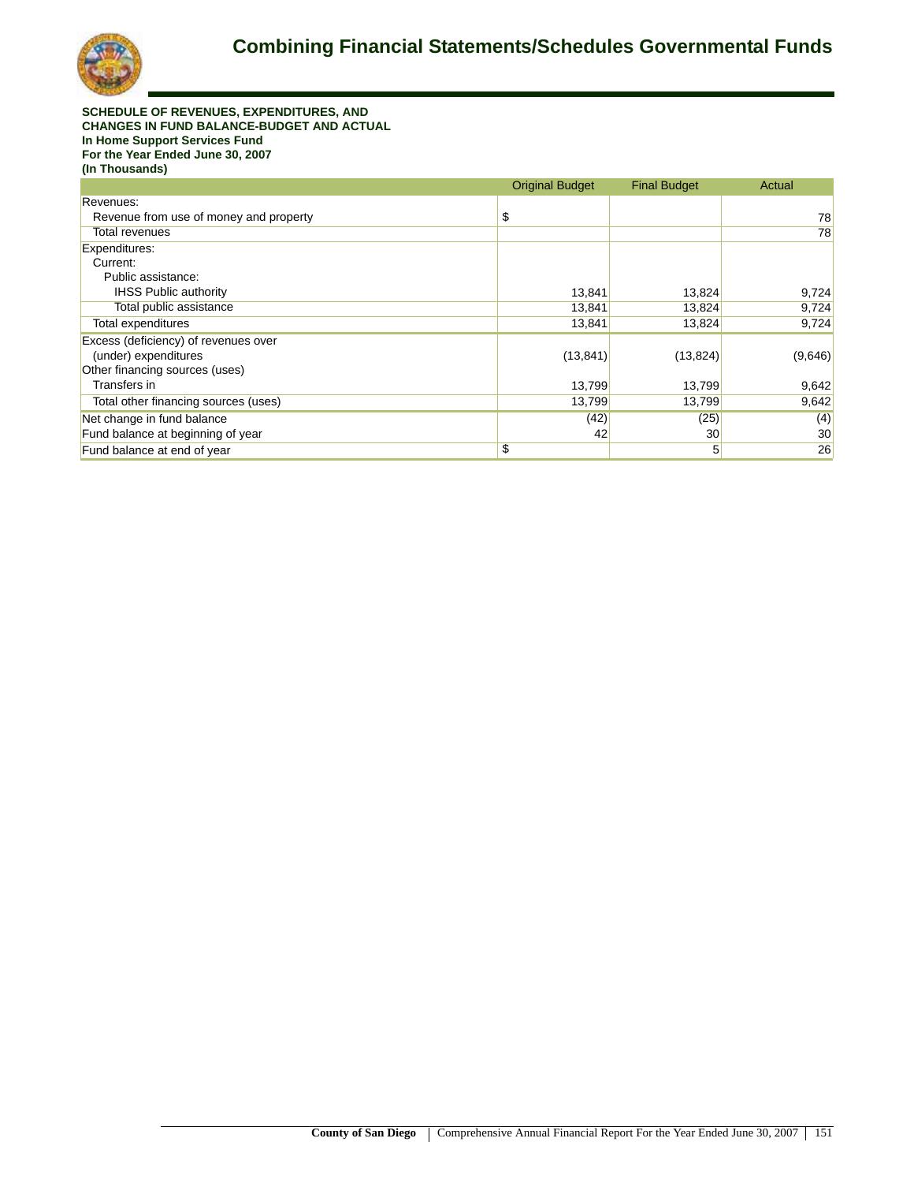# Combining Financial Statements/Schedules Governmental Funds

**SCHEDULE OF REVENUES, EXPENDITURES, AND CHANGES IN FUND BALANCE-BUDGET AND ACTUAL**
**In Home Support Services Fund**
**For the Year Ended June 30, 2007**
**(In Thousands)**

| | Original Budget | Final Budget | Actual |
|---|---|---|---|
| Revenues: | | | |
| Revenue from use of money and property | $ | | 78 |
| Total revenues | | | 78 |
| Expenditures: | | | |
| Current: | | | |
| Public assistance: | | | |
| IHSS Public authority | 13,841 | 13,824 | 9,724 |
| Total public assistance | 13,841 | 13,824 | 9,724 |
| Total expenditures | 13,841 | 13,824 | 9,724 |
| Excess (deficiency) of revenues over (under) expenditures | (13,841) | (13,824) | (9,646) |
| Other financing sources (uses) | | | |
| Transfers in | 13,799 | 13,799 | 9,642 |
| Total other financing sources (uses) | 13,799 | 13,799 | 9,642 |
| Net change in fund balance | (42) | (25) | (4) |
| Fund balance at beginning of year | 42 | 30 | 30 |
| Fund balance at end of year | $ | 5 | 26 |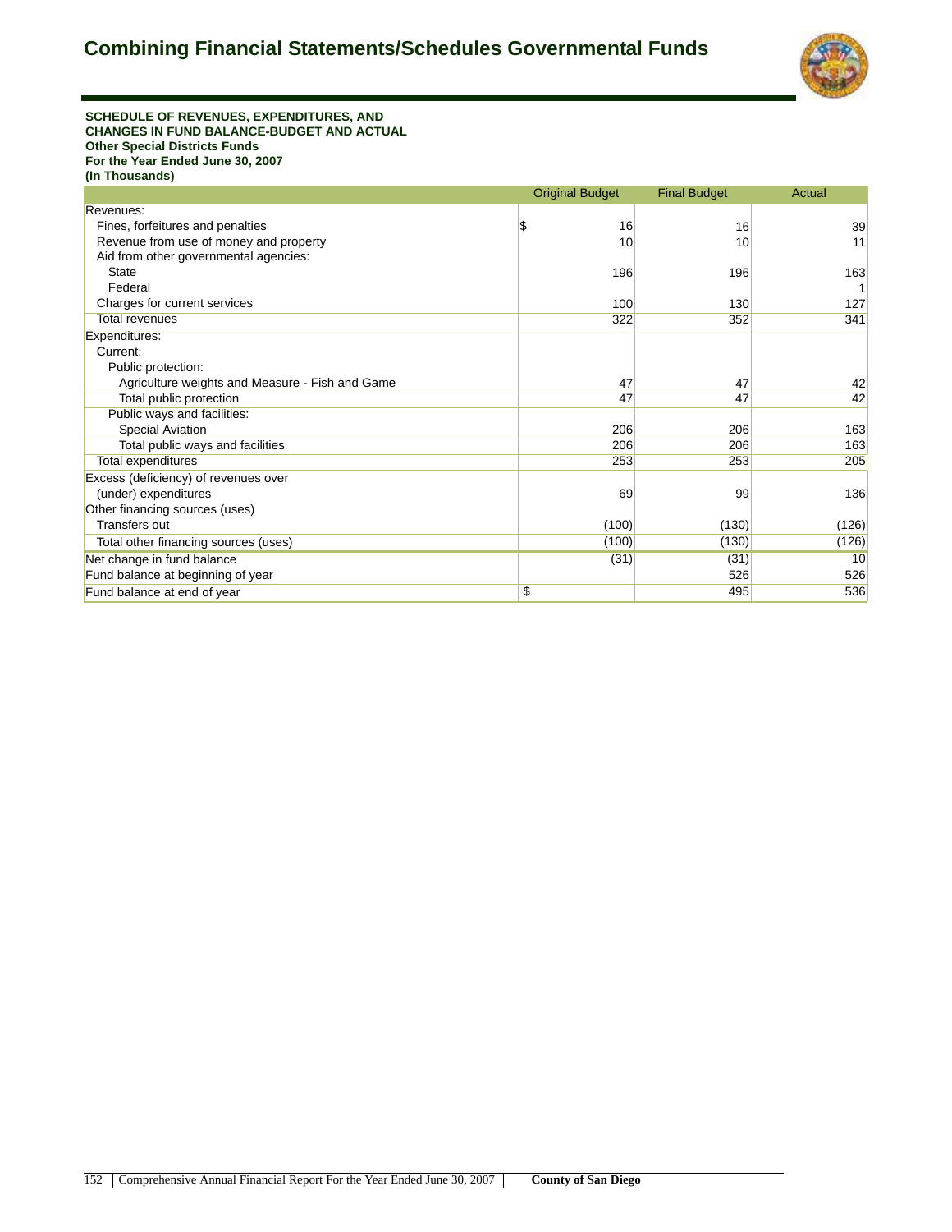# Combining Financial Statements/Schedules Governmental Funds

**SCHEDULE OF REVENUES, EXPENDITURES, AND CHANGES IN FUND BALANCE-BUDGET AND ACTUAL**
**Other Special Districts Funds**
**For the Year Ended June 30, 2007**
**(In Thousands)**

| | Original Budget | Final Budget | Actual |
|---|---|---|---|
| Revenues: | | | |
| Fines, forfeitures and penalties | $ 16 | 16 | 39 |
| Revenue from use of money and property | 10 | 10 | 11 |
| Aid from other governmental agencies: | | | |
| State | 196 | 196 | 163 |
| Federal | | | 1 |
| Charges for current services | 100 | 130 | 127 |
| Total revenues | 322 | 352 | 341 |
| Expenditures: | | | |
| Current: | | | |
| Public protection: | | | |
| Agriculture weights and Measure - Fish and Game | 47 | 47 | 42 |
| Total public protection | 47 | 47 | 42 |
| Public ways and facilities: | | | |
| Special Aviation | 206 | 206 | 163 |
| Total public ways and facilities | 206 | 206 | 163 |
| Total expenditures | 253 | 253 | 205 |
| Excess (deficiency) of revenues over (under) expenditures | 69 | 99 | 136 |
| Other financing sources (uses) | | | |
| Transfers out | (100) | (130) | (126) |
| Total other financing sources (uses) | (100) | (130) | (126) |
| Net change in fund balance | (31) | (31) | 10 |
| Fund balance at beginning of year | | 526 | 526 |
| Fund balance at end of year | $ | 495 | 536 |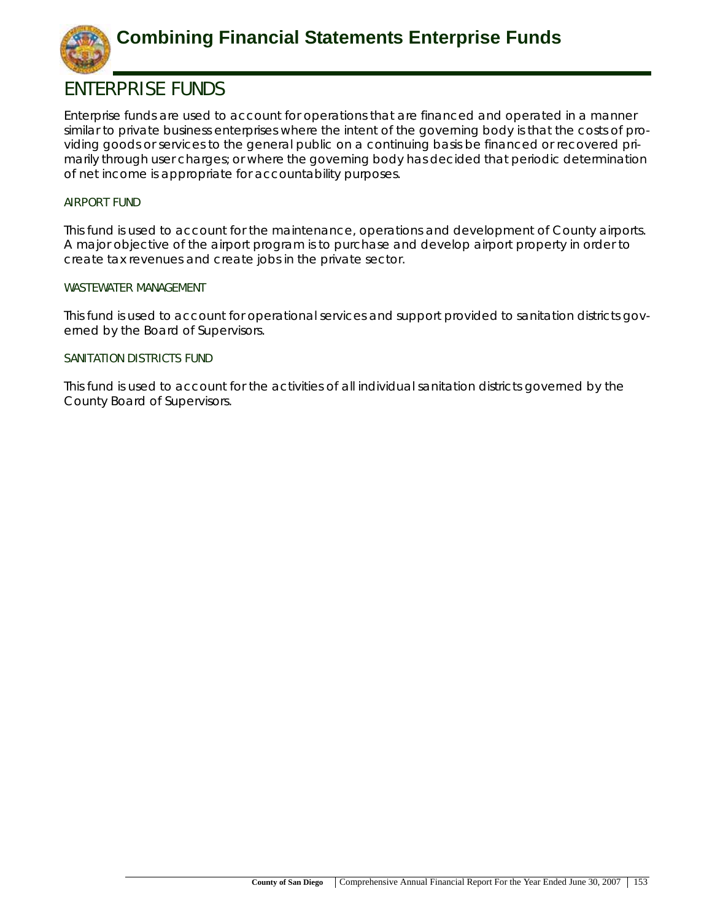# Combining Financial Statements Enterprise Funds

## ENTERPRISE FUNDS

Enterprise funds are used to account for operations that are financed and operated in a manner similar to private business enterprises where the intent of the governing body is that the costs of providing goods or services to the general public on a continuing basis be financed or recovered primarily through user charges; or where the governing body has decided that periodic determination of net income is appropriate for accountability purposes.

### AIRPORT FUND

This fund is used to account for the maintenance, operations and development of County airports. A major objective of the airport program is to purchase and develop airport property in order to create tax revenues and create jobs in the private sector.

### WASTEWATER MANAGEMENT

This fund is used to account for operational services and support provided to sanitation districts governed by the Board of Supervisors.

### SANITATION DISTRICTS FUND

This fund is used to account for the activities of all individual sanitation districts governed by the County Board of Supervisors.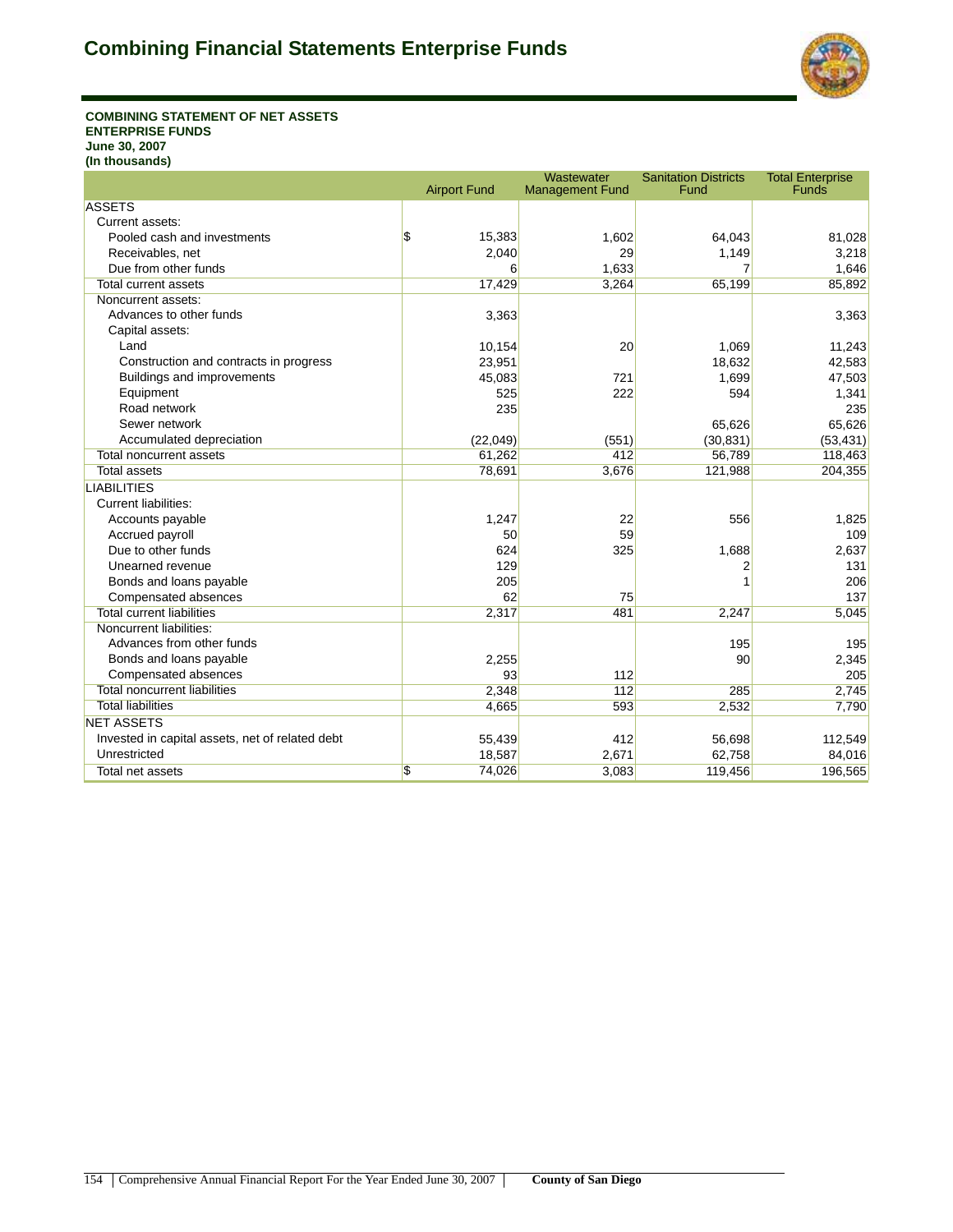# Combining Financial Statements Enterprise Funds

**COMBINING STATEMENT OF NET ASSETS**
**ENTERPRISE FUNDS**
**June 30, 2007**
**(In thousands)**

| | Airport Fund | Wastewater Management Fund | Sanitation Districts Fund | Total Enterprise Funds |
|---|---|---|---|---|
| ASSETS | | | | |
| Current assets: | | | | |
| Pooled cash and investments | $ 15,383 | 1,602 | 64,043 | 81,028 |
| Receivables, net | 2,040 | 29 | 1,149 | 3,218 |
| Due from other funds | 6 | 1,633 | 7 | 1,646 |
| Total current assets | 17,429 | 3,264 | 65,199 | 85,892 |
| Noncurrent assets: | | | | |
| Advances to other funds | 3,363 | | | 3,363 |
| Capital assets: | | | | |
| Land | 10,154 | 20 | 1,069 | 11,243 |
| Construction and contracts in progress | 23,951 | | 18,632 | 42,583 |
| Buildings and improvements | 45,083 | 721 | 1,699 | 47,503 |
| Equipment | 525 | 222 | 594 | 1,341 |
| Road network | 235 | | | 235 |
| Sewer network | | | 65,626 | 65,626 |
| Accumulated depreciation | (22,049) | (551) | (30,831) | (53,431) |
| Total noncurrent assets | 61,262 | 412 | 56,789 | 118,463 |
| Total assets | 78,691 | 3,676 | 121,988 | 204,355 |
| LIABILITIES | | | | |
| Current liabilities: | | | | |
| Accounts payable | 1,247 | 22 | 556 | 1,825 |
| Accrued payroll | 50 | 59 | | 109 |
| Due to other funds | 624 | 325 | 1,688 | 2,637 |
| Unearned revenue | 129 | | 2 | 131 |
| Bonds and loans payable | 205 | | 1 | 206 |
| Compensated absences | 62 | 75 | | 137 |
| Total current liabilities | 2,317 | 481 | 2,247 | 5,045 |
| Noncurrent liabilities: | | | | |
| Advances from other funds | | | 195 | 195 |
| Bonds and loans payable | 2,255 | | 90 | 2,345 |
| Compensated absences | 93 | 112 | | 205 |
| Total noncurrent liabilities | 2,348 | 112 | 285 | 2,745 |
| Total liabilities | 4,665 | 593 | 2,532 | 7,790 |
| NET ASSETS | | | | |
| Invested in capital assets, net of related debt | 55,439 | 412 | 56,698 | 112,549 |
| Unrestricted | 18,587 | 2,671 | 62,758 | 84,016 |
| Total net assets | $ 74,026 | 3,083 | 119,456 | 196,565 |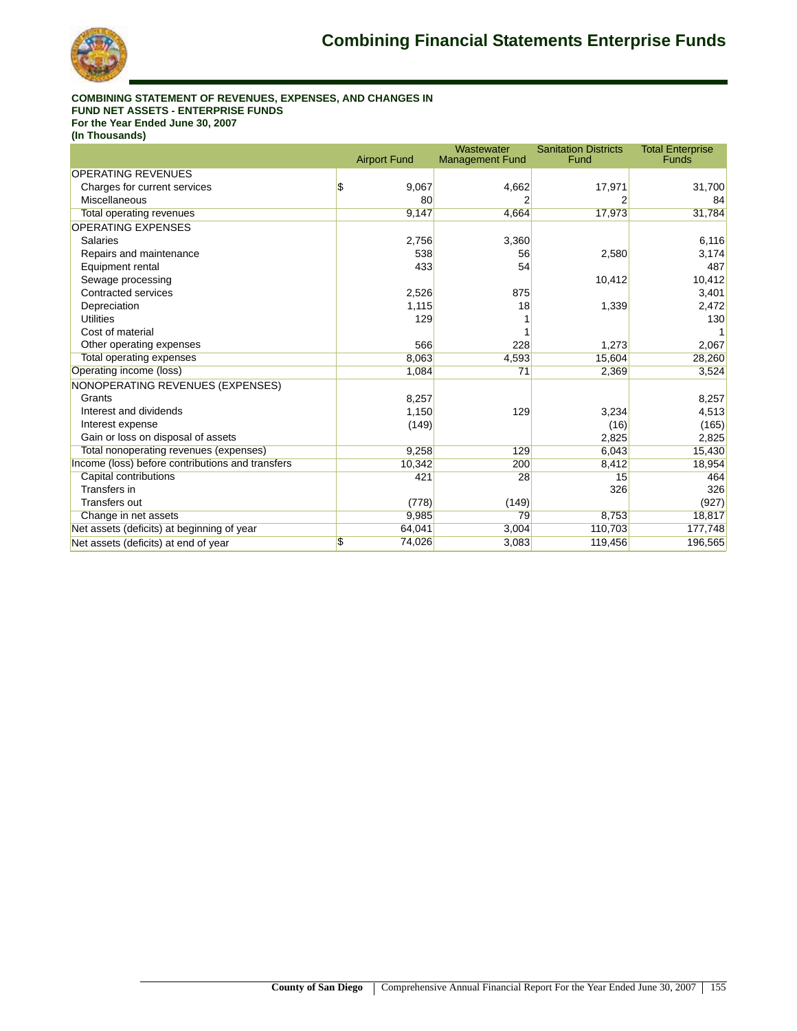# Combining Financial Statements Enterprise Funds

**COMBINING STATEMENT OF REVENUES, EXPENSES, AND CHANGES IN FUND NET ASSETS - ENTERPRISE FUNDS**
**For the Year Ended June 30, 2007**
**(In Thousands)**

| | Airport Fund | Wastewater Management Fund | Sanitation Districts Fund | Total Enterprise Funds |
|---|---|---|---|---|
| OPERATING REVENUES | | | | |
| Charges for current services | $ 9,067 | 4,662 | 17,971 | 31,700 |
| Miscellaneous | 80 | 2 | 2 | 84 |
| Total operating revenues | 9,147 | 4,664 | 17,973 | 31,784 |
| OPERATING EXPENSES | | | | |
| Salaries | 2,756 | 3,360 | | 6,116 |
| Repairs and maintenance | 538 | 56 | 2,580 | 3,174 |
| Equipment rental | 433 | 54 | | 487 |
| Sewage processing | | | 10,412 | 10,412 |
| Contracted services | 2,526 | 875 | | 3,401 |
| Depreciation | 1,115 | 18 | 1,339 | 2,472 |
| Utilities | 129 | 1 | | 130 |
| Cost of material | | 1 | | 1 |
| Other operating expenses | 566 | 228 | 1,273 | 2,067 |
| Total operating expenses | 8,063 | 4,593 | 15,604 | 28,260 |
| Operating income (loss) | 1,084 | 71 | 2,369 | 3,524 |
| NONOPERATING REVENUES (EXPENSES) | | | | |
| Grants | 8,257 | | | 8,257 |
| Interest and dividends | 1,150 | 129 | 3,234 | 4,513 |
| Interest expense | (149) | | (16) | (165) |
| Gain or loss on disposal of assets | | | 2,825 | 2,825 |
| Total nonoperating revenues (expenses) | 9,258 | 129 | 6,043 | 15,430 |
| Income (loss) before contributions and transfers | 10,342 | 200 | 8,412 | 18,954 |
| Capital contributions | 421 | 28 | 15 | 464 |
| Transfers in | | | 326 | 326 |
| Transfers out | (778) | (149) | | (927) |
| Change in net assets | 9,985 | 79 | 8,753 | 18,817 |
| Net assets (deficits) at beginning of year | 64,041 | 3,004 | 110,703 | 177,748 |
| Net assets (deficits) at end of year | $ 74,026 | 3,083 | 119,456 | 196,565 |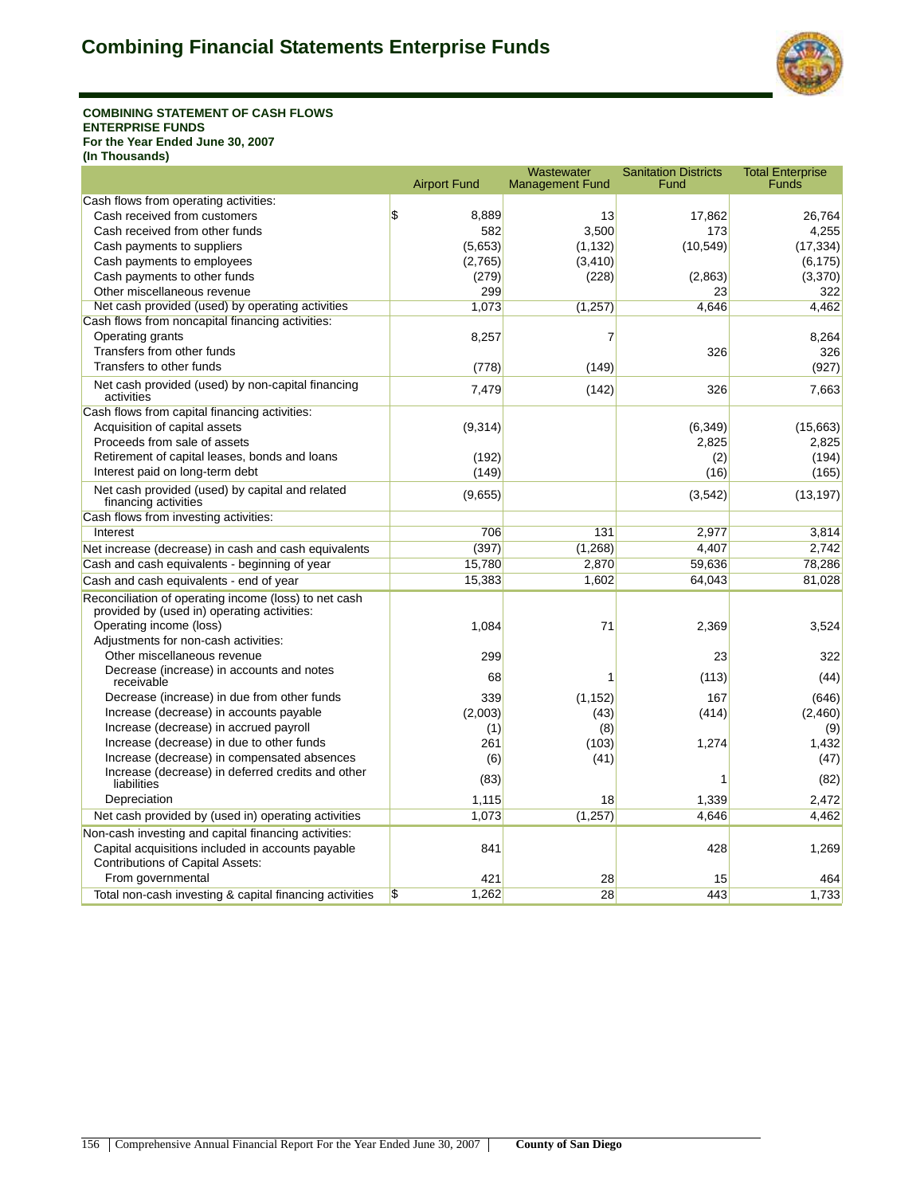# Combining Financial Statements Enterprise Funds

**COMBINING STATEMENT OF CASH FLOWS**
**ENTERPRISE FUNDS**
**For the Year Ended June 30, 2007**
**(In Thousands)**

| | Airport Fund | Wastewater Management Fund | Sanitation Districts Fund | Total Enterprise Funds |
|---|---|---|---|---|
| Cash flows from operating activities: | | | | |
| Cash received from customers | $ 8,889 | 13 | 17,862 | 26,764 |
| Cash received from other funds | 582 | 3,500 | 173 | 4,255 |
| Cash payments to suppliers | (5,653) | (1,132) | (10,549) | (17,334) |
| Cash payments to employees | (2,765) | (3,410) | | (6,175) |
| Cash payments to other funds | (279) | (228) | (2,863) | (3,370) |
| Other miscellaneous revenue | 299 | | 23 | 322 |
| Net cash provided (used) by operating activities | 1,073 | (1,257) | 4,646 | 4,462 |
| Cash flows from noncapital financing activities: | | | | |
| Operating grants | 8,257 | 7 | | 8,264 |
| Transfers from other funds | | | 326 | 326 |
| Transfers to other funds | (778) | (149) | | (927) |
| Net cash provided (used) by non-capital financing activities | 7,479 | (142) | 326 | 7,663 |
| Cash flows from capital financing activities: | | | | |
| Acquisition of capital assets | (9,314) | | (6,349) | (15,663) |
| Proceeds from sale of assets | | | 2,825 | 2,825 |
| Retirement of capital leases, bonds and loans | (192) | | (2) | (194) |
| Interest paid on long-term debt | (149) | | (16) | (165) |
| Net cash provided (used) by capital and related financing activities | (9,655) | | (3,542) | (13,197) |
| Cash flows from investing activities: | | | | |
| Interest | 706 | 131 | 2,977 | 3,814 |
| Net increase (decrease) in cash and cash equivalents | (397) | (1,268) | 4,407 | 2,742 |
| Cash and cash equivalents - beginning of year | 15,780 | 2,870 | 59,636 | 78,286 |
| Cash and cash equivalents - end of year | 15,383 | 1,602 | 64,043 | 81,028 |
| Reconciliation of operating income (loss) to net cash provided by (used in) operating activities: | | | | |
| Operating income (loss) | 1,084 | 71 | 2,369 | 3,524 |
| Adjustments for non-cash activities: | | | | |
| Other miscellaneous revenue | 299 | | 23 | 322 |
| Decrease (increase) in accounts and notes receivable | 68 | 1 | (113) | (44) |
| Decrease (increase) in due from other funds | 339 | (1,152) | 167 | (646) |
| Increase (decrease) in accounts payable | (2,003) | (43) | (414) | (2,460) |
| Increase (decrease) in accrued payroll | (1) | (8) | | (9) |
| Increase (decrease) in due to other funds | 261 | (103) | 1,274 | 1,432 |
| Increase (decrease) in compensated absences | (6) | (41) | | (47) |
| Increase (decrease) in deferred credits and other liabilities | (83) | | 1 | (82) |
| Depreciation | 1,115 | 18 | 1,339 | 2,472 |
| Net cash provided by (used in) operating activities | 1,073 | (1,257) | 4,646 | 4,462 |
| Non-cash investing and capital financing activities: | | | | |
| Capital acquisitions included in accounts payable | 841 | | 428 | 1,269 |
| Contributions of Capital Assets: | | | | |
| From governmental | 421 | 28 | 15 | 464 |
| Total non-cash investing & capital financing activities | $ 1,262 | 28 | 443 | 1,733 |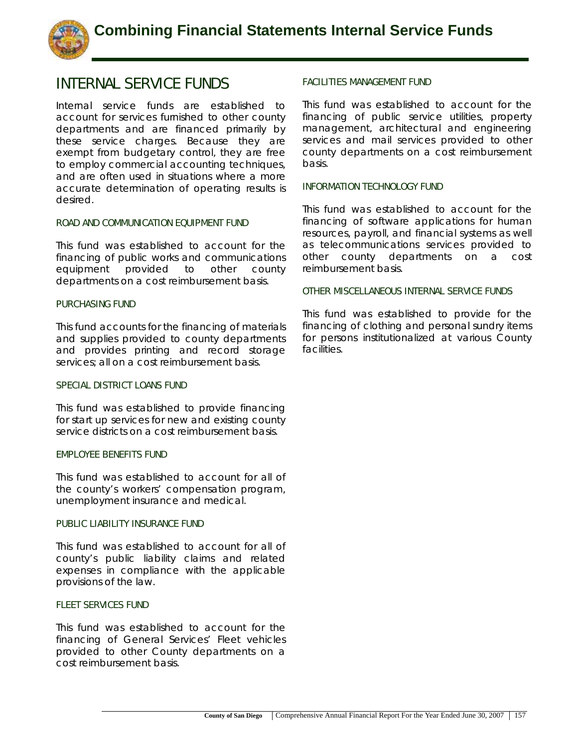# Combining Financial Statements Internal Service Funds

## INTERNAL SERVICE FUNDS

Internal service funds are established to account for services furnished to other county departments and are financed primarily by these service charges. Because they are exempt from budgetary control, they are free to employ commercial accounting techniques, and are often used in situations where a more accurate determination of operating results is desired.

### ROAD AND COMMUNICATION EQUIPMENT FUND

This fund was established to account for the financing of public works and communications equipment provided to other county departments on a cost reimbursement basis.

### PURCHASING FUND

This fund accounts for the financing of materials and supplies provided to county departments and provides printing and record storage services; all on a cost reimbursement basis.

### SPECIAL DISTRICT LOANS FUND

This fund was established to provide financing for start up services for new and existing county service districts on a cost reimbursement basis.

### EMPLOYEE BENEFITS FUND

This fund was established to account for all of the county's workers' compensation program, unemployment insurance and medical.

### PUBLIC LIABILITY INSURANCE FUND

This fund was established to account for all of county's public liability claims and related expenses in compliance with the applicable provisions of the law.

### FLEET SERVICES FUND

This fund was established to account for the financing of General Services' Fleet vehicles provided to other County departments on a cost reimbursement basis.

### FACILITIES MANAGEMENT FUND

This fund was established to account for the financing of public service utilities, property management, architectural and engineering services and mail services provided to other county departments on a cost reimbursement basis.

### INFORMATION TECHNOLOGY FUND

This fund was established to account for the financing of software applications for human resources, payroll, and financial systems as well as telecommunications services provided to other county departments on a cost reimbursement basis.

### OTHER MISCELLANEOUS INTERNAL SERVICE FUNDS

This fund was established to provide for the financing of clothing and personal sundry items for persons institutionalized at various County facilities.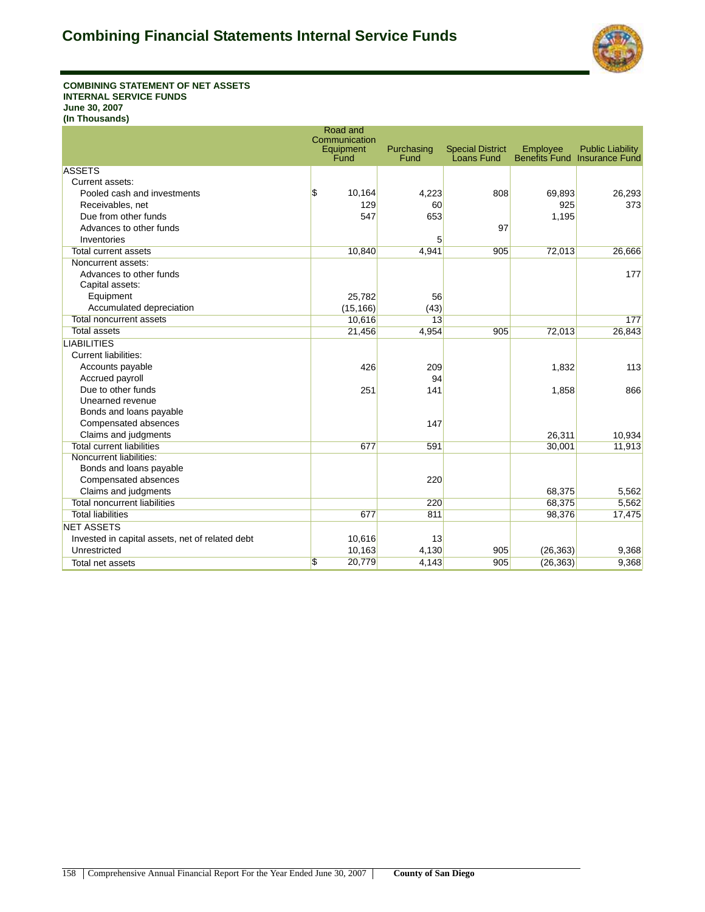# Combining Financial Statements Internal Service Funds

**COMBINING STATEMENT OF NET ASSETS**
**INTERNAL SERVICE FUNDS**
**June 30, 2007**
**(In Thousands)**

| | Road and Communication Equipment Fund | Purchasing Fund | Special District Loans Fund | Employee Benefits Fund | Public Liability Insurance Fund |
|---|---|---|---|---|---|
| **ASSETS** | | | | | |
| Current assets: | | | | | |
| Pooled cash and investments | $ 10,164 | 4,223 | 808 | 69,893 | 26,293 |
| Receivables, net | 129 | 60 | | 925 | 373 |
| Due from other funds | 547 | 653 | | 1,195 | |
| Advances to other funds | | | 97 | | |
| Inventories | | 5 | | | |
| Total current assets | 10,840 | 4,941 | 905 | 72,013 | 26,666 |
| Noncurrent assets: | | | | | |
| Advances to other funds | | | | | 177 |
| Capital assets: | | | | | |
| Equipment | 25,782 | 56 | | | |
| Accumulated depreciation | (15,166) | (43) | | | |
| Total noncurrent assets | 10,616 | 13 | | | 177 |
| Total assets | 21,456 | 4,954 | 905 | 72,013 | 26,843 |
| **LIABILITIES** | | | | | |
| Current liabilities: | | | | | |
| Accounts payable | 426 | 209 | | 1,832 | 113 |
| Accrued payroll | | 94 | | | |
| Due to other funds | 251 | 141 | | 1,858 | 866 |
| Unearned revenue | | | | | |
| Bonds and loans payable | | | | | |
| Compensated absences | | 147 | | | |
| Claims and judgments | | | | 26,311 | 10,934 |
| Total current liabilities | 677 | 591 | | 30,001 | 11,913 |
| Noncurrent liabilities: | | | | | |
| Bonds and loans payable | | | | | |
| Compensated absences | | 220 | | | |
| Claims and judgments | | | | 68,375 | 5,562 |
| Total noncurrent liabilities | | 220 | | 68,375 | 5,562 |
| Total liabilities | 677 | 811 | | 98,376 | 17,475 |
| **NET ASSETS** | | | | | |
| Invested in capital assets, net of related debt | 10,616 | 13 | | | |
| Unrestricted | 10,163 | 4,130 | 905 | (26,363) | 9,368 |
| Total net assets | $ 20,779 | 4,143 | 905 | (26,363) | 9,368 |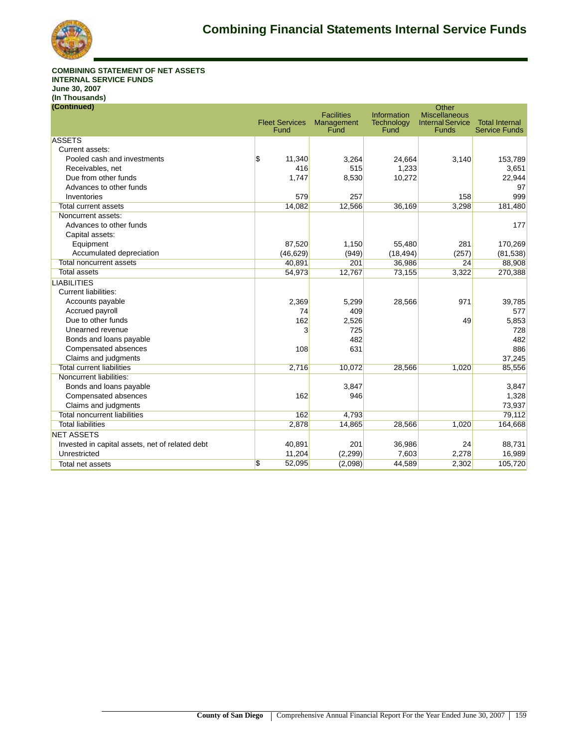# Combining Financial Statements Internal Service Funds

**COMBINING STATEMENT OF NET ASSETS**
**INTERNAL SERVICE FUNDS**
**June 30, 2007**
**(In Thousands)**
**(Continued)**

| | Fleet Services Fund | Facilities Management Fund | Information Technology Fund | Other Miscellaneous Internal Service Funds | Total Internal Service Funds |
|---|---|---|---|---|---|
| ASSETS | | | | | |
| Current assets: | | | | | |
| Pooled cash and investments | $ 11,340 | 3,264 | 24,664 | 3,140 | 153,789 |
| Receivables, net | 416 | 515 | 1,233 | | 3,651 |
| Due from other funds | 1,747 | 8,530 | 10,272 | | 22,944 |
| Advances to other funds | | | | | 97 |
| Inventories | 579 | 257 | | 158 | 999 |
| Total current assets | 14,082 | 12,566 | 36,169 | 3,298 | 181,480 |
| Noncurrent assets: | | | | | |
| Advances to other funds | | | | | 177 |
| Capital assets: | | | | | |
| Equipment | 87,520 | 1,150 | 55,480 | 281 | 170,269 |
| Accumulated depreciation | (46,629) | (949) | (18,494) | (257) | (81,538) |
| Total noncurrent assets | 40,891 | 201 | 36,986 | 24 | 88,908 |
| Total assets | 54,973 | 12,767 | 73,155 | 3,322 | 270,388 |
| LIABILITIES | | | | | |
| Current liabilities: | | | | | |
| Accounts payable | 2,369 | 5,299 | 28,566 | 971 | 39,785 |
| Accrued payroll | 74 | 409 | | | 577 |
| Due to other funds | 162 | 2,526 | | 49 | 5,853 |
| Unearned revenue | 3 | 725 | | | 728 |
| Bonds and loans payable | | 482 | | | 482 |
| Compensated absences | 108 | 631 | | | 886 |
| Claims and judgments | | | | | 37,245 |
| Total current liabilities | 2,716 | 10,072 | 28,566 | 1,020 | 85,556 |
| Noncurrent liabilities: | | | | | |
| Bonds and loans payable | | 3,847 | | | 3,847 |
| Compensated absences | 162 | 946 | | | 1,328 |
| Claims and judgments | | | | | 73,937 |
| Total noncurrent liabilities | 162 | 4,793 | | | 79,112 |
| Total liabilities | 2,878 | 14,865 | 28,566 | 1,020 | 164,668 |
| NET ASSETS | | | | | |
| Invested in capital assets, net of related debt | 40,891 | 201 | 36,986 | 24 | 88,731 |
| Unrestricted | 11,204 | (2,299) | 7,603 | 2,278 | 16,989 |
| Total net assets | $ 52,095 | (2,098) | 44,589 | 2,302 | 105,720 |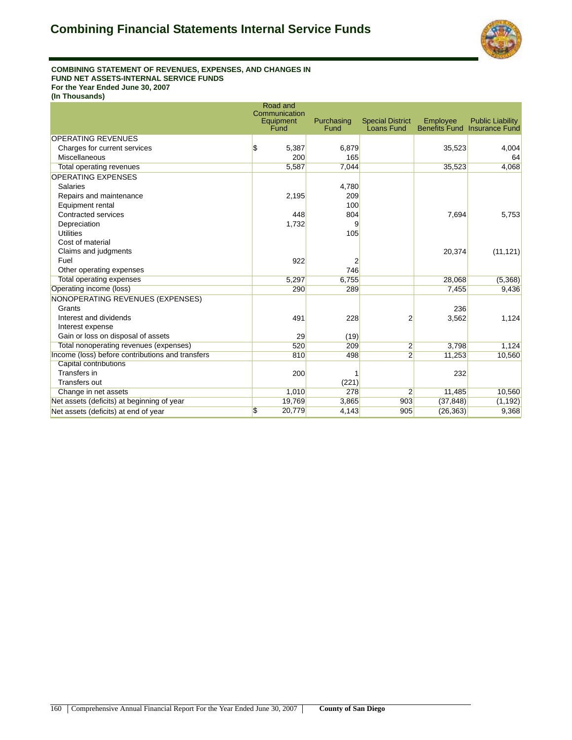# Combining Financial Statements Internal Service Funds

**COMBINING STATEMENT OF REVENUES, EXPENSES, AND CHANGES IN FUND NET ASSETS-INTERNAL SERVICE FUNDS**
**For the Year Ended June 30, 2007**
**(In Thousands)**

| | Road and Communication Equipment Fund | Purchasing Fund | Special District Loans Fund | Employee Benefits Fund | Public Liability Insurance Fund |
|---|---|---|---|---|---|
| OPERATING REVENUES | | | | | |
| Charges for current services | $ 5,387 | 6,879 | | 35,523 | 4,004 |
| Miscellaneous | 200 | 165 | | | 64 |
| Total operating revenues | 5,587 | 7,044 | | 35,523 | 4,068 |
| OPERATING EXPENSES | | | | | |
| Salaries | | 4,780 | | | |
| Repairs and maintenance | 2,195 | 209 | | | |
| Equipment rental | | 100 | | | |
| Contracted services | 448 | 804 | | 7,694 | 5,753 |
| Depreciation | 1,732 | 9 | | | |
| Utilities | | 105 | | | |
| Cost of material | | | | | |
| Claims and judgments | | | | 20,374 | (11,121) |
| Fuel | 922 | 2 | | | |
| Other operating expenses | | 746 | | | |
| Total operating expenses | 5,297 | 6,755 | | 28,068 | (5,368) |
| Operating income (loss) | 290 | 289 | | 7,455 | 9,436 |
| NONOPERATING REVENUES (EXPENSES) | | | | | |
| Grants | | | | 236 | |
| Interest and dividends | 491 | 228 | 2 | 3,562 | 1,124 |
| Interest expense | | | | | |
| Gain or loss on disposal of assets | 29 | (19) | | | |
| Total nonoperating revenues (expenses) | 520 | 209 | 2 | 3,798 | 1,124 |
| Income (loss) before contributions and transfers | 810 | 498 | 2 | 11,253 | 10,560 |
| Capital contributions | | | | | |
| Transfers in | 200 | 1 | | 232 | |
| Transfers out | | (221) | | | |
| Change in net assets | 1,010 | 278 | 2 | 11,485 | 10,560 |
| Net assets (deficits) at beginning of year | 19,769 | 3,865 | 903 | (37,848) | (1,192) |
| Net assets (deficits) at end of year | $ 20,779 | 4,143 | 905 | (26,363) | 9,368 |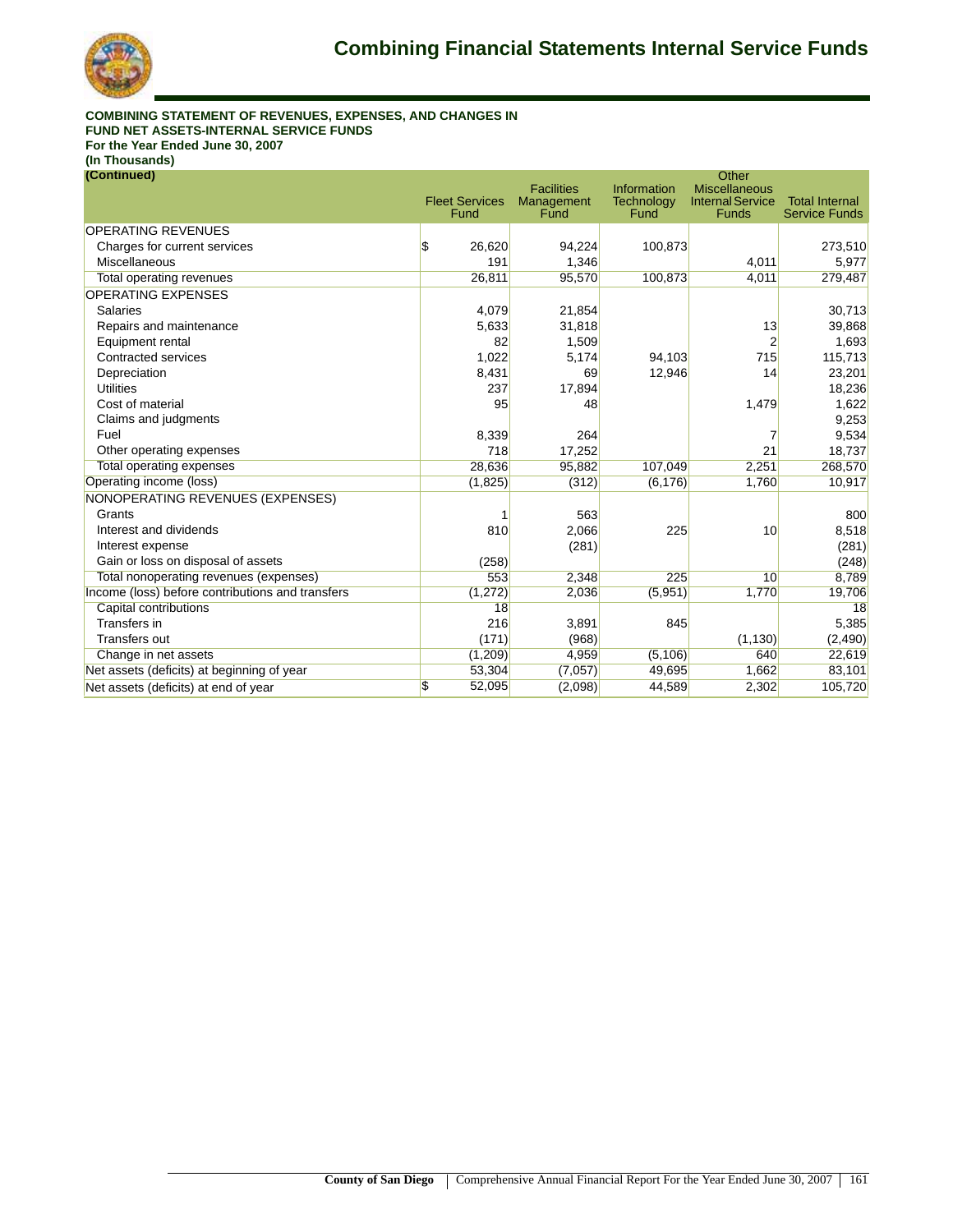# Combining Financial Statements Internal Service Funds

**COMBINING STATEMENT OF REVENUES, EXPENSES, AND CHANGES IN FUND NET ASSETS-INTERNAL SERVICE FUNDS**
**For the Year Ended June 30, 2007**
**(In Thousands)**
**(Continued)**

| | Fleet Services Fund | Facilities Management Fund | Information Technology Fund | Other Miscellaneous Internal Service Funds | Total Internal Service Funds |
|---|---|---|---|---|---|
| OPERATING REVENUES | | | | | |
| Charges for current services | $ 26,620 | 94,224 | 100,873 | | 273,510 |
| Miscellaneous | 191 | 1,346 | | 4,011 | 5,977 |
| Total operating revenues | 26,811 | 95,570 | 100,873 | 4,011 | 279,487 |
| OPERATING EXPENSES | | | | | |
| Salaries | 4,079 | 21,854 | | | 30,713 |
| Repairs and maintenance | 5,633 | 31,818 | | 13 | 39,868 |
| Equipment rental | 82 | 1,509 | | 2 | 1,693 |
| Contracted services | 1,022 | 5,174 | 94,103 | 715 | 115,713 |
| Depreciation | 8,431 | 69 | 12,946 | 14 | 23,201 |
| Utilities | 237 | 17,894 | | | 18,236 |
| Cost of material | 95 | 48 | | 1,479 | 1,622 |
| Claims and judgments | | | | | 9,253 |
| Fuel | 8,339 | 264 | | 7 | 9,534 |
| Other operating expenses | 718 | 17,252 | | 21 | 18,737 |
| Total operating expenses | 28,636 | 95,882 | 107,049 | 2,251 | 268,570 |
| Operating income (loss) | (1,825) | (312) | (6,176) | 1,760 | 10,917 |
| NONOPERATING REVENUES (EXPENSES) | | | | | |
| Grants | 1 | 563 | | | 800 |
| Interest and dividends | 810 | 2,066 | 225 | 10 | 8,518 |
| Interest expense | | (281) | | | (281) |
| Gain or loss on disposal of assets | (258) | | | | (248) |
| Total nonoperating revenues (expenses) | 553 | 2,348 | 225 | 10 | 8,789 |
| Income (loss) before contributions and transfers | (1,272) | 2,036 | (5,951) | 1,770 | 19,706 |
| Capital contributions | 18 | | | | 18 |
| Transfers in | 216 | 3,891 | 845 | | 5,385 |
| Transfers out | (171) | (968) | | (1,130) | (2,490) |
| Change in net assets | (1,209) | 4,959 | (5,106) | 640 | 22,619 |
| Net assets (deficits) at beginning of year | 53,304 | (7,057) | 49,695 | 1,662 | 83,101 |
| Net assets (deficits) at end of year | $ 52,095 | (2,098) | 44,589 | 2,302 | 105,720 |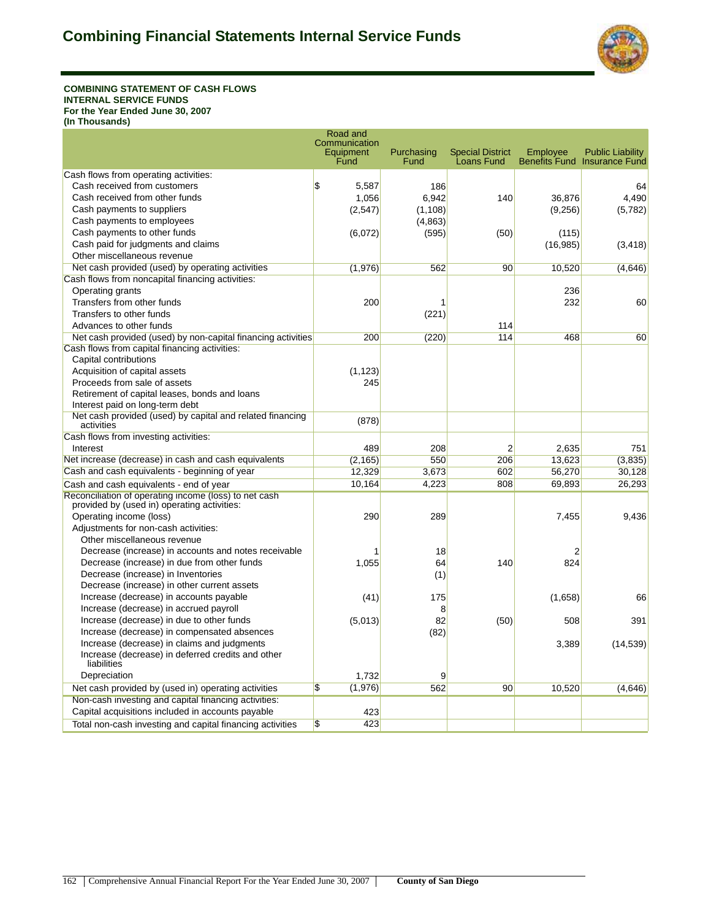# Combining Financial Statements Internal Service Funds

**COMBINING STATEMENT OF CASH FLOWS**
**INTERNAL SERVICE FUNDS**
**For the Year Ended June 30, 2007**
**(In Thousands)**

| | Road and Communication Equipment Fund | Purchasing Fund | Special District Loans Fund | Employee Benefits Fund | Public Liability Insurance Fund |
|---|---|---|---|---|---|
| Cash flows from operating activities: | | | | | |
| Cash received from customers | $ 5,587 | 186 | | | 64 |
| Cash received from other funds | 1,056 | 6,942 | 140 | 36,876 | 4,490 |
| Cash payments to suppliers | (2,547) | (1,108) | | (9,256) | (5,782) |
| Cash payments to employees | | (4,863) | | | |
| Cash payments to other funds | (6,072) | (595) | (50) | (115) | |
| Cash paid for judgments and claims | | | | (16,985) | (3,418) |
| Other miscellaneous revenue | | | | | |
| Net cash provided (used) by operating activities | (1,976) | 562 | 90 | 10,520 | (4,646) |
| Cash flows from noncapital financing activities: | | | | | |
| Operating grants | | | | 236 | |
| Transfers from other funds | 200 | 1 | | 232 | 60 |
| Transfers to other funds | | (221) | | | |
| Advances to other funds | | | 114 | | |
| Net cash provided (used) by non-capital financing activities | 200 | (220) | 114 | 468 | 60 |
| Cash flows from capital financing activities: | | | | | |
| Capital contributions | | | | | |
| Acquisition of capital assets | (1,123) | | | | |
| Proceeds from sale of assets | 245 | | | | |
| Retirement of capital leases, bonds and loans | | | | | |
| Interest paid on long-term debt | | | | | |
| Net cash provided (used) by capital and related financing activities | (878) | | | | |
| Cash flows from investing activities: | | | | | |
| Interest | 489 | 208 | 2 | 2,635 | 751 |
| Net increase (decrease) in cash and cash equivalents | (2,165) | 550 | 206 | 13,623 | (3,835) |
| Cash and cash equivalents - beginning of year | 12,329 | 3,673 | 602 | 56,270 | 30,128 |
| Cash and cash equivalents - end of year | 10,164 | 4,223 | 808 | 69,893 | 26,293 |
| Reconciliation of operating income (loss) to net cash provided by (used in) operating activities: | | | | | |
| Operating income (loss) | 290 | 289 | | 7,455 | 9,436 |
| Adjustments for non-cash activities: | | | | | |
| Other miscellaneous revenue | | | | | |
| Decrease (increase) in accounts and notes receivable | 1 | 18 | | 2 | |
| Decrease (increase) in due from other funds | 1,055 | 64 | 140 | 824 | |
| Decrease (increase) in Inventories | | (1) | | | |
| Decrease (increase) in other current assets | | | | | |
| Increase (decrease) in accounts payable | (41) | 175 | | (1,658) | 66 |
| Increase (decrease) in accrued payroll | | 8 | | | |
| Increase (decrease) in due to other funds | (5,013) | 82 | (50) | 508 | 391 |
| Increase (decrease) in compensated absences | | (82) | | | |
| Increase (decrease) in claims and judgments | | | | 3,389 | (14,539) |
| Increase (decrease) in deferred credits and other liabilities | | | | | |
| Depreciation | 1,732 | 9 | | | |
| Net cash provided by (used in) operating activities | $ (1,976) | 562 | 90 | 10,520 | (4,646) |
| Non-cash investing and capital financing activities: | | | | | |
| Capital acquisitions included in accounts payable | 423 | | | | |
| Total non-cash investing and capital financing activities | $ 423 | | | | |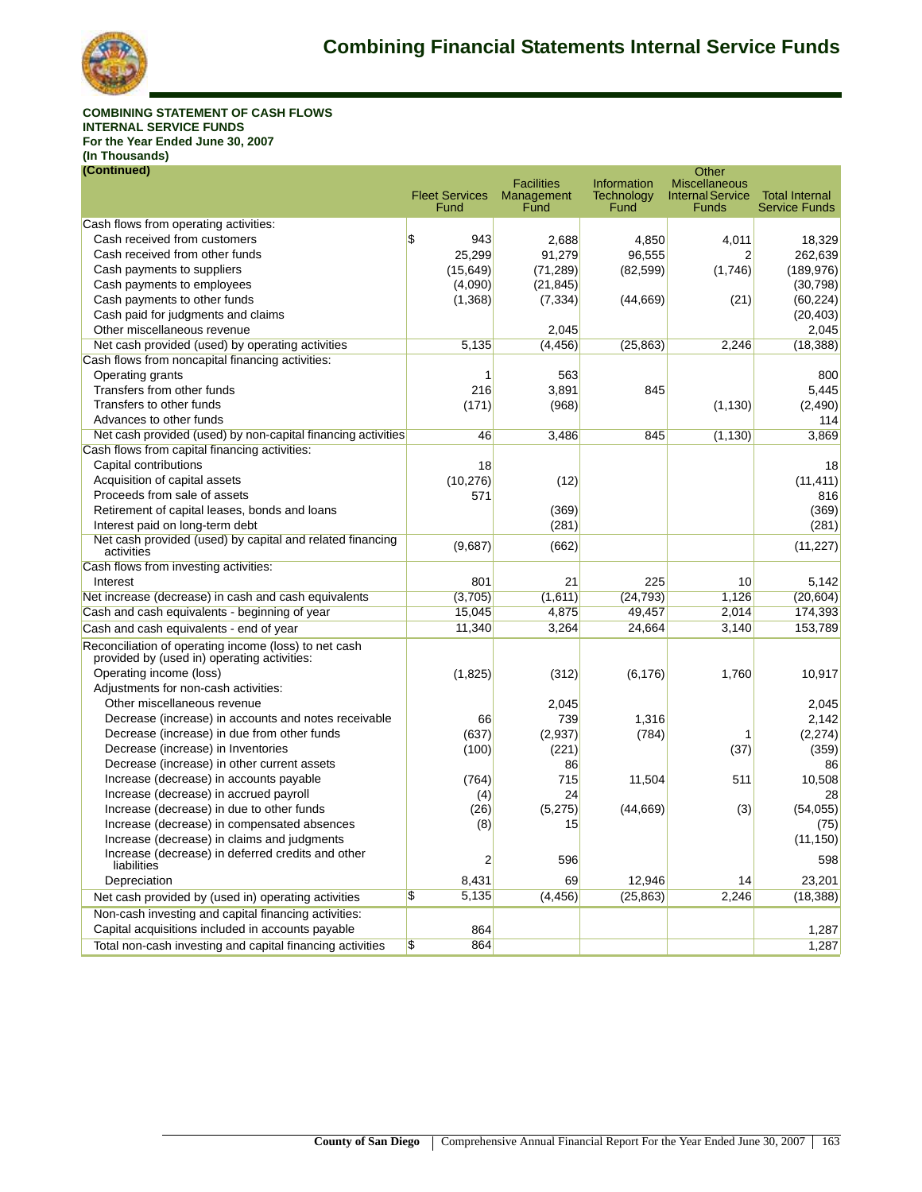# Combining Financial Statements Internal Service Funds

**COMBINING STATEMENT OF CASH FLOWS**
**INTERNAL SERVICE FUNDS**
**For the Year Ended June 30, 2007**
**(In Thousands)**
**(Continued)**

| | Fleet Services Fund | Facilities Management Fund | Information Technology Fund | Other Miscellaneous Internal Service Funds | Total Internal Service Funds |
|---|---|---|---|---|---|
| Cash flows from operating activities: | | | | | |
| Cash received from customers | $ 943 | 2,688 | 4,850 | 4,011 | 18,329 |
| Cash received from other funds | 25,299 | 91,279 | 96,555 | 2 | 262,639 |
| Cash payments to suppliers | (15,649) | (71,289) | (82,599) | (1,746) | (189,976) |
| Cash payments to employees | (4,090) | (21,845) | | | (30,798) |
| Cash payments to other funds | (1,368) | (7,334) | (44,669) | (21) | (60,224) |
| Cash paid for judgments and claims | | | | | (20,403) |
| Other miscellaneous revenue | | 2,045 | | | 2,045 |
| Net cash provided (used) by operating activities | 5,135 | (4,456) | (25,863) | 2,246 | (18,388) |
| Cash flows from noncapital financing activities: | | | | | |
| Operating grants | 1 | 563 | | | 800 |
| Transfers from other funds | 216 | 3,891 | 845 | | 5,445 |
| Transfers to other funds | (171) | (968) | | (1,130) | (2,490) |
| Advances to other funds | | | | | 114 |
| Net cash provided (used) by non-capital financing activities | 46 | 3,486 | 845 | (1,130) | 3,869 |
| Cash flows from capital financing activities: | | | | | |
| Capital contributions | 18 | | | | 18 |
| Acquisition of capital assets | (10,276) | (12) | | | (11,411) |
| Proceeds from sale of assets | 571 | | | | 816 |
| Retirement of capital leases, bonds and loans | | (369) | | | (369) |
| Interest paid on long-term debt | | (281) | | | (281) |
| Net cash provided (used) by capital and related financing activities | (9,687) | (662) | | | (11,227) |
| Cash flows from investing activities: | | | | | |
| Interest | 801 | 21 | 225 | 10 | 5,142 |
| Net increase (decrease) in cash and cash equivalents | (3,705) | (1,611) | (24,793) | 1,126 | (20,604) |
| Cash and cash equivalents - beginning of year | 15,045 | 4,875 | 49,457 | 2,014 | 174,393 |
| Cash and cash equivalents - end of year | 11,340 | 3,264 | 24,664 | 3,140 | 153,789 |
| Reconciliation of operating income (loss) to net cash provided by (used in) operating activities: | | | | | |
| Operating income (loss) | (1,825) | (312) | (6,176) | 1,760 | 10,917 |
| Adjustments for non-cash activities: | | | | | |
| Other miscellaneous revenue | | 2,045 | | | 2,045 |
| Decrease (increase) in accounts and notes receivable | 66 | 739 | 1,316 | | 2,142 |
| Decrease (increase) in due from other funds | (637) | (2,937) | (784) | 1 | (2,274) |
| Decrease (increase) in Inventories | (100) | (221) | | (37) | (359) |
| Decrease (increase) in other current assets | | 86 | | | 86 |
| Increase (decrease) in accounts payable | (764) | 715 | 11,504 | 511 | 10,508 |
| Increase (decrease) in accrued payroll | (4) | 24 | | | 28 |
| Increase (decrease) in due to other funds | (26) | (5,275) | (44,669) | (3) | (54,055) |
| Increase (decrease) in compensated absences | (8) | 15 | | | (75) |
| Increase (decrease) in claims and judgments | | | | | (11,150) |
| Increase (decrease) in deferred credits and other liabilities | 2 | 596 | | | 598 |
| Depreciation | 8,431 | 69 | 12,946 | 14 | 23,201 |
| Net cash provided by (used in) operating activities | $ 5,135 | (4,456) | (25,863) | 2,246 | (18,388) |
| Non-cash investing and capital financing activities: | | | | | |
| Capital acquisitions included in accounts payable | 864 | | | | 1,287 |
| Total non-cash investing and capital financing activities | $ 864 | | | | 1,287 |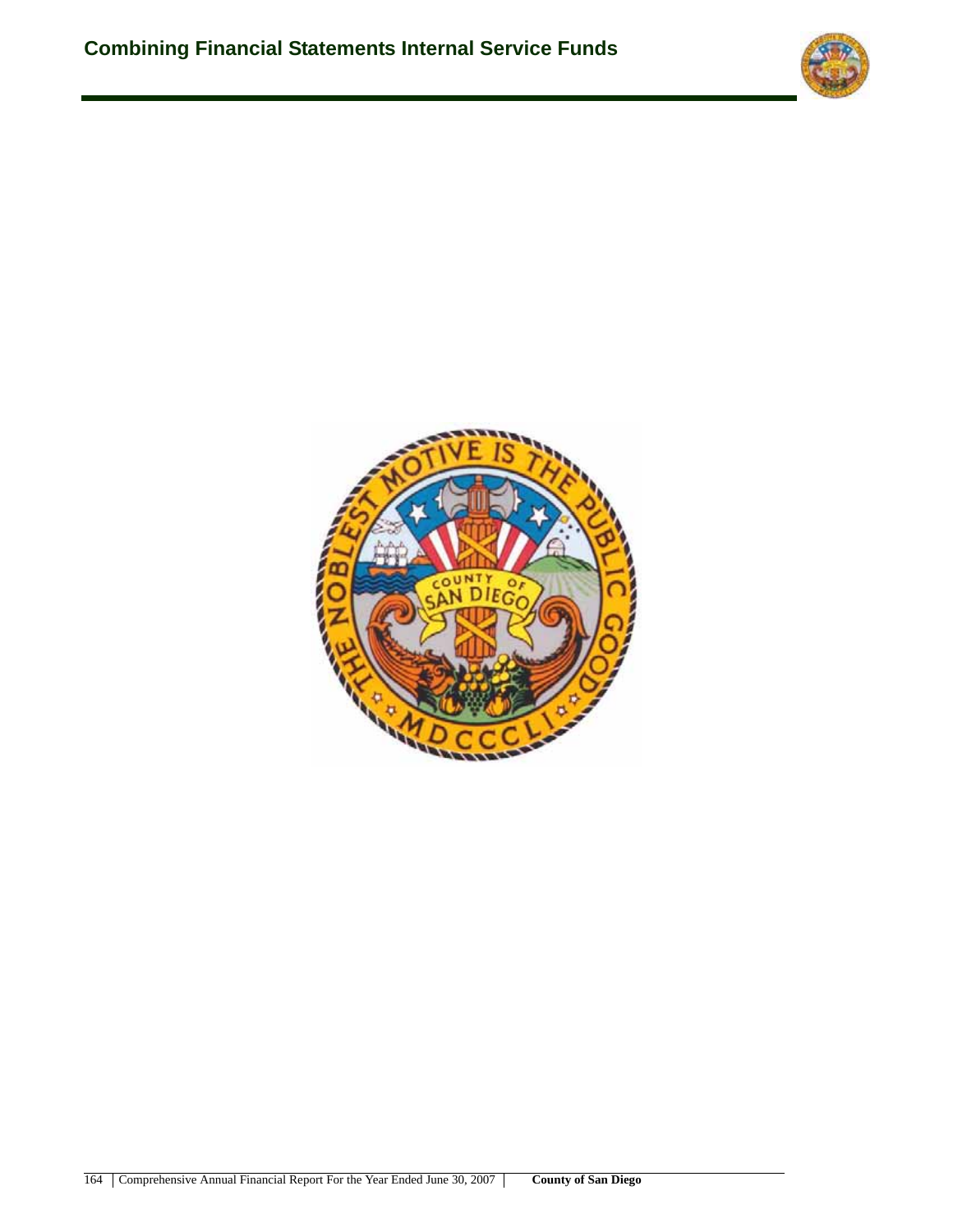## Combining Financial Statements Internal Service Funds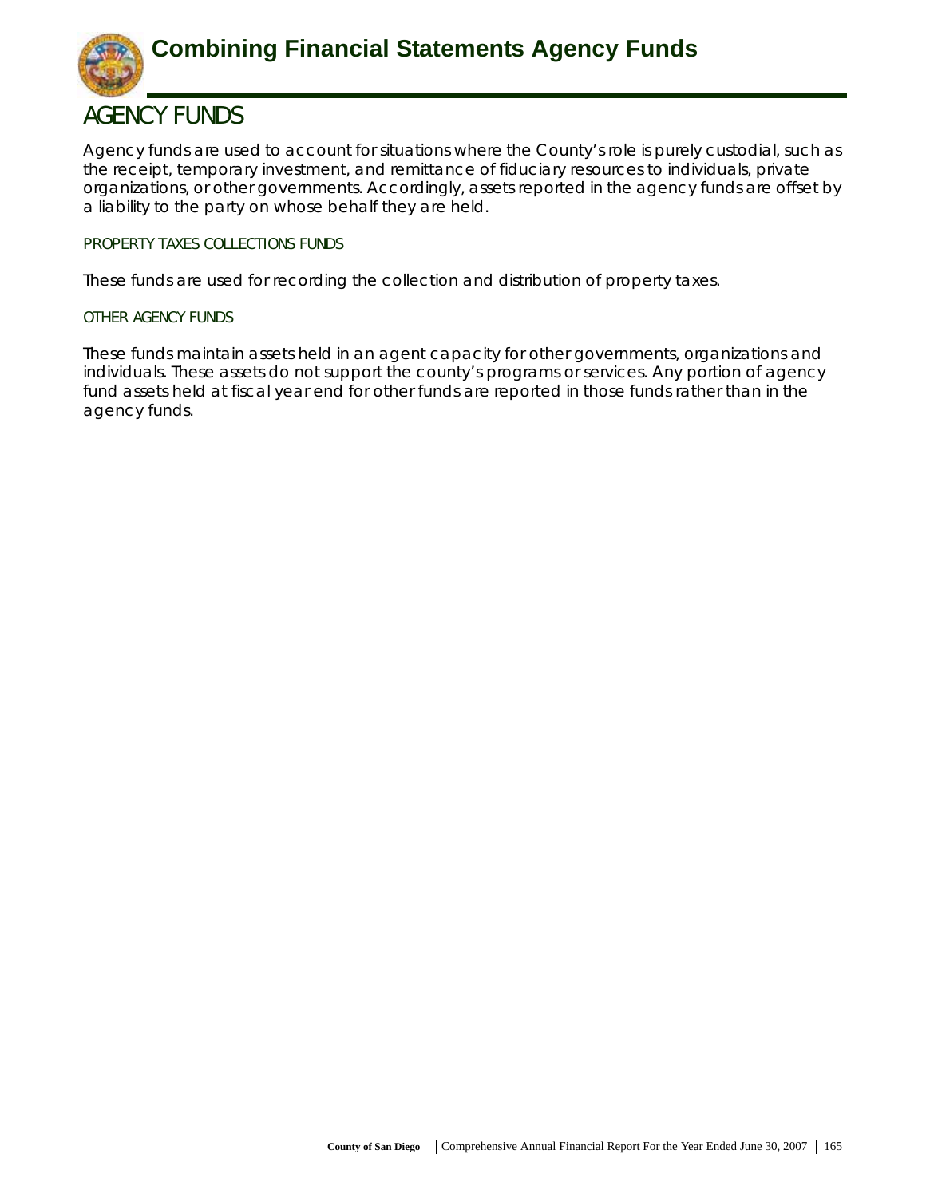# Combining Financial Statements Agency Funds

## AGENCY FUNDS

Agency funds are used to account for situations where the County's role is purely custodial, such as the receipt, temporary investment, and remittance of fiduciary resources to individuals, private organizations, or other governments. Accordingly, assets reported in the agency funds are offset by a liability to the party on whose behalf they are held.

### PROPERTY TAXES COLLECTIONS FUNDS

These funds are used for recording the collection and distribution of property taxes.

### OTHER AGENCY FUNDS

These funds maintain assets held in an agent capacity for other governments, organizations and individuals. These assets do not support the county's programs or services. Any portion of agency fund assets held at fiscal year end for other funds are reported in those funds rather than in the agency funds.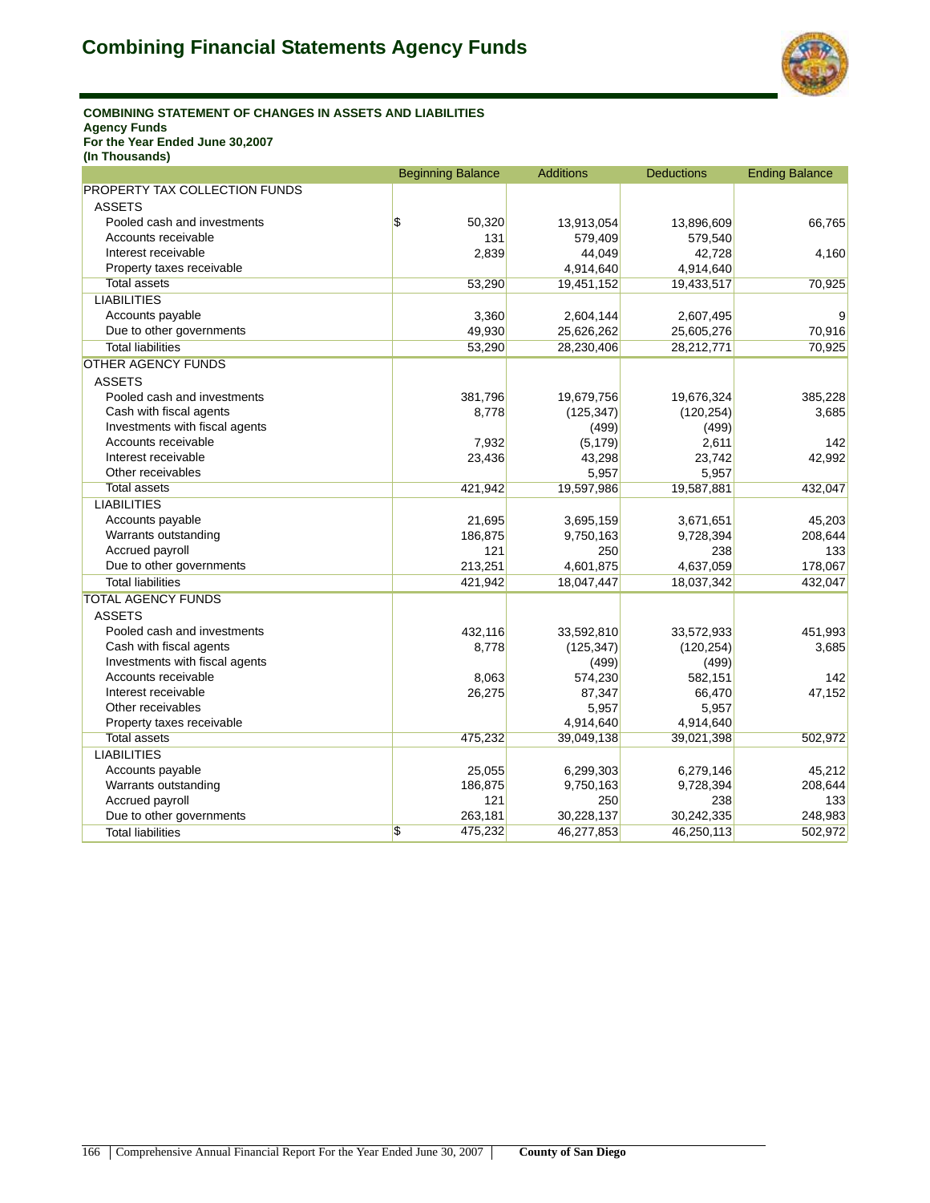# Combining Financial Statements Agency Funds

**COMBINING STATEMENT OF CHANGES IN ASSETS AND LIABILITIES**
**Agency Funds**
**For the Year Ended June 30,2007**
**(In Thousands)**

| | Beginning Balance | Additions | Deductions | Ending Balance |
|---|---|---|---|---|
| PROPERTY TAX COLLECTION FUNDS | | | | |
| ASSETS | | | | |
| Pooled cash and investments | $ 50,320 | 13,913,054 | 13,896,609 | 66,765 |
| Accounts receivable | 131 | 579,409 | 579,540 | |
| Interest receivable | 2,839 | 44,049 | 42,728 | 4,160 |
| Property taxes receivable | | 4,914,640 | 4,914,640 | |
| Total assets | 53,290 | 19,451,152 | 19,433,517 | 70,925 |
| LIABILITIES | | | | |
| Accounts payable | 3,360 | 2,604,144 | 2,607,495 | 9 |
| Due to other governments | 49,930 | 25,626,262 | 25,605,276 | 70,916 |
| Total liabilities | 53,290 | 28,230,406 | 28,212,771 | 70,925 |
| OTHER AGENCY FUNDS | | | | |
| ASSETS | | | | |
| Pooled cash and investments | 381,796 | 19,679,756 | 19,676,324 | 385,228 |
| Cash with fiscal agents | 8,778 | (125,347) | (120,254) | 3,685 |
| Investments with fiscal agents | | (499) | (499) | |
| Accounts receivable | 7,932 | (5,179) | 2,611 | 142 |
| Interest receivable | 23,436 | 43,298 | 23,742 | 42,992 |
| Other receivables | | 5,957 | 5,957 | |
| Total assets | 421,942 | 19,597,986 | 19,587,881 | 432,047 |
| LIABILITIES | | | | |
| Accounts payable | 21,695 | 3,695,159 | 3,671,651 | 45,203 |
| Warrants outstanding | 186,875 | 9,750,163 | 9,728,394 | 208,644 |
| Accrued payroll | 121 | 250 | 238 | 133 |
| Due to other governments | 213,251 | 4,601,875 | 4,637,059 | 178,067 |
| Total liabilities | 421,942 | 18,047,447 | 18,037,342 | 432,047 |
| TOTAL AGENCY FUNDS | | | | |
| ASSETS | | | | |
| Pooled cash and investments | 432,116 | 33,592,810 | 33,572,933 | 451,993 |
| Cash with fiscal agents | 8,778 | (125,347) | (120,254) | 3,685 |
| Investments with fiscal agents | | (499) | (499) | |
| Accounts receivable | 8,063 | 574,230 | 582,151 | 142 |
| Interest receivable | 26,275 | 87,347 | 66,470 | 47,152 |
| Other receivables | | 5,957 | 5,957 | |
| Property taxes receivable | | 4,914,640 | 4,914,640 | |
| Total assets | 475,232 | 39,049,138 | 39,021,398 | 502,972 |
| LIABILITIES | | | | |
| Accounts payable | 25,055 | 6,299,303 | 6,279,146 | 45,212 |
| Warrants outstanding | 186,875 | 9,750,163 | 9,728,394 | 208,644 |
| Accrued payroll | 121 | 250 | 238 | 133 |
| Due to other governments | 263,181 | 30,228,137 | 30,242,335 | 248,983 |
| Total liabilities | $ 475,232 | 46,277,853 | 46,250,113 | 502,972 |